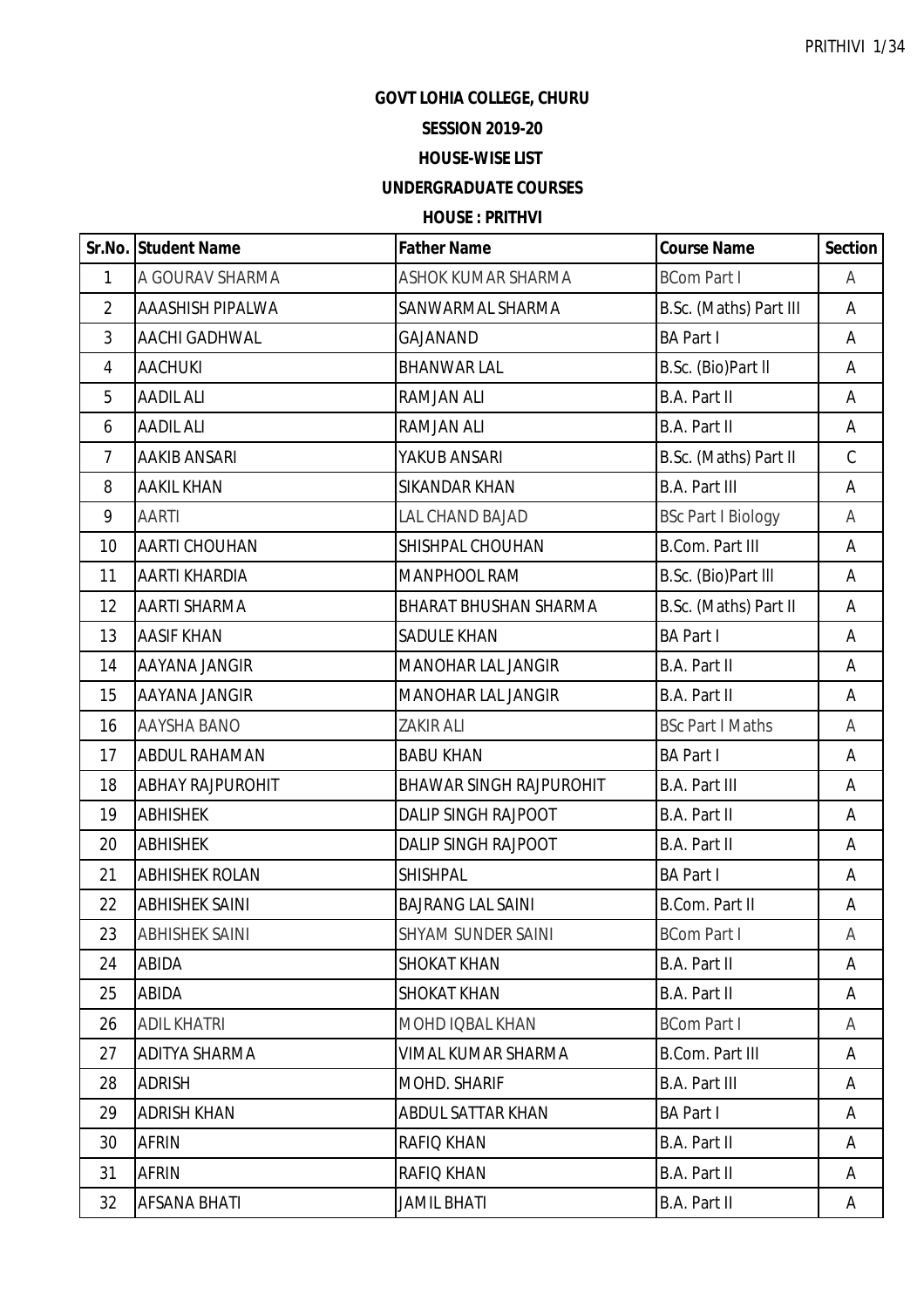# GOVT LOHIA COLLEGE, CHURU

## SESSION 2019-20

## HOUSE-WISE LIST

## UNDERGRADUATE COURSES

## HOUSE : PRITHVI

| Sr.No. | Student Name | Father Name | Course Name | Section |
|---|---|---|---|---|
| 1 | A GOURAV SHARMA | ASHOK KUMAR SHARMA | BCom Part I | A |
| 2 | AAASHISH PIPALWA | SANWARMAL SHARMA | B.Sc. (Maths) Part III | A |
| 3 | AACHI GADHWAL | GAJANAND | BA Part I | A |
| 4 | AACHUKI | BHANWAR LAL | B.Sc. (Bio)Part II | A |
| 5 | AADIL ALI | RAMJAN ALI | B.A. Part II | A |
| 6 | AADIL ALI | RAMJAN ALI | B.A. Part II | A |
| 7 | AAKIB ANSARI | YAKUB ANSARI | B.Sc. (Maths) Part II | C |
| 8 | AAKIL KHAN | SIKANDAR KHAN | B.A. Part III | A |
| 9 | AARTI | LAL CHAND BAJAD | BSc Part I Biology | A |
| 10 | AARTI CHOUHAN | SHISHPAL CHOUHAN | B.Com. Part III | A |
| 11 | AARTI KHARDIA | MANPHOOL RAM | B.Sc. (Bio)Part III | A |
| 12 | AARTI SHARMA | BHARAT BHUSHAN SHARMA | B.Sc. (Maths) Part II | A |
| 13 | AASIF KHAN | SADULE KHAN | BA Part I | A |
| 14 | AAYANA JANGIR | MANOHAR LAL JANGIR | B.A. Part II | A |
| 15 | AAYANA JANGIR | MANOHAR LAL JANGIR | B.A. Part II | A |
| 16 | AAYSHA BANO | ZAKIR ALI | BSc Part I Maths | A |
| 17 | ABDUL RAHAMAN | BABU KHAN | BA Part I | A |
| 18 | ABHAY RAJPUROHIT | BHAWAR SINGH RAJPUROHIT | B.A. Part III | A |
| 19 | ABHISHEK | DALIP SINGH RAJPOOT | B.A. Part II | A |
| 20 | ABHISHEK | DALIP SINGH RAJPOOT | B.A. Part II | A |
| 21 | ABHISHEK ROLAN | SHISHPAL | BA Part I | A |
| 22 | ABHISHEK SAINI | BAJRANG LAL SAINI | B.Com. Part II | A |
| 23 | ABHISHEK SAINI | SHYAM SUNDER SAINI | BCom Part I | A |
| 24 | ABIDA | SHOKAT KHAN | B.A. Part II | A |
| 25 | ABIDA | SHOKAT KHAN | B.A. Part II | A |
| 26 | ADIL KHATRI | MOHD IQBAL KHAN | BCom Part I | A |
| 27 | ADITYA SHARMA | VIMAL KUMAR SHARMA | B.Com. Part III | A |
| 28 | ADRISH | MOHD. SHARIF | B.A. Part III | A |
| 29 | ADRISH KHAN | ABDUL SATTAR KHAN | BA Part I | A |
| 30 | AFRIN | RAFIQ KHAN | B.A. Part II | A |
| 31 | AFRIN | RAFIQ KHAN | B.A. Part II | A |
| 32 | AFSANA BHATI | JAMIL BHATI | B.A. Part II | A |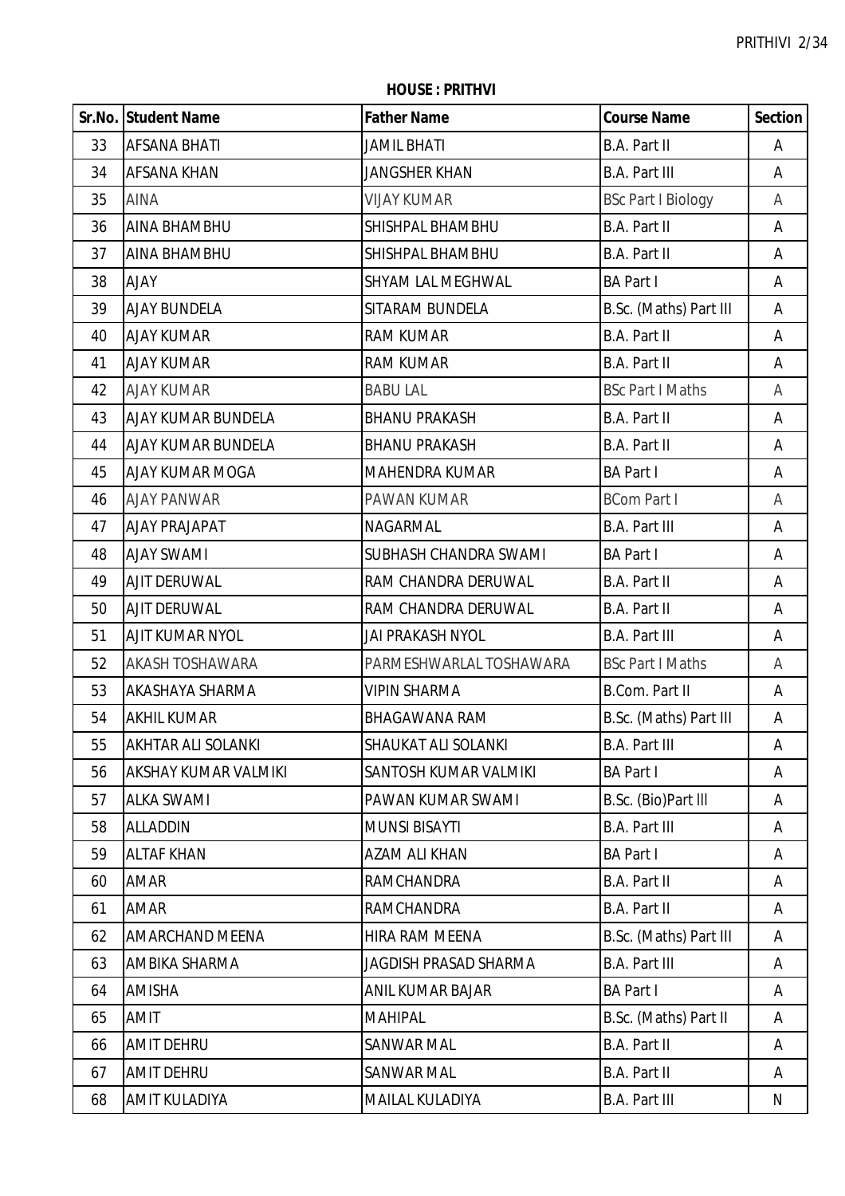**HOUSE : PRITHVI**

| Sr.No. | Student Name | Father Name | Course Name | Section |
|---|---|---|---|---|
| 33 | AFSANA BHATI | JAMIL BHATI | B.A. Part II | A |
| 34 | AFSANA KHAN | JANGSHER KHAN | B.A. Part III | A |
| 35 | AINA | VIJAY KUMAR | BSc Part I Biology | A |
| 36 | AINA BHAMBHU | SHISHPAL BHAMBHU | B.A. Part II | A |
| 37 | AINA BHAMBHU | SHISHPAL BHAMBHU | B.A. Part II | A |
| 38 | AJAY | SHYAM LAL MEGHWAL | BA Part I | A |
| 39 | AJAY BUNDELA | SITARAM BUNDELA | B.Sc. (Maths) Part III | A |
| 40 | AJAY KUMAR | RAM KUMAR | B.A. Part II | A |
| 41 | AJAY KUMAR | RAM KUMAR | B.A. Part II | A |
| 42 | AJAY KUMAR | BABU LAL | BSc Part I Maths | A |
| 43 | AJAY KUMAR BUNDELA | BHANU PRAKASH | B.A. Part II | A |
| 44 | AJAY KUMAR BUNDELA | BHANU PRAKASH | B.A. Part II | A |
| 45 | AJAY KUMAR MOGA | MAHENDRA KUMAR | BA Part I | A |
| 46 | AJAY PANWAR | PAWAN KUMAR | BCom Part I | A |
| 47 | AJAY PRAJAPAT | NAGARMAL | B.A. Part III | A |
| 48 | AJAY SWAMI | SUBHASH CHANDRA SWAMI | BA Part I | A |
| 49 | AJIT DERUWAL | RAM CHANDRA DERUWAL | B.A. Part II | A |
| 50 | AJIT DERUWAL | RAM CHANDRA DERUWAL | B.A. Part II | A |
| 51 | AJIT KUMAR NYOL | JAI PRAKASH NYOL | B.A. Part III | A |
| 52 | AKASH TOSHAWARA | PARMESHWARLAL TOSHAWARA | BSc Part I Maths | A |
| 53 | AKASHAYA SHARMA | VIPIN SHARMA | B.Com. Part II | A |
| 54 | AKHIL KUMAR | BHAGAWANA RAM | B.Sc. (Maths) Part III | A |
| 55 | AKHTAR ALI SOLANKI | SHAUKAT ALI SOLANKI | B.A. Part III | A |
| 56 | AKSHAY KUMAR VALMIKI | SANTOSH KUMAR VALMIKI | BA Part I | A |
| 57 | ALKA SWAMI | PAWAN KUMAR SWAMI | B.Sc. (Bio)Part lll | A |
| 58 | ALLADDIN | MUNSI BISAYTI | B.A. Part III | A |
| 59 | ALTAF KHAN | AZAM ALI KHAN | BA Part I | A |
| 60 | AMAR | RAMCHANDRA | B.A. Part II | A |
| 61 | AMAR | RAMCHANDRA | B.A. Part II | A |
| 62 | AMARCHAND MEENA | HIRA RAM MEENA | B.Sc. (Maths) Part III | A |
| 63 | AMBIKA SHARMA | JAGDISH PRASAD SHARMA | B.A. Part III | A |
| 64 | AMISHA | ANIL KUMAR BAJAR | BA Part I | A |
| 65 | AMIT | MAHIPAL | B.Sc. (Maths) Part II | A |
| 66 | AMIT DEHRU | SANWAR MAL | B.A. Part II | A |
| 67 | AMIT DEHRU | SANWAR MAL | B.A. Part II | A |
| 68 | AMIT KULADIYA | MAILAL KULADIYA | B.A. Part III | N |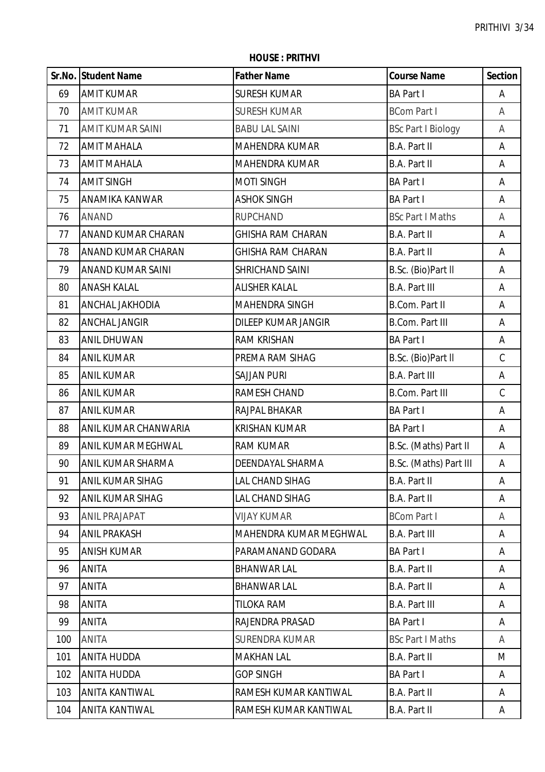**HOUSE : PRITHVI**

| Sr.No. | Student Name | Father Name | Course Name | Section |
|---|---|---|---|---|
| 69 | AMIT KUMAR | SURESH KUMAR | BA Part I | A |
| 70 | AMIT KUMAR | SURESH KUMAR | BCom Part I | A |
| 71 | AMIT KUMAR SAINI | BABU LAL SAINI | BSc Part I Biology | A |
| 72 | AMIT MAHALA | MAHENDRA KUMAR | B.A. Part II | A |
| 73 | AMIT MAHALA | MAHENDRA KUMAR | B.A. Part II | A |
| 74 | AMIT SINGH | MOTI SINGH | BA Part I | A |
| 75 | ANAMIKA KANWAR | ASHOK SINGH | BA Part I | A |
| 76 | ANAND | RUPCHAND | BSc Part I Maths | A |
| 77 | ANAND KUMAR CHARAN | GHISHA RAM CHARAN | B.A. Part II | A |
| 78 | ANAND KUMAR CHARAN | GHISHA RAM CHARAN | B.A. Part II | A |
| 79 | ANAND KUMAR SAINI | SHRICHAND SAINI | B.Sc. (Bio)Part II | A |
| 80 | ANASH KALAL | ALISHER KALAL | B.A. Part III | A |
| 81 | ANCHAL JAKHODIA | MAHENDRA SINGH | B.Com. Part II | A |
| 82 | ANCHAL JANGIR | DILEEP KUMAR JANGIR | B.Com. Part III | A |
| 83 | ANIL DHUWAN | RAM KRISHAN | BA Part I | A |
| 84 | ANIL KUMAR | PREMA RAM SIHAG | B.Sc. (Bio)Part II | C |
| 85 | ANIL KUMAR | SAJJAN PURI | B.A. Part III | A |
| 86 | ANIL KUMAR | RAMESH CHAND | B.Com. Part III | C |
| 87 | ANIL KUMAR | RAJPAL BHAKAR | BA Part I | A |
| 88 | ANIL KUMAR CHANWARIA | KRISHAN KUMAR | BA Part I | A |
| 89 | ANIL KUMAR MEGHWAL | RAM KUMAR | B.Sc. (Maths) Part II | A |
| 90 | ANIL KUMAR SHARMA | DEENDAYAL SHARMA | B.Sc. (Maths) Part III | A |
| 91 | ANIL KUMAR SIHAG | LAL CHAND SIHAG | B.A. Part II | A |
| 92 | ANIL KUMAR SIHAG | LAL CHAND SIHAG | B.A. Part II | A |
| 93 | ANIL PRAJAPAT | VIJAY KUMAR | BCom Part I | A |
| 94 | ANIL PRAKASH | MAHENDRA KUMAR MEGHWAL | B.A. Part III | A |
| 95 | ANISH KUMAR | PARAMANAND GODARA | BA Part I | A |
| 96 | ANITA | BHANWAR LAL | B.A. Part II | A |
| 97 | ANITA | BHANWAR LAL | B.A. Part II | A |
| 98 | ANITA | TILOKA RAM | B.A. Part III | A |
| 99 | ANITA | RAJENDRA PRASAD | BA Part I | A |
| 100 | ANITA | SURENDRA KUMAR | BSc Part I Maths | A |
| 101 | ANITA HUDDA | MAKHAN LAL | B.A. Part II | M |
| 102 | ANITA HUDDA | GOP SINGH | BA Part I | A |
| 103 | ANITA KANTIWAL | RAMESH KUMAR KANTIWAL | B.A. Part II | A |
| 104 | ANITA KANTIWAL | RAMESH KUMAR KANTIWAL | B.A. Part II | A |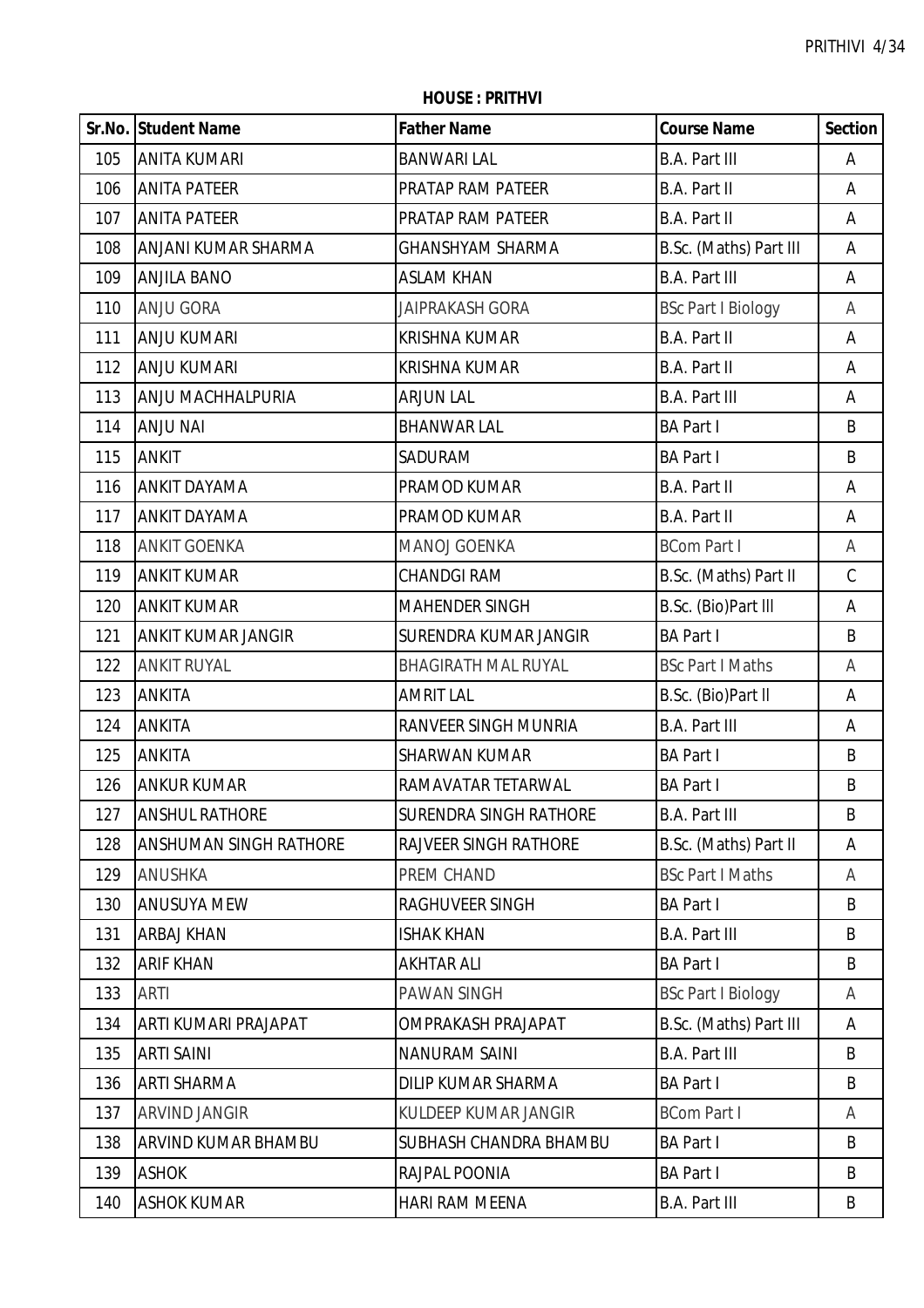**HOUSE : PRITHVI**

| Sr.No. | Student Name | Father Name | Course Name | Section |
|---|---|---|---|---|
| 105 | ANITA KUMARI | BANWARI LAL | B.A. Part III | A |
| 106 | ANITA PATEER | PRATAP RAM PATEER | B.A. Part II | A |
| 107 | ANITA PATEER | PRATAP RAM PATEER | B.A. Part II | A |
| 108 | ANJANI KUMAR SHARMA | GHANSHYAM SHARMA | B.Sc. (Maths) Part III | A |
| 109 | ANJILA BANO | ASLAM KHAN | B.A. Part III | A |
| 110 | ANJU GORA | JAIPRAKASH GORA | BSc Part I Biology | A |
| 111 | ANJU KUMARI | KRISHNA KUMAR | B.A. Part II | A |
| 112 | ANJU KUMARI | KRISHNA KUMAR | B.A. Part II | A |
| 113 | ANJU MACHHALPURIA | ARJUN LAL | B.A. Part III | A |
| 114 | ANJU NAI | BHANWAR LAL | BA Part I | B |
| 115 | ANKIT | SADURAM | BA Part I | B |
| 116 | ANKIT DAYAMA | PRAMOD KUMAR | B.A. Part II | A |
| 117 | ANKIT DAYAMA | PRAMOD KUMAR | B.A. Part II | A |
| 118 | ANKIT GOENKA | MANOJ GOENKA | BCom Part I | A |
| 119 | ANKIT KUMAR | CHANDGI RAM | B.Sc. (Maths) Part II | C |
| 120 | ANKIT KUMAR | MAHENDER SINGH | B.Sc. (Bio)Part III | A |
| 121 | ANKIT KUMAR JANGIR | SURENDRA KUMAR JANGIR | BA Part I | B |
| 122 | ANKIT RUYAL | BHAGIRATH MAL RUYAL | BSc Part I Maths | A |
| 123 | ANKITA | AMRIT LAL | B.Sc. (Bio)Part II | A |
| 124 | ANKITA | RANVEER SINGH MUNRIA | B.A. Part III | A |
| 125 | ANKITA | SHARWAN KUMAR | BA Part I | B |
| 126 | ANKUR KUMAR | RAMAVATAR TETARWAL | BA Part I | B |
| 127 | ANSHUL RATHORE | SURENDRA SINGH RATHORE | B.A. Part III | B |
| 128 | ANSHUMAN SINGH RATHORE | RAJVEER SINGH RATHORE | B.Sc. (Maths) Part II | A |
| 129 | ANUSHKA | PREM CHAND | BSc Part I Maths | A |
| 130 | ANUSUYA MEW | RAGHUVEER SINGH | BA Part I | B |
| 131 | ARBAJ KHAN | ISHAK KHAN | B.A. Part III | B |
| 132 | ARIF KHAN | AKHTAR ALI | BA Part I | B |
| 133 | ARTI | PAWAN SINGH | BSc Part I Biology | A |
| 134 | ARTI KUMARI PRAJAPAT | OMPRAKASH PRAJAPAT | B.Sc. (Maths) Part III | A |
| 135 | ARTI SAINI | NANURAM SAINI | B.A. Part III | B |
| 136 | ARTI SHARMA | DILIP KUMAR SHARMA | BA Part I | B |
| 137 | ARVIND JANGIR | KULDEEP KUMAR JANGIR | BCom Part I | A |
| 138 | ARVIND KUMAR BHAMBU | SUBHASH CHANDRA BHAMBU | BA Part I | B |
| 139 | ASHOK | RAJPAL POONIA | BA Part I | B |
| 140 | ASHOK KUMAR | HARI RAM MEENA | B.A. Part III | B |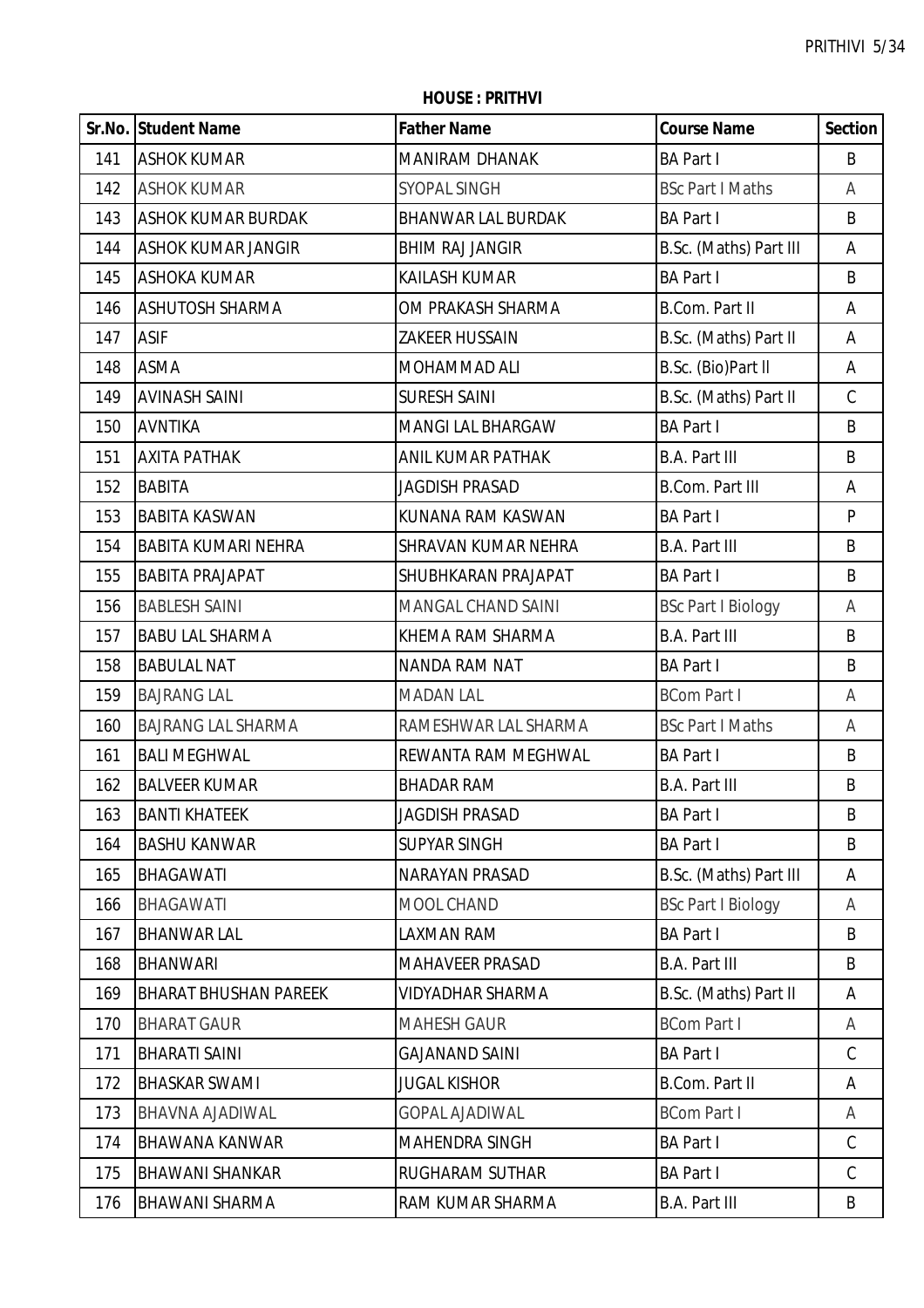**HOUSE : PRITHVI**

| Sr.No. | Student Name | Father Name | Course Name | Section |
|---|---|---|---|---|
| 141 | ASHOK KUMAR | MANIRAM DHANAK | BA Part I | B |
| 142 | ASHOK KUMAR | SYOPAL SINGH | BSc Part I Maths | A |
| 143 | ASHOK KUMAR BURDAK | BHANWAR LAL BURDAK | BA Part I | B |
| 144 | ASHOK KUMAR JANGIR | BHIM RAJ JANGIR | B.Sc. (Maths) Part III | A |
| 145 | ASHOKA KUMAR | KAILASH KUMAR | BA Part I | B |
| 146 | ASHUTOSH SHARMA | OM PRAKASH SHARMA | B.Com. Part II | A |
| 147 | ASIF | ZAKEER HUSSAIN | B.Sc. (Maths) Part II | A |
| 148 | ASMA | MOHAMMAD ALI | B.Sc. (Bio)Part II | A |
| 149 | AVINASH SAINI | SURESH SAINI | B.Sc. (Maths) Part II | C |
| 150 | AVNTIKA | MANGI LAL BHARGAW | BA Part I | B |
| 151 | AXITA PATHAK | ANIL KUMAR PATHAK | B.A. Part III | B |
| 152 | BABITA | JAGDISH PRASAD | B.Com. Part III | A |
| 153 | BABITA KASWAN | KUNANA RAM KASWAN | BA Part I | P |
| 154 | BABITA KUMARI NEHRA | SHRAVAN KUMAR NEHRA | B.A. Part III | B |
| 155 | BABITA PRAJAPAT | SHUBHKARAN PRAJAPAT | BA Part I | B |
| 156 | BABLESH SAINI | MANGAL CHAND SAINI | BSc Part I Biology | A |
| 157 | BABU LAL SHARMA | KHEMA RAM SHARMA | B.A. Part III | B |
| 158 | BABULAL NAT | NANDA RAM NAT | BA Part I | B |
| 159 | BAJRANG LAL | MADAN LAL | BCom Part I | A |
| 160 | BAJRANG LAL SHARMA | RAMESHWAR LAL SHARMA | BSc Part I Maths | A |
| 161 | BALI MEGHWAL | REWANTA RAM MEGHWAL | BA Part I | B |
| 162 | BALVEER KUMAR | BHADAR RAM | B.A. Part III | B |
| 163 | BANTI KHATEEK | JAGDISH PRASAD | BA Part I | B |
| 164 | BASHU KANWAR | SUPYAR SINGH | BA Part I | B |
| 165 | BHAGAWATI | NARAYAN PRASAD | B.Sc. (Maths) Part III | A |
| 166 | BHAGAWATI | MOOL CHAND | BSc Part I Biology | A |
| 167 | BHANWAR LAL | LAXMAN RAM | BA Part I | B |
| 168 | BHANWARI | MAHAVEER PRASAD | B.A. Part III | B |
| 169 | BHARAT BHUSHAN PAREEK | VIDYADHAR SHARMA | B.Sc. (Maths) Part II | A |
| 170 | BHARAT GAUR | MAHESH GAUR | BCom Part I | A |
| 171 | BHARATI SAINI | GAJANAND SAINI | BA Part I | C |
| 172 | BHASKAR SWAMI | JUGAL KISHOR | B.Com. Part II | A |
| 173 | BHAVNA AJADIWAL | GOPAL AJADIWAL | BCom Part I | A |
| 174 | BHAWANA KANWAR | MAHENDRA SINGH | BA Part I | C |
| 175 | BHAWANI SHANKAR | RUGHARAM SUTHAR | BA Part I | C |
| 176 | BHAWANI SHARMA | RAM KUMAR SHARMA | B.A. Part III | B |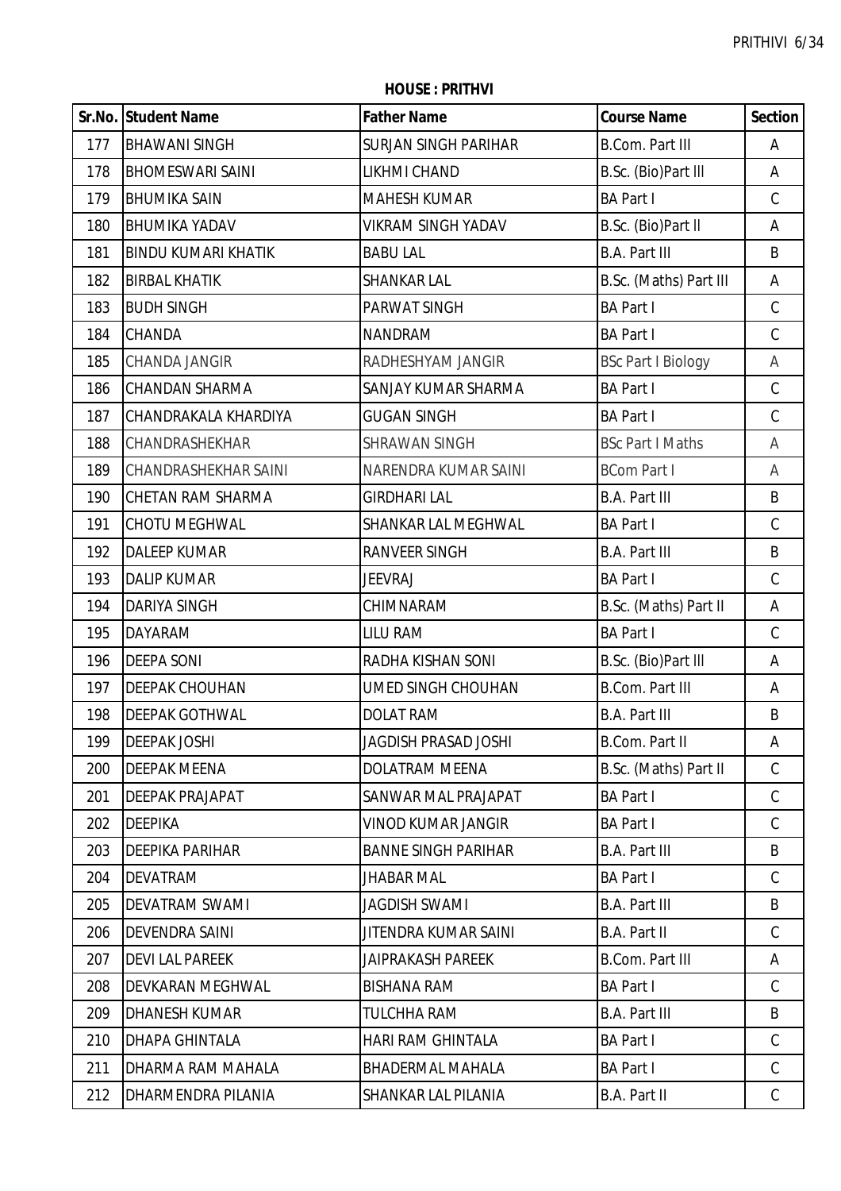**HOUSE : PRITHVI**

| Sr.No. | Student Name | Father Name | Course Name | Section |
|---|---|---|---|---|
| 177 | BHAWANI SINGH | SURJAN SINGH PARIHAR | B.Com. Part III | A |
| 178 | BHOMESWARI SAINI | LIKHMI CHAND | B.Sc. (Bio)Part lll | A |
| 179 | BHUMIKA SAIN | MAHESH KUMAR | BA Part I | C |
| 180 | BHUMIKA YADAV | VIKRAM SINGH YADAV | B.Sc. (Bio)Part ll | A |
| 181 | BINDU KUMARI KHATIK | BABU LAL | B.A. Part III | B |
| 182 | BIRBAL KHATIK | SHANKAR LAL | B.Sc. (Maths) Part III | A |
| 183 | BUDH SINGH | PARWAT SINGH | BA Part I | C |
| 184 | CHANDA | NANDRAM | BA Part I | C |
| 185 | CHANDA JANGIR | RADHESHYAM JANGIR | BSc Part I Biology | A |
| 186 | CHANDAN SHARMA | SANJAY KUMAR SHARMA | BA Part I | C |
| 187 | CHANDRAKALA KHARDIYA | GUGAN SINGH | BA Part I | C |
| 188 | CHANDRASHEKHAR | SHRAWAN SINGH | BSc Part I Maths | A |
| 189 | CHANDRASHEKHAR SAINI | NARENDRA KUMAR SAINI | BCom Part I | A |
| 190 | CHETAN RAM SHARMA | GIRDHARI LAL | B.A. Part III | B |
| 191 | CHOTU MEGHWAL | SHANKAR LAL MEGHWAL | BA Part I | C |
| 192 | DALEEP KUMAR | RANVEER SINGH | B.A. Part III | B |
| 193 | DALIP KUMAR | JEEVRAJ | BA Part I | C |
| 194 | DARIYA SINGH | CHIMNARAM | B.Sc. (Maths) Part II | A |
| 195 | DAYARAM | LILU RAM | BA Part I | C |
| 196 | DEEPA SONI | RADHA KISHAN SONI | B.Sc. (Bio)Part lll | A |
| 197 | DEEPAK CHOUHAN | UMED SINGH CHOUHAN | B.Com. Part III | A |
| 198 | DEEPAK GOTHWAL | DOLAT RAM | B.A. Part III | B |
| 199 | DEEPAK JOSHI | JAGDISH PRASAD JOSHI | B.Com. Part II | A |
| 200 | DEEPAK MEENA | DOLATRAM MEENA | B.Sc. (Maths) Part II | C |
| 201 | DEEPAK PRAJAPAT | SANWAR MAL PRAJAPAT | BA Part I | C |
| 202 | DEEPIKA | VINOD KUMAR JANGIR | BA Part I | C |
| 203 | DEEPIKA PARIHAR | BANNE SINGH PARIHAR | B.A. Part III | B |
| 204 | DEVATRAM | JHABAR MAL | BA Part I | C |
| 205 | DEVATRAM SWAMI | JAGDISH SWAMI | B.A. Part III | B |
| 206 | DEVENDRA SAINI | JITENDRA KUMAR SAINI | B.A. Part II | C |
| 207 | DEVI LAL PAREEK | JAIPRAKASH PAREEK | B.Com. Part III | A |
| 208 | DEVKARAN MEGHWAL | BISHANA RAM | BA Part I | C |
| 209 | DHANESH KUMAR | TULCHHA RAM | B.A. Part III | B |
| 210 | DHAPA GHINTALA | HARI RAM GHINTALA | BA Part I | C |
| 211 | DHARMA RAM MAHALA | BHADERMAL MAHALA | BA Part I | C |
| 212 | DHARMENDRA PILANIA | SHANKAR LAL PILANIA | B.A. Part II | C |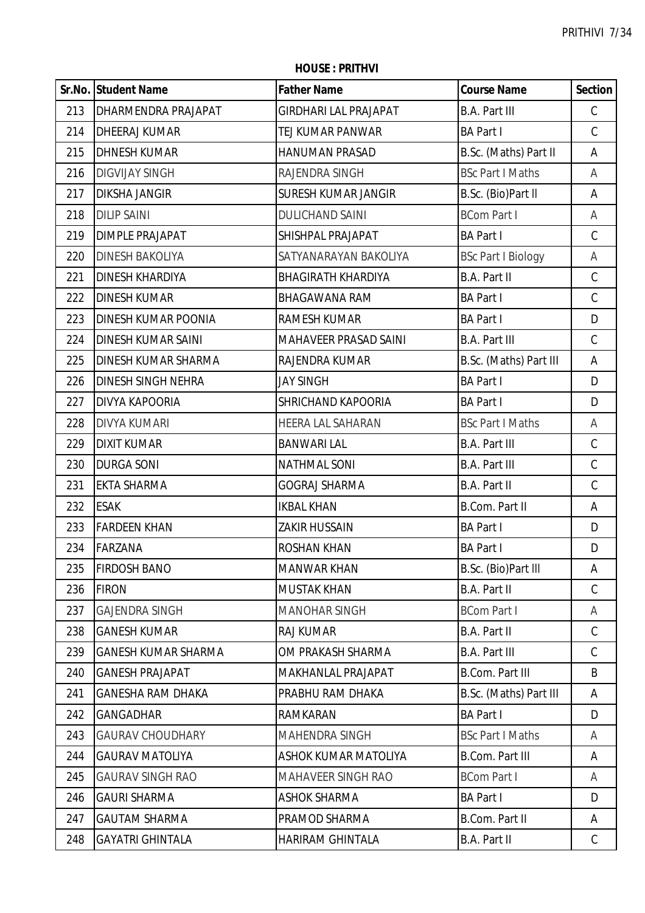**HOUSE : PRITHVI**

| Sr.No. | Student Name | Father Name | Course Name | Section |
|---|---|---|---|---|
| 213 | DHARMENDRA PRAJAPAT | GIRDHARI LAL PRAJAPAT | B.A. Part III | C |
| 214 | DHEERAJ KUMAR | TEJ KUMAR PANWAR | BA Part I | C |
| 215 | DHNESH KUMAR | HANUMAN PRASAD | B.Sc. (Maths) Part II | A |
| 216 | DIGVIJAY SINGH | RAJENDRA SINGH | BSc Part I Maths | A |
| 217 | DIKSHA JANGIR | SURESH KUMAR JANGIR | B.Sc. (Bio)Part II | A |
| 218 | DILIP SAINI | DULICHAND SAINI | BCom Part I | A |
| 219 | DIMPLE PRAJAPAT | SHISHPAL PRAJAPAT | BA Part I | C |
| 220 | DINESH BAKOLIYA | SATYANARAYAN BAKOLIYA | BSc Part I Biology | A |
| 221 | DINESH KHARDIYA | BHAGIRATH KHARDIYA | B.A. Part II | C |
| 222 | DINESH KUMAR | BHAGAWANA RAM | BA Part I | C |
| 223 | DINESH KUMAR POONIA | RAMESH KUMAR | BA Part I | D |
| 224 | DINESH KUMAR SAINI | MAHAVEER PRASAD SAINI | B.A. Part III | C |
| 225 | DINESH KUMAR SHARMA | RAJENDRA KUMAR | B.Sc. (Maths) Part III | A |
| 226 | DINESH SINGH NEHRA | JAY SINGH | BA Part I | D |
| 227 | DIVYA KAPOORIA | SHRICHAND KAPOORIA | BA Part I | D |
| 228 | DIVYA KUMARI | HEERA LAL SAHARAN | BSc Part I Maths | A |
| 229 | DIXIT KUMAR | BANWARI LAL | B.A. Part III | C |
| 230 | DURGA SONI | NATHMAL SONI | B.A. Part III | C |
| 231 | EKTA SHARMA | GOGRAJ SHARMA | B.A. Part II | C |
| 232 | ESAK | IKBAL KHAN | B.Com. Part II | A |
| 233 | FARDEEN KHAN | ZAKIR HUSSAIN | BA Part I | D |
| 234 | FARZANA | ROSHAN KHAN | BA Part I | D |
| 235 | FIRDOSH BANO | MANWAR KHAN | B.Sc. (Bio)Part III | A |
| 236 | FIRON | MUSTAK KHAN | B.A. Part II | C |
| 237 | GAJENDRA SINGH | MANOHAR SINGH | BCom Part I | A |
| 238 | GANESH KUMAR | RAJ KUMAR | B.A. Part II | C |
| 239 | GANESH KUMAR SHARMA | OM PRAKASH SHARMA | B.A. Part III | C |
| 240 | GANESH PRAJAPAT | MAKHANLAL PRAJAPAT | B.Com. Part III | B |
| 241 | GANESHA RAM DHAKA | PRABHU RAM DHAKA | B.Sc. (Maths) Part III | A |
| 242 | GANGADHAR | RAMKARAN | BA Part I | D |
| 243 | GAURAV CHOUDHARY | MAHENDRA SINGH | BSc Part I Maths | A |
| 244 | GAURAV MATOLIYA | ASHOK KUMAR MATOLIYA | B.Com. Part III | A |
| 245 | GAURAV SINGH RAO | MAHAVEER SINGH RAO | BCom Part I | A |
| 246 | GAURI SHARMA | ASHOK SHARMA | BA Part I | D |
| 247 | GAUTAM SHARMA | PRAMOD SHARMA | B.Com. Part II | A |
| 248 | GAYATRI GHINTALA | HARIRAM GHINTALA | B.A. Part II | C |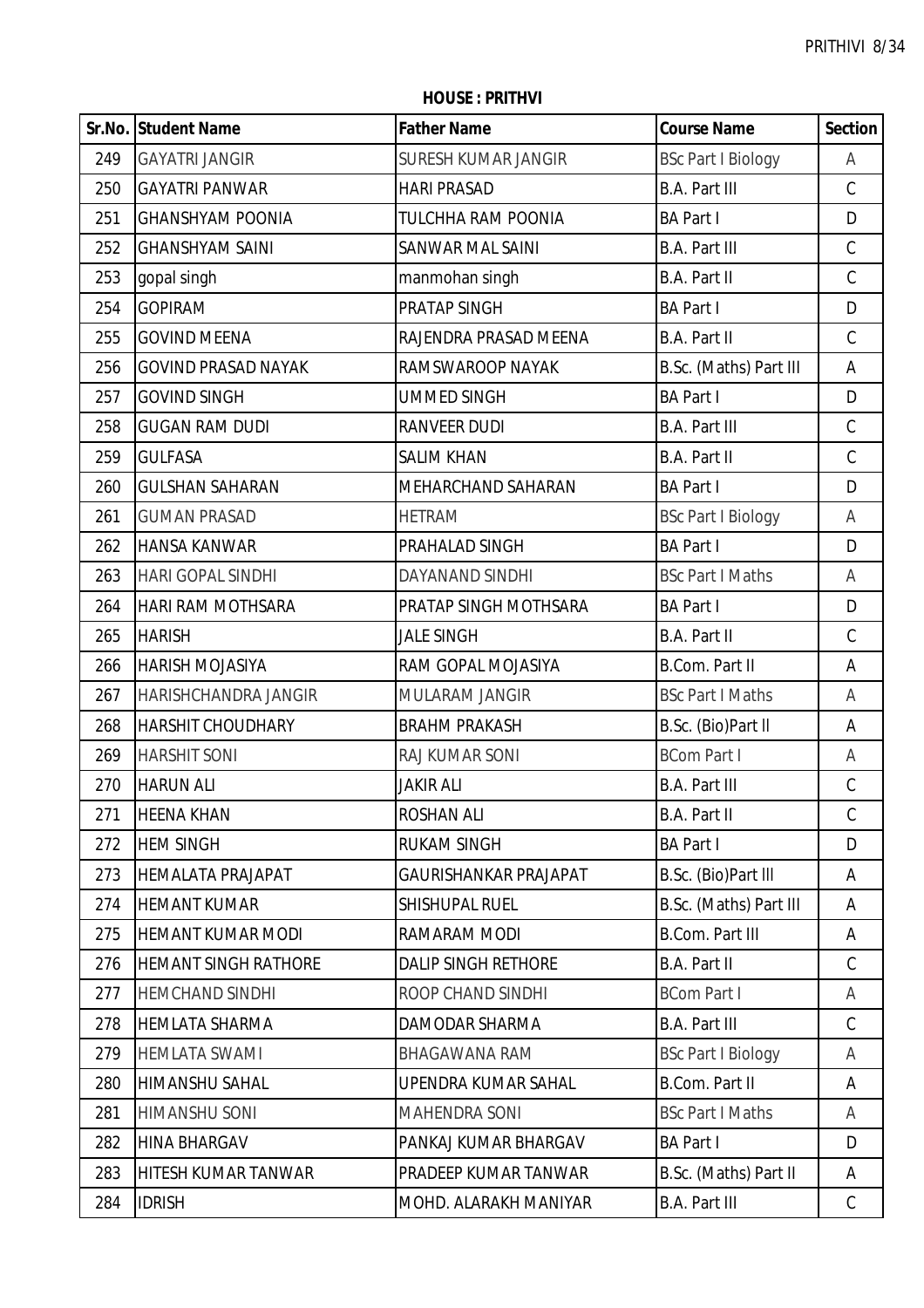**HOUSE : PRITHVI**

| Sr.No. | Student Name | Father Name | Course Name | Section |
|---|---|---|---|---|
| 249 | GAYATRI JANGIR | SURESH KUMAR JANGIR | BSc Part I Biology | A |
| 250 | GAYATRI PANWAR | HARI PRASAD | B.A. Part III | C |
| 251 | GHANSHYAM POONIA | TULCHHA RAM POONIA | BA Part I | D |
| 252 | GHANSHYAM SAINI | SANWAR MAL SAINI | B.A. Part III | C |
| 253 | gopal singh | manmohan singh | B.A. Part II | C |
| 254 | GOPIRAM | PRATAP SINGH | BA Part I | D |
| 255 | GOVIND MEENA | RAJENDRA PRASAD MEENA | B.A. Part II | C |
| 256 | GOVIND PRASAD NAYAK | RAMSWAROOP NAYAK | B.Sc. (Maths) Part III | A |
| 257 | GOVIND SINGH | UMMED SINGH | BA Part I | D |
| 258 | GUGAN RAM DUDI | RANVEER DUDI | B.A. Part III | C |
| 259 | GULFASA | SALIM KHAN | B.A. Part II | C |
| 260 | GULSHAN SAHARAN | MEHARCHAND SAHARAN | BA Part I | D |
| 261 | GUMAN PRASAD | HETRAM | BSc Part I Biology | A |
| 262 | HANSA KANWAR | PRAHALAD SINGH | BA Part I | D |
| 263 | HARI GOPAL SINDHI | DAYANAND SINDHI | BSc Part I Maths | A |
| 264 | HARI RAM MOTHSARA | PRATAP SINGH MOTHSARA | BA Part I | D |
| 265 | HARISH | JALE SINGH | B.A. Part II | C |
| 266 | HARISH MOJASIYA | RAM GOPAL MOJASIYA | B.Com. Part II | A |
| 267 | HARISHCHANDRA JANGIR | MULARAM JANGIR | BSc Part I Maths | A |
| 268 | HARSHIT CHOUDHARY | BRAHM PRAKASH | B.Sc. (Bio)Part II | A |
| 269 | HARSHIT SONI | RAJ KUMAR SONI | BCom Part I | A |
| 270 | HARUN ALI | JAKIR ALI | B.A. Part III | C |
| 271 | HEENA KHAN | ROSHAN ALI | B.A. Part II | C |
| 272 | HEM SINGH | RUKAM SINGH | BA Part I | D |
| 273 | HEMALATA PRAJAPAT | GAURISHANKAR PRAJAPAT | B.Sc. (Bio)Part III | A |
| 274 | HEMANT KUMAR | SHISHUPAL RUEL | B.Sc. (Maths) Part III | A |
| 275 | HEMANT KUMAR MODI | RAMARAM MODI | B.Com. Part III | A |
| 276 | HEMANT SINGH RATHORE | DALIP SINGH RETHORE | B.A. Part II | C |
| 277 | HEMCHAND SINDHI | ROOP CHAND SINDHI | BCom Part I | A |
| 278 | HEMLATA SHARMA | DAMODAR SHARMA | B.A. Part III | C |
| 279 | HEMLATA SWAMI | BHAGAWANA RAM | BSc Part I Biology | A |
| 280 | HIMANSHU SAHAL | UPENDRA KUMAR SAHAL | B.Com. Part II | A |
| 281 | HIMANSHU SONI | MAHENDRA SONI | BSc Part I Maths | A |
| 282 | HINA BHARGAV | PANKAJ KUMAR BHARGAV | BA Part I | D |
| 283 | HITESH KUMAR TANWAR | PRADEEP KUMAR TANWAR | B.Sc. (Maths) Part II | A |
| 284 | IDRISH | MOHD. ALARAKH MANIYAR | B.A. Part III | C |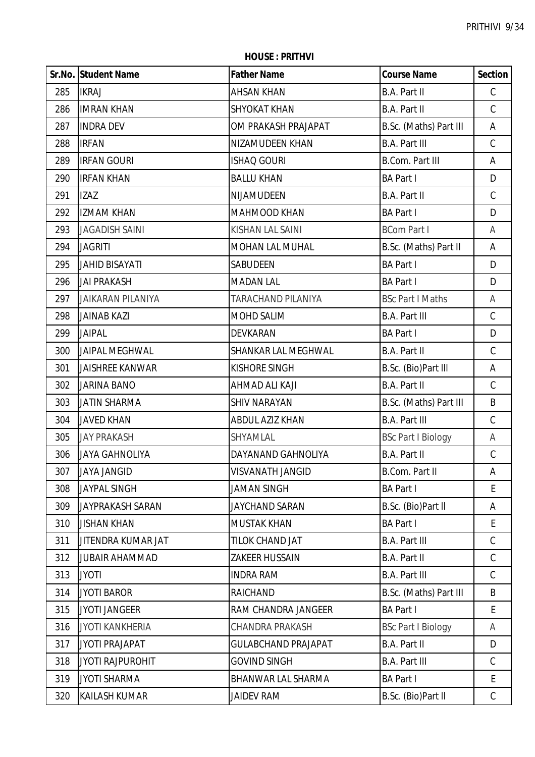**HOUSE : PRITHVI**

| Sr.No. | Student Name | Father Name | Course Name | Section |
|---|---|---|---|---|
| 285 | IKRAJ | AHSAN KHAN | B.A. Part II | C |
| 286 | IMRAN KHAN | SHYOKAT KHAN | B.A. Part II | C |
| 287 | INDRA DEV | OM PRAKASH PRAJAPAT | B.Sc. (Maths) Part III | A |
| 288 | IRFAN | NIZAMUDEEN KHAN | B.A. Part III | C |
| 289 | IRFAN GOURI | ISHAQ GOURI | B.Com. Part III | A |
| 290 | IRFAN KHAN | BALLU KHAN | BA Part I | D |
| 291 | IZAZ | NIJAMUDEEN | B.A. Part II | C |
| 292 | IZMAM KHAN | MAHMOOD KHAN | BA Part I | D |
| 293 | JAGADISH SAINI | KISHAN LAL SAINI | BCom Part I | A |
| 294 | JAGRITI | MOHAN LAL MUHAL | B.Sc. (Maths) Part II | A |
| 295 | JAHID BISAYATI | SABUDEEN | BA Part I | D |
| 296 | JAI PRAKASH | MADAN LAL | BA Part I | D |
| 297 | JAIKARAN PILANIYA | TARACHAND PILANIYA | BSc Part I Maths | A |
| 298 | JAINAB KAZI | MOHD SALIM | B.A. Part III | C |
| 299 | JAIPAL | DEVKARAN | BA Part I | D |
| 300 | JAIPAL MEGHWAL | SHANKAR LAL MEGHWAL | B.A. Part II | C |
| 301 | JAISHREE KANWAR | KISHORE SINGH | B.Sc. (Bio)Part III | A |
| 302 | JARINA BANO | AHMAD ALI KAJI | B.A. Part II | C |
| 303 | JATIN SHARMA | SHIV NARAYAN | B.Sc. (Maths) Part III | B |
| 304 | JAVED KHAN | ABDUL AZIZ KHAN | B.A. Part III | C |
| 305 | JAY PRAKASH | SHYAMLAL | BSc Part I Biology | A |
| 306 | JAYA GAHNOLIYA | DAYANAND GAHNOLIYA | B.A. Part II | C |
| 307 | JAYA JANGID | VISVANATH JANGID | B.Com. Part II | A |
| 308 | JAYPAL SINGH | JAMAN SINGH | BA Part I | E |
| 309 | JAYPRAKASH SARAN | JAYCHAND SARAN | B.Sc. (Bio)Part II | A |
| 310 | JISHAN KHAN | MUSTAK KHAN | BA Part I | E |
| 311 | JITENDRA KUMAR JAT | TILOK CHAND JAT | B.A. Part III | C |
| 312 | JUBAIR AHAMMAD | ZAKEER HUSSAIN | B.A. Part II | C |
| 313 | JYOTI | INDRA RAM | B.A. Part III | C |
| 314 | JYOTI BAROR | RAICHAND | B.Sc. (Maths) Part III | B |
| 315 | JYOTI JANGEER | RAM CHANDRA JANGEER | BA Part I | E |
| 316 | JYOTI KANKHERIA | CHANDRA PRAKASH | BSc Part I Biology | A |
| 317 | JYOTI PRAJAPAT | GULABCHAND PRAJAPAT | B.A. Part II | D |
| 318 | JYOTI RAJPUROHIT | GOVIND SINGH | B.A. Part III | C |
| 319 | JYOTI SHARMA | BHANWAR LAL SHARMA | BA Part I | E |
| 320 | KAILASH KUMAR | JAIDEV RAM | B.Sc. (Bio)Part II | C |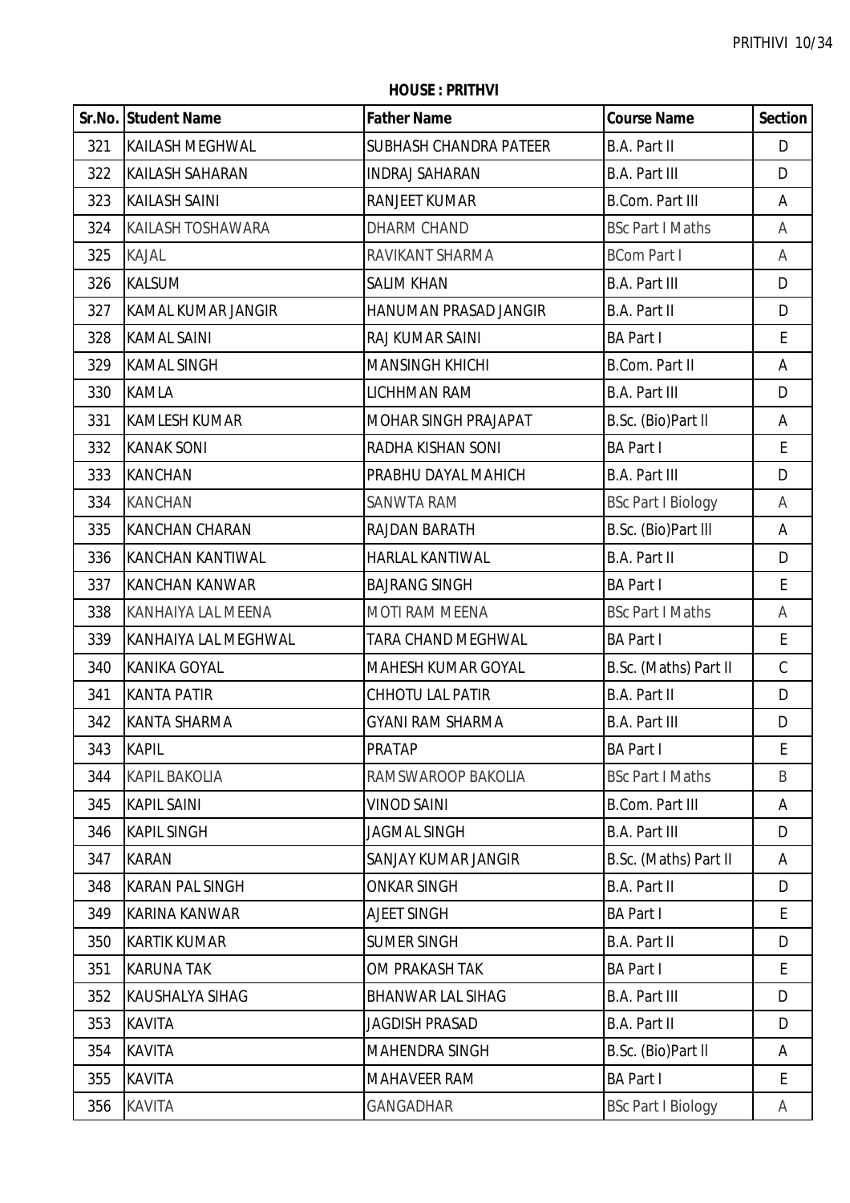**HOUSE : PRITHVI**

| Sr.No. | Student Name | Father Name | Course Name | Section |
|---|---|---|---|---|
| 321 | KAILASH MEGHWAL | SUBHASH CHANDRA PATEER | B.A. Part II | D |
| 322 | KAILASH SAHARAN | INDRAJ SAHARAN | B.A. Part III | D |
| 323 | KAILASH SAINI | RANJEET KUMAR | B.Com. Part III | A |
| 324 | KAILASH TOSHAWARA | DHARM CHAND | BSc Part I Maths | A |
| 325 | KAJAL | RAVIKANT SHARMA | BCom Part I | A |
| 326 | KALSUM | SALIM KHAN | B.A. Part III | D |
| 327 | KAMAL KUMAR JANGIR | HANUMAN PRASAD JANGIR | B.A. Part II | D |
| 328 | KAMAL SAINI | RAJ KUMAR SAINI | BA Part I | E |
| 329 | KAMAL SINGH | MANSINGH KHICHI | B.Com. Part II | A |
| 330 | KAMLA | LICHHMAN RAM | B.A. Part III | D |
| 331 | KAMLESH KUMAR | MOHAR SINGH PRAJAPAT | B.Sc. (Bio)Part II | A |
| 332 | KANAK SONI | RADHA KISHAN SONI | BA Part I | E |
| 333 | KANCHAN | PRABHU DAYAL MAHICH | B.A. Part III | D |
| 334 | KANCHAN | SANWTA RAM | BSc Part I Biology | A |
| 335 | KANCHAN CHARAN | RAJDAN BARATH | B.Sc. (Bio)Part III | A |
| 336 | KANCHAN KANTIWAL | HARLAL KANTIWAL | B.A. Part II | D |
| 337 | KANCHAN KANWAR | BAJRANG SINGH | BA Part I | E |
| 338 | KANHAIYA LAL MEENA | MOTI RAM MEENA | BSc Part I Maths | A |
| 339 | KANHAIYA LAL MEGHWAL | TARA CHAND MEGHWAL | BA Part I | E |
| 340 | KANIKA GOYAL | MAHESH KUMAR GOYAL | B.Sc. (Maths) Part II | C |
| 341 | KANTA PATIR | CHHOTU LAL PATIR | B.A. Part II | D |
| 342 | KANTA SHARMA | GYANI RAM SHARMA | B.A. Part III | D |
| 343 | KAPIL | PRATAP | BA Part I | E |
| 344 | KAPIL BAKOLIA | RAMSWAROOP BAKOLIA | BSc Part I Maths | B |
| 345 | KAPIL SAINI | VINOD SAINI | B.Com. Part III | A |
| 346 | KAPIL SINGH | JAGMAL SINGH | B.A. Part III | D |
| 347 | KARAN | SANJAY KUMAR JANGIR | B.Sc. (Maths) Part II | A |
| 348 | KARAN PAL SINGH | ONKAR SINGH | B.A. Part II | D |
| 349 | KARINA KANWAR | AJEET SINGH | BA Part I | E |
| 350 | KARTIK KUMAR | SUMER SINGH | B.A. Part II | D |
| 351 | KARUNA TAK | OM PRAKASH TAK | BA Part I | E |
| 352 | KAUSHALYA SIHAG | BHANWAR LAL SIHAG | B.A. Part III | D |
| 353 | KAVITA | JAGDISH PRASAD | B.A. Part II | D |
| 354 | KAVITA | MAHENDRA SINGH | B.Sc. (Bio)Part II | A |
| 355 | KAVITA | MAHAVEER RAM | BA Part I | E |
| 356 | KAVITA | GANGADHAR | BSc Part I Biology | A |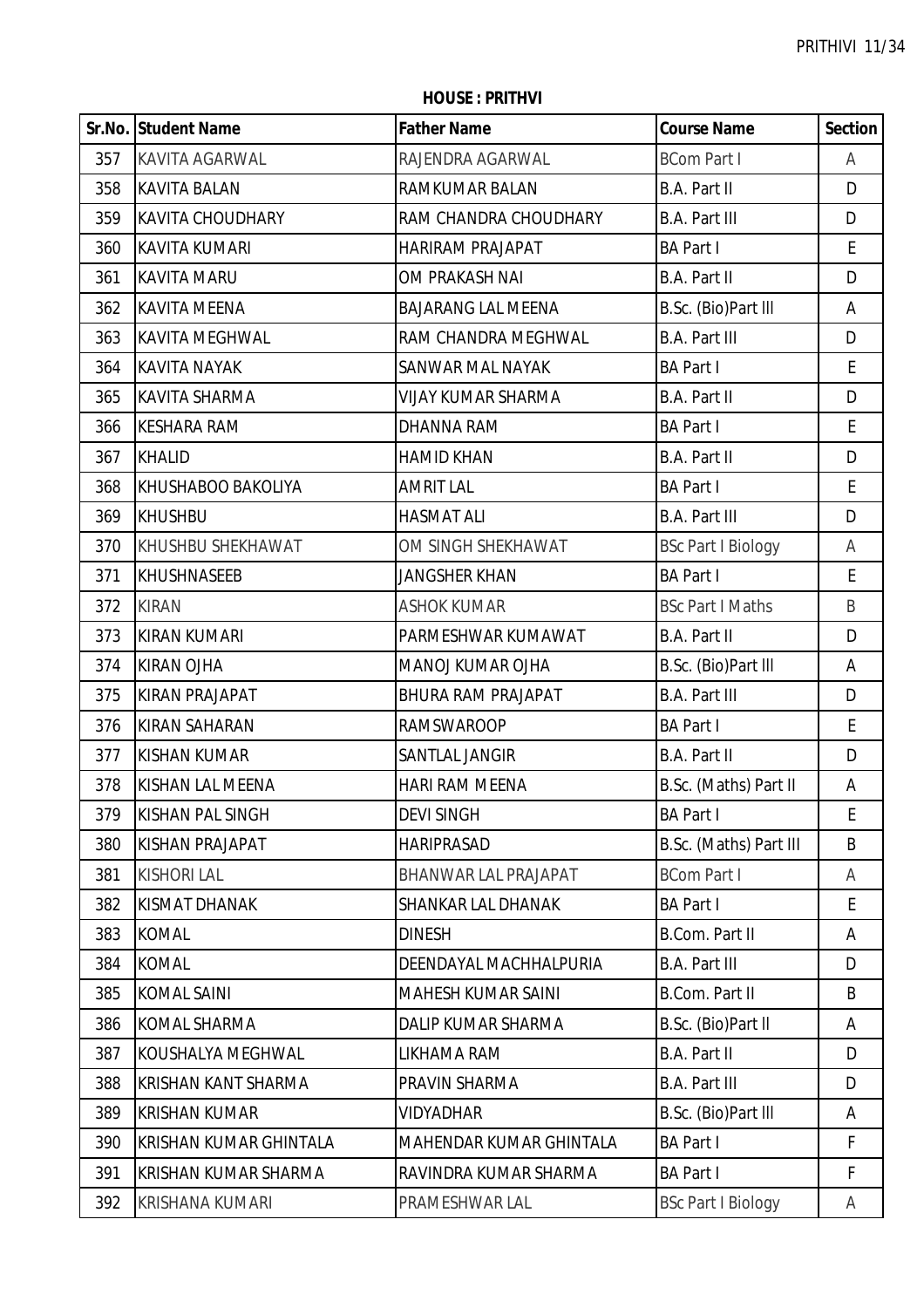**HOUSE : PRITHVI**

| Sr.No. | Student Name | Father Name | Course Name | Section |
|---|---|---|---|---|
| 357 | KAVITA AGARWAL | RAJENDRA AGARWAL | BCom Part I | A |
| 358 | KAVITA BALAN | RAMKUMAR BALAN | B.A. Part II | D |
| 359 | KAVITA CHOUDHARY | RAM CHANDRA CHOUDHARY | B.A. Part III | D |
| 360 | KAVITA KUMARI | HARIRAM PRAJAPAT | BA Part I | E |
| 361 | KAVITA MARU | OM PRAKASH NAI | B.A. Part II | D |
| 362 | KAVITA MEENA | BAJARANG LAL MEENA | B.Sc. (Bio)Part lll | A |
| 363 | KAVITA MEGHWAL | RAM CHANDRA MEGHWAL | B.A. Part III | D |
| 364 | KAVITA NAYAK | SANWAR MAL NAYAK | BA Part I | E |
| 365 | KAVITA SHARMA | VIJAY KUMAR SHARMA | B.A. Part II | D |
| 366 | KESHARA RAM | DHANNA RAM | BA Part I | E |
| 367 | KHALID | HAMID KHAN | B.A. Part II | D |
| 368 | KHUSHABOO BAKOLIYA | AMRIT LAL | BA Part I | E |
| 369 | KHUSHBU | HASMAT ALI | B.A. Part III | D |
| 370 | KHUSHBU SHEKHAWAT | OM SINGH SHEKHAWAT | BSc Part I Biology | A |
| 371 | KHUSHNASEEB | JANGSHER KHAN | BA Part I | E |
| 372 | KIRAN | ASHOK KUMAR | BSc Part I Maths | B |
| 373 | KIRAN KUMARI | PARMESHWAR KUMAWAT | B.A. Part II | D |
| 374 | KIRAN OJHA | MANOJ KUMAR OJHA | B.Sc. (Bio)Part lll | A |
| 375 | KIRAN PRAJAPAT | BHURA RAM PRAJAPAT | B.A. Part III | D |
| 376 | KIRAN SAHARAN | RAMSWAROOP | BA Part I | E |
| 377 | KISHAN KUMAR | SANTLAL JANGIR | B.A. Part II | D |
| 378 | KISHAN LAL MEENA | HARI RAM MEENA | B.Sc. (Maths) Part II | A |
| 379 | KISHAN PAL SINGH | DEVI SINGH | BA Part I | E |
| 380 | KISHAN PRAJAPAT | HARIPRASAD | B.Sc. (Maths) Part III | B |
| 381 | KISHORI LAL | BHANWAR LAL PRAJAPAT | BCom Part I | A |
| 382 | KISMAT DHANAK | SHANKAR LAL DHANAK | BA Part I | E |
| 383 | KOMAL | DINESH | B.Com. Part II | A |
| 384 | KOMAL | DEENDAYAL MACHHALPURIA | B.A. Part III | D |
| 385 | KOMAL SAINI | MAHESH KUMAR SAINI | B.Com. Part II | B |
| 386 | KOMAL SHARMA | DALIP KUMAR SHARMA | B.Sc. (Bio)Part ll | A |
| 387 | KOUSHALYA MEGHWAL | LIKHAMA RAM | B.A. Part II | D |
| 388 | KRISHAN KANT SHARMA | PRAVIN SHARMA | B.A. Part III | D |
| 389 | KRISHAN KUMAR | VIDYADHAR | B.Sc. (Bio)Part lll | A |
| 390 | KRISHAN KUMAR GHINTALA | MAHENDAR KUMAR GHINTALA | BA Part I | F |
| 391 | KRISHAN KUMAR SHARMA | RAVINDRA KUMAR SHARMA | BA Part I | F |
| 392 | KRISHANA KUMARI | PRAMESHWAR LAL | BSc Part I Biology | A |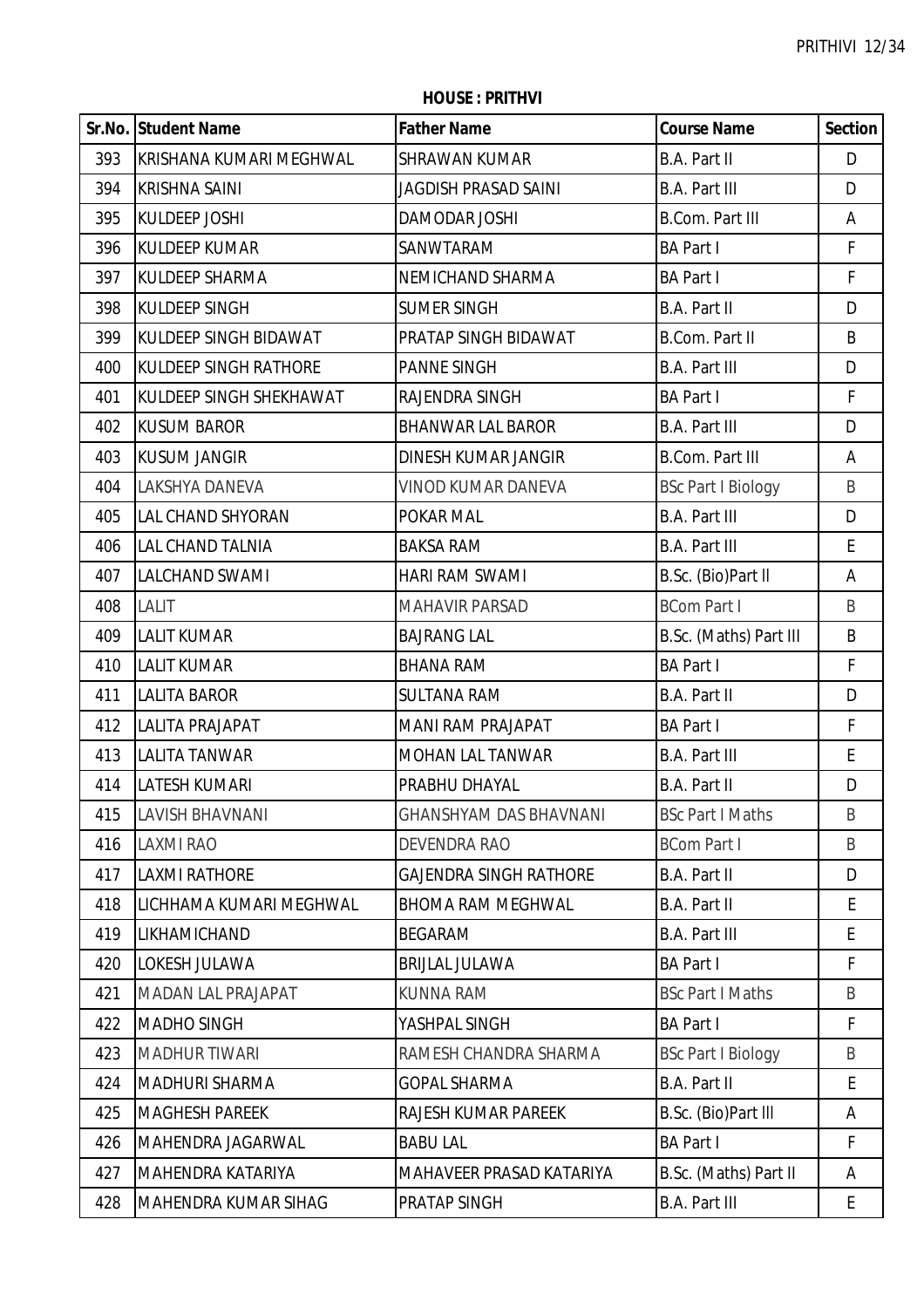**HOUSE : PRITHVI**

| Sr.No. | Student Name | Father Name | Course Name | Section |
|---|---|---|---|---|
| 393 | KRISHANA KUMARI MEGHWAL | SHRAWAN KUMAR | B.A. Part II | D |
| 394 | KRISHNA SAINI | JAGDISH PRASAD SAINI | B.A. Part III | D |
| 395 | KULDEEP JOSHI | DAMODAR JOSHI | B.Com. Part III | A |
| 396 | KULDEEP KUMAR | SANWTARAM | BA Part I | F |
| 397 | KULDEEP SHARMA | NEMICHAND SHARMA | BA Part I | F |
| 398 | KULDEEP SINGH | SUMER SINGH | B.A. Part II | D |
| 399 | KULDEEP SINGH BIDAWAT | PRATAP SINGH BIDAWAT | B.Com. Part II | B |
| 400 | KULDEEP SINGH RATHORE | PANNE SINGH | B.A. Part III | D |
| 401 | KULDEEP SINGH SHEKHAWAT | RAJENDRA SINGH | BA Part I | F |
| 402 | KUSUM BAROR | BHANWAR LAL BAROR | B.A. Part III | D |
| 403 | KUSUM JANGIR | DINESH KUMAR JANGIR | B.Com. Part III | A |
| 404 | LAKSHYA DANEVA | VINOD KUMAR DANEVA | BSc Part I Biology | B |
| 405 | LAL CHAND SHYORAN | POKAR MAL | B.A. Part III | D |
| 406 | LAL CHAND TALNIA | BAKSA RAM | B.A. Part III | E |
| 407 | LALCHAND SWAMI | HARI RAM SWAMI | B.Sc. (Bio)Part II | A |
| 408 | LALIT | MAHAVIR PARSAD | BCom Part I | B |
| 409 | LALIT KUMAR | BAJRANG LAL | B.Sc. (Maths) Part III | B |
| 410 | LALIT KUMAR | BHANA RAM | BA Part I | F |
| 411 | LALITA BAROR | SULTANA RAM | B.A. Part II | D |
| 412 | LALITA PRAJAPAT | MANI RAM PRAJAPAT | BA Part I | F |
| 413 | LALITA TANWAR | MOHAN LAL TANWAR | B.A. Part III | E |
| 414 | LATESH KUMARI | PRABHU DHAYAL | B.A. Part II | D |
| 415 | LAVISH BHAVNANI | GHANSHYAM DAS BHAVNANI | BSc Part I Maths | B |
| 416 | LAXMI RAO | DEVENDRA RAO | BCom Part I | B |
| 417 | LAXMI RATHORE | GAJENDRA SINGH RATHORE | B.A. Part II | D |
| 418 | LICHHAMA KUMARI MEGHWAL | BHOMA RAM MEGHWAL | B.A. Part II | E |
| 419 | LIKHAMICHAND | BEGARAM | B.A. Part III | E |
| 420 | LOKESH JULAWA | BRIJLAL JULAWA | BA Part I | F |
| 421 | MADAN LAL PRAJAPAT | KUNNA RAM | BSc Part I Maths | B |
| 422 | MADHO SINGH | YASHPAL SINGH | BA Part I | F |
| 423 | MADHUR TIWARI | RAMESH CHANDRA SHARMA | BSc Part I Biology | B |
| 424 | MADHURI SHARMA | GOPAL SHARMA | B.A. Part II | E |
| 425 | MAGHESH PAREEK | RAJESH KUMAR PAREEK | B.Sc. (Bio)Part III | A |
| 426 | MAHENDRA JAGARWAL | BABU LAL | BA Part I | F |
| 427 | MAHENDRA KATARIYA | MAHAVEER PRASAD KATARIYA | B.Sc. (Maths) Part II | A |
| 428 | MAHENDRA KUMAR SIHAG | PRATAP SINGH | B.A. Part III | E |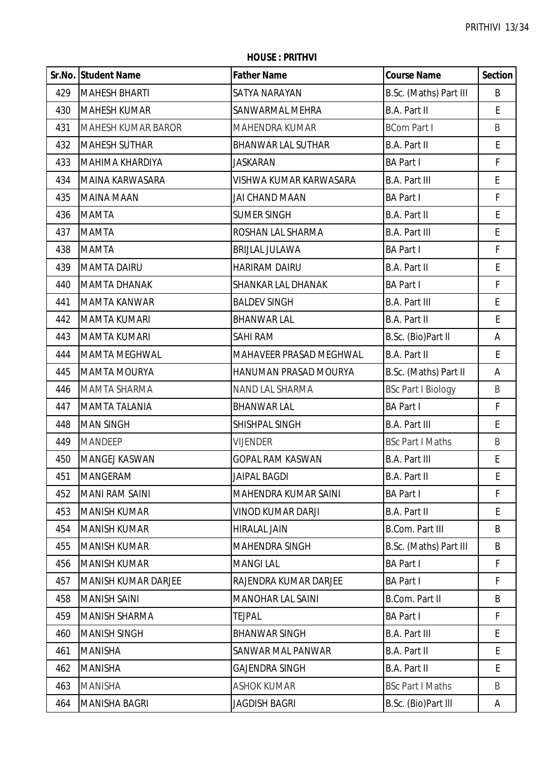**HOUSE : PRITHVI**

| Sr.No. | Student Name | Father Name | Course Name | Section |
|---|---|---|---|---|
| 429 | MAHESH BHARTI | SATYA NARAYAN | B.Sc. (Maths) Part III | B |
| 430 | MAHESH KUMAR | SANWARMAL MEHRA | B.A. Part II | E |
| 431 | MAHESH KUMAR BAROR | MAHENDRA KUMAR | BCom Part I | B |
| 432 | MAHESH SUTHAR | BHANWAR LAL SUTHAR | B.A. Part II | E |
| 433 | MAHIMA KHARDIYA | JASKARAN | BA Part I | F |
| 434 | MAINA KARWASARA | VISHWA KUMAR KARWASARA | B.A. Part III | E |
| 435 | MAINA MAAN | JAI CHAND MAAN | BA Part I | F |
| 436 | MAMTA | SUMER SINGH | B.A. Part II | E |
| 437 | MAMTA | ROSHAN LAL SHARMA | B.A. Part III | E |
| 438 | MAMTA | BRIJLAL JULAWA | BA Part I | F |
| 439 | MAMTA DAIRU | HARIRAM DAIRU | B.A. Part II | E |
| 440 | MAMTA DHANAK | SHANKAR LAL DHANAK | BA Part I | F |
| 441 | MAMTA KANWAR | BALDEV SINGH | B.A. Part III | E |
| 442 | MAMTA KUMARI | BHANWAR LAL | B.A. Part II | E |
| 443 | MAMTA KUMARI | SAHI RAM | B.Sc. (Bio)Part II | A |
| 444 | MAMTA MEGHWAL | MAHAVEER PRASAD MEGHWAL | B.A. Part II | E |
| 445 | MAMTA MOURYA | HANUMAN PRASAD MOURYA | B.Sc. (Maths) Part II | A |
| 446 | MAMTA SHARMA | NAND LAL SHARMA | BSc Part I Biology | B |
| 447 | MAMTA TALANIA | BHANWAR LAL | BA Part I | F |
| 448 | MAN SINGH | SHISHPAL SINGH | B.A. Part III | E |
| 449 | MANDEEP | VIJENDER | BSc Part I Maths | B |
| 450 | MANGEJ KASWAN | GOPAL RAM KASWAN | B.A. Part III | E |
| 451 | MANGERAM | JAIPAL BAGDI | B.A. Part II | E |
| 452 | MANI RAM SAINI | MAHENDRA KUMAR SAINI | BA Part I | F |
| 453 | MANISH KUMAR | VINOD KUMAR DARJI | B.A. Part II | E |
| 454 | MANISH KUMAR | HIRALAL JAIN | B.Com. Part III | B |
| 455 | MANISH KUMAR | MAHENDRA SINGH | B.Sc. (Maths) Part III | B |
| 456 | MANISH KUMAR | MANGI LAL | BA Part I | F |
| 457 | MANISH KUMAR DARJEE | RAJENDRA KUMAR DARJEE | BA Part I | F |
| 458 | MANISH SAINI | MANOHAR LAL SAINI | B.Com. Part II | B |
| 459 | MANISH SHARMA | TEJPAL | BA Part I | F |
| 460 | MANISH SINGH | BHANWAR SINGH | B.A. Part III | E |
| 461 | MANISHA | SANWAR MAL PANWAR | B.A. Part II | E |
| 462 | MANISHA | GAJENDRA SINGH | B.A. Part II | E |
| 463 | MANISHA | ASHOK KUMAR | BSc Part I Maths | B |
| 464 | MANISHA BAGRI | JAGDISH BAGRI | B.Sc. (Bio)Part III | A |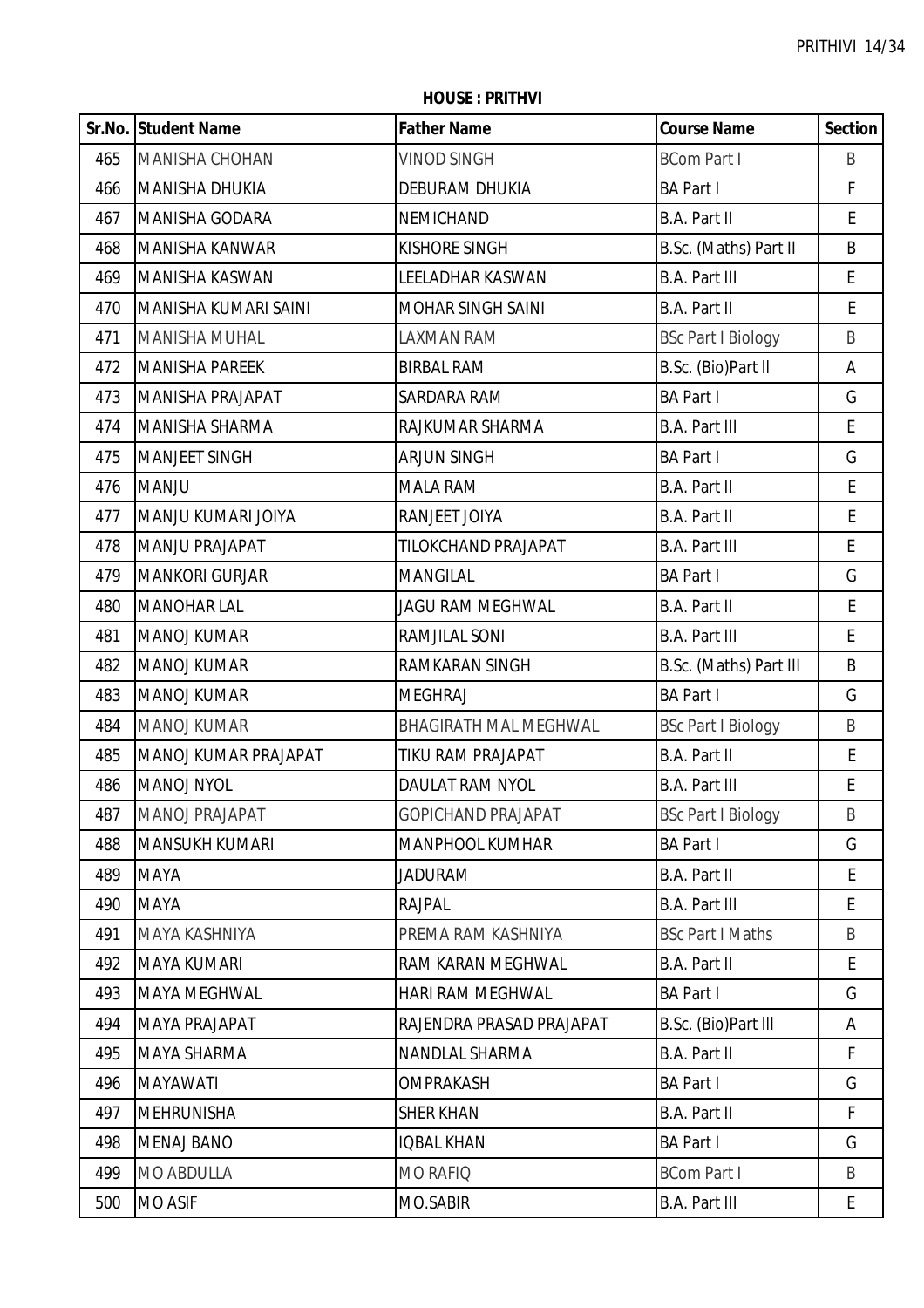**HOUSE : PRITHVI**

| Sr.No. | Student Name | Father Name | Course Name | Section |
|---|---|---|---|---|
| 465 | MANISHA CHOHAN | VINOD SINGH | BCom Part I | B |
| 466 | MANISHA DHUKIA | DEBURAM DHUKIA | BA Part I | F |
| 467 | MANISHA GODARA | NEMICHAND | B.A. Part II | E |
| 468 | MANISHA KANWAR | KISHORE SINGH | B.Sc. (Maths) Part II | B |
| 469 | MANISHA KASWAN | LEELADHAR KASWAN | B.A. Part III | E |
| 470 | MANISHA KUMARI SAINI | MOHAR SINGH SAINI | B.A. Part II | E |
| 471 | MANISHA MUHAL | LAXMAN RAM | BSc Part I Biology | B |
| 472 | MANISHA PAREEK | BIRBAL RAM | B.Sc. (Bio)Part II | A |
| 473 | MANISHA PRAJAPAT | SARDARA RAM | BA Part I | G |
| 474 | MANISHA SHARMA | RAJKUMAR SHARMA | B.A. Part III | E |
| 475 | MANJEET SINGH | ARJUN SINGH | BA Part I | G |
| 476 | MANJU | MALA RAM | B.A. Part II | E |
| 477 | MANJU KUMARI JOIYA | RANJEET JOIYA | B.A. Part II | E |
| 478 | MANJU PRAJAPAT | TILOKCHAND PRAJAPAT | B.A. Part III | E |
| 479 | MANKORI GURJAR | MANGILAL | BA Part I | G |
| 480 | MANOHAR LAL | JAGU RAM MEGHWAL | B.A. Part II | E |
| 481 | MANOJ KUMAR | RAMJILAL SONI | B.A. Part III | E |
| 482 | MANOJ KUMAR | RAMKARAN SINGH | B.Sc. (Maths) Part III | B |
| 483 | MANOJ KUMAR | MEGHRAJ | BA Part I | G |
| 484 | MANOJ KUMAR | BHAGIRATH MAL MEGHWAL | BSc Part I Biology | B |
| 485 | MANOJ KUMAR PRAJAPAT | TIKU RAM PRAJAPAT | B.A. Part II | E |
| 486 | MANOJ NYOL | DAULAT RAM NYOL | B.A. Part III | E |
| 487 | MANOJ PRAJAPAT | GOPICHAND PRAJAPAT | BSc Part I Biology | B |
| 488 | MANSUKH KUMARI | MANPHOOL KUMHAR | BA Part I | G |
| 489 | MAYA | JADURAM | B.A. Part II | E |
| 490 | MAYA | RAJPAL | B.A. Part III | E |
| 491 | MAYA KASHNIYA | PREMA RAM KASHNIYA | BSc Part I Maths | B |
| 492 | MAYA KUMARI | RAM KARAN MEGHWAL | B.A. Part II | E |
| 493 | MAYA MEGHWAL | HARI RAM MEGHWAL | BA Part I | G |
| 494 | MAYA PRAJAPAT | RAJENDRA PRASAD PRAJAPAT | B.Sc. (Bio)Part III | A |
| 495 | MAYA SHARMA | NANDLAL SHARMA | B.A. Part II | F |
| 496 | MAYAWATI | OMPRAKASH | BA Part I | G |
| 497 | MEHRUNISHA | SHER KHAN | B.A. Part II | F |
| 498 | MENAJ BANO | IQBAL KHAN | BA Part I | G |
| 499 | MO ABDULLA | MO RAFIQ | BCom Part I | B |
| 500 | MO ASIF | MO.SABIR | B.A. Part III | E |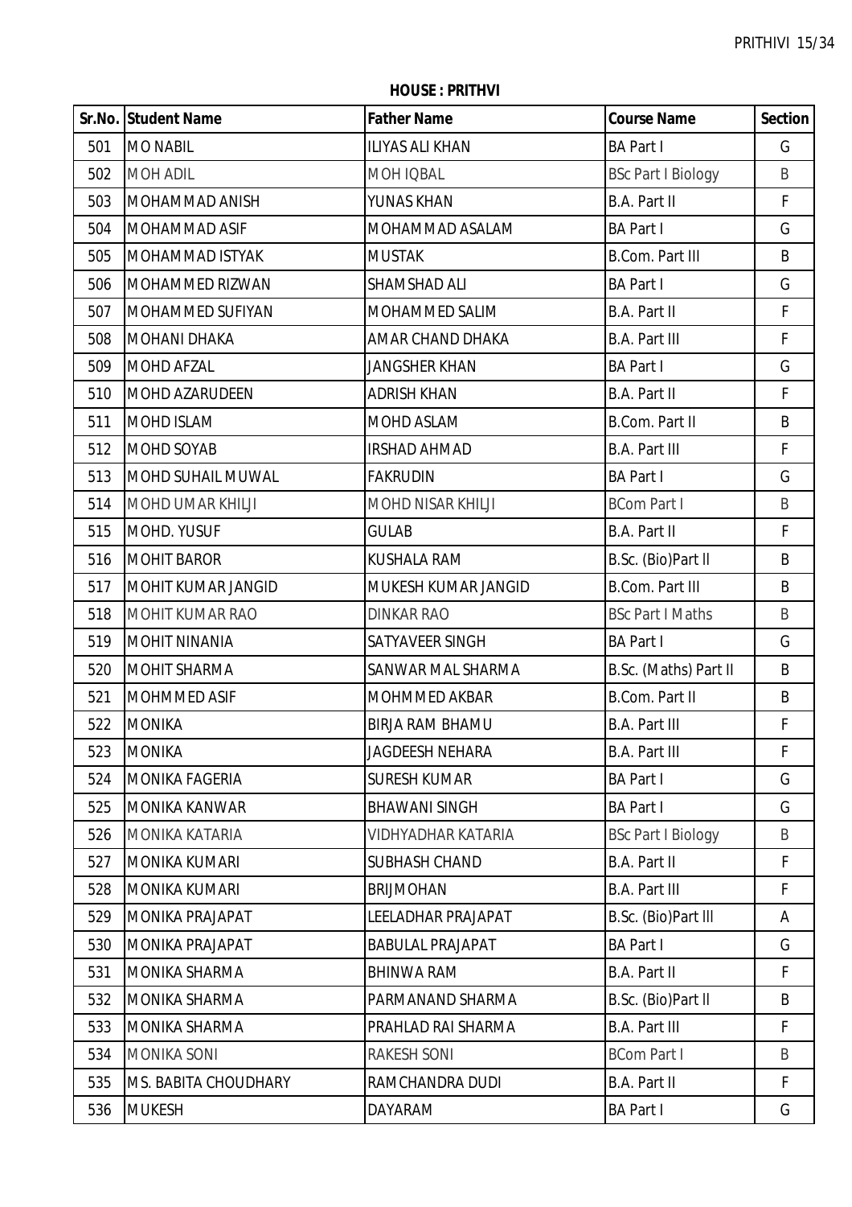**HOUSE : PRITHVI**

| Sr.No. | Student Name | Father Name | Course Name | Section |
|---|---|---|---|---|
| 501 | MO NABIL | ILIYAS ALI KHAN | BA Part I | G |
| 502 | MOH ADIL | MOH IQBAL | BSc Part I Biology | B |
| 503 | MOHAMMAD ANISH | YUNAS KHAN | B.A. Part II | F |
| 504 | MOHAMMAD ASIF | MOHAMMAD ASALAM | BA Part I | G |
| 505 | MOHAMMAD ISTYAK | MUSTAK | B.Com. Part III | B |
| 506 | MOHAMMED RIZWAN | SHAMSHAD ALI | BA Part I | G |
| 507 | MOHAMMED SUFIYAN | MOHAMMED SALIM | B.A. Part II | F |
| 508 | MOHANI DHAKA | AMAR CHAND DHAKA | B.A. Part III | F |
| 509 | MOHD AFZAL | JANGSHER KHAN | BA Part I | G |
| 510 | MOHD AZARUDEEN | ADRISH KHAN | B.A. Part II | F |
| 511 | MOHD ISLAM | MOHD ASLAM | B.Com. Part II | B |
| 512 | MOHD SOYAB | IRSHAD AHMAD | B.A. Part III | F |
| 513 | MOHD SUHAIL MUWAL | FAKRUDIN | BA Part I | G |
| 514 | MOHD UMAR KHILJI | MOHD NISAR KHILJI | BCom Part I | B |
| 515 | MOHD. YUSUF | GULAB | B.A. Part II | F |
| 516 | MOHIT BAROR | KUSHALA RAM | B.Sc. (Bio)Part II | B |
| 517 | MOHIT KUMAR JANGID | MUKESH KUMAR JANGID | B.Com. Part III | B |
| 518 | MOHIT KUMAR RAO | DINKAR RAO | BSc Part I Maths | B |
| 519 | MOHIT NINANIA | SATYAVEER SINGH | BA Part I | G |
| 520 | MOHIT SHARMA | SANWAR MAL SHARMA | B.Sc. (Maths) Part II | B |
| 521 | MOHMMED ASIF | MOHMMED AKBAR | B.Com. Part II | B |
| 522 | MONIKA | BIRJA RAM BHAMU | B.A. Part III | F |
| 523 | MONIKA | JAGDEESH NEHARA | B.A. Part III | F |
| 524 | MONIKA FAGERIA | SURESH KUMAR | BA Part I | G |
| 525 | MONIKA KANWAR | BHAWANI SINGH | BA Part I | G |
| 526 | MONIKA KATARIA | VIDHYADHAR KATARIA | BSc Part I Biology | B |
| 527 | MONIKA KUMARI | SUBHASH CHAND | B.A. Part II | F |
| 528 | MONIKA KUMARI | BRIJMOHAN | B.A. Part III | F |
| 529 | MONIKA PRAJAPAT | LEELADHAR PRAJAPAT | B.Sc. (Bio)Part III | A |
| 530 | MONIKA PRAJAPAT | BABULAL PRAJAPAT | BA Part I | G |
| 531 | MONIKA SHARMA | BHINWA RAM | B.A. Part II | F |
| 532 | MONIKA SHARMA | PARMANAND SHARMA | B.Sc. (Bio)Part II | B |
| 533 | MONIKA SHARMA | PRAHLAD RAI SHARMA | B.A. Part III | F |
| 534 | MONIKA SONI | RAKESH SONI | BCom Part I | B |
| 535 | MS. BABITA CHOUDHARY | RAMCHANDRA DUDI | B.A. Part II | F |
| 536 | MUKESH | DAYARAM | BA Part I | G |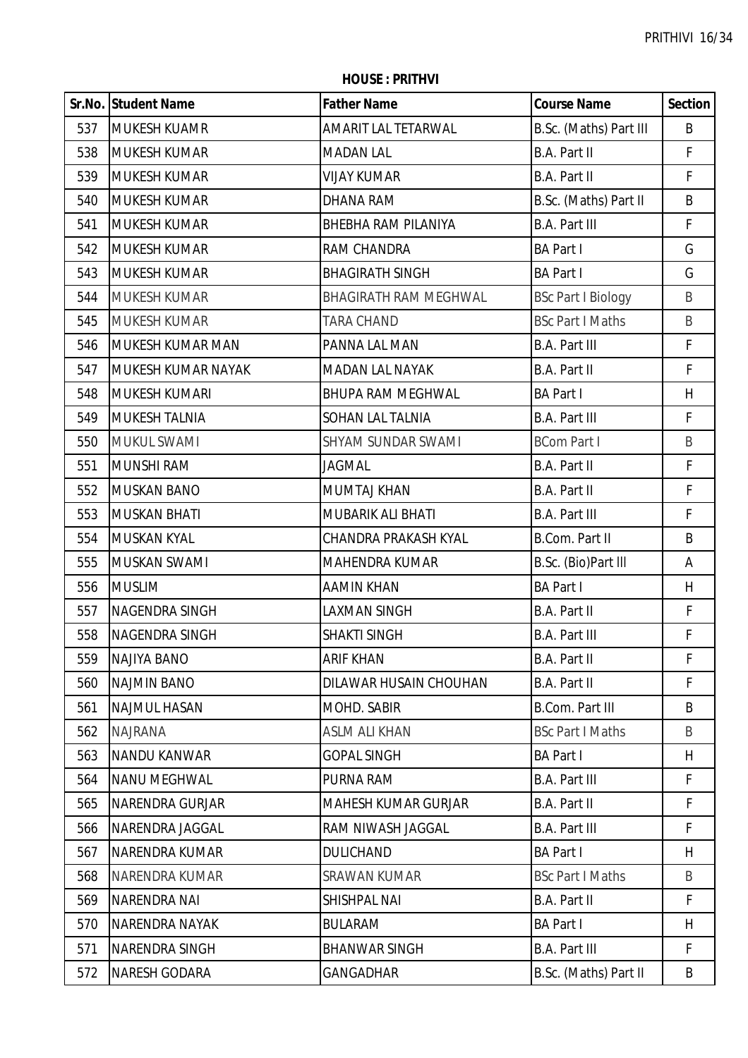**HOUSE : PRITHVI**

| Sr.No. | Student Name | Father Name | Course Name | Section |
|---|---|---|---|---|
| 537 | MUKESH KUAMR | AMARIT LAL TETARWAL | B.Sc. (Maths) Part III | B |
| 538 | MUKESH KUMAR | MADAN LAL | B.A. Part II | F |
| 539 | MUKESH KUMAR | VIJAY KUMAR | B.A. Part II | F |
| 540 | MUKESH KUMAR | DHANA RAM | B.Sc. (Maths) Part II | B |
| 541 | MUKESH KUMAR | BHEBHA RAM PILANIYA | B.A. Part III | F |
| 542 | MUKESH KUMAR | RAM CHANDRA | BA Part I | G |
| 543 | MUKESH KUMAR | BHAGIRATH SINGH | BA Part I | G |
| 544 | MUKESH KUMAR | BHAGIRATH RAM MEGHWAL | BSc Part I Biology | B |
| 545 | MUKESH KUMAR | TARA CHAND | BSc Part I Maths | B |
| 546 | MUKESH KUMAR MAN | PANNA LAL MAN | B.A. Part III | F |
| 547 | MUKESH KUMAR NAYAK | MADAN LAL NAYAK | B.A. Part II | F |
| 548 | MUKESH KUMARI | BHUPA RAM MEGHWAL | BA Part I | H |
| 549 | MUKESH TALNIA | SOHAN LAL TALNIA | B.A. Part III | F |
| 550 | MUKUL SWAMI | SHYAM SUNDAR SWAMI | BCom Part I | B |
| 551 | MUNSHI RAM | JAGMAL | B.A. Part II | F |
| 552 | MUSKAN BANO | MUMTAJ KHAN | B.A. Part II | F |
| 553 | MUSKAN BHATI | MUBARIK ALI BHATI | B.A. Part III | F |
| 554 | MUSKAN KYAL | CHANDRA PRAKASH KYAL | B.Com. Part II | B |
| 555 | MUSKAN SWAMI | MAHENDRA KUMAR | B.Sc. (Bio)Part III | A |
| 556 | MUSLIM | AAMIN KHAN | BA Part I | H |
| 557 | NAGENDRA SINGH | LAXMAN SINGH | B.A. Part II | F |
| 558 | NAGENDRA SINGH | SHAKTI SINGH | B.A. Part III | F |
| 559 | NAJIYA BANO | ARIF KHAN | B.A. Part II | F |
| 560 | NAJMIN BANO | DILAWAR HUSAIN CHOUHAN | B.A. Part II | F |
| 561 | NAJMUL HASAN | MOHD. SABIR | B.Com. Part III | B |
| 562 | NAJRANA | ASLM ALI KHAN | BSc Part I Maths | B |
| 563 | NANDU KANWAR | GOPAL SINGH | BA Part I | H |
| 564 | NANU MEGHWAL | PURNA RAM | B.A. Part III | F |
| 565 | NARENDRA GURJAR | MAHESH KUMAR GURJAR | B.A. Part II | F |
| 566 | NARENDRA JAGGAL | RAM NIWASH JAGGAL | B.A. Part III | F |
| 567 | NARENDRA KUMAR | DULICHAND | BA Part I | H |
| 568 | NARENDRA KUMAR | SRAWAN KUMAR | BSc Part I Maths | B |
| 569 | NARENDRA NAI | SHISHPAL NAI | B.A. Part II | F |
| 570 | NARENDRA NAYAK | BULARAM | BA Part I | H |
| 571 | NARENDRA SINGH | BHANWAR SINGH | B.A. Part III | F |
| 572 | NARESH GODARA | GANGADHAR | B.Sc. (Maths) Part II | B |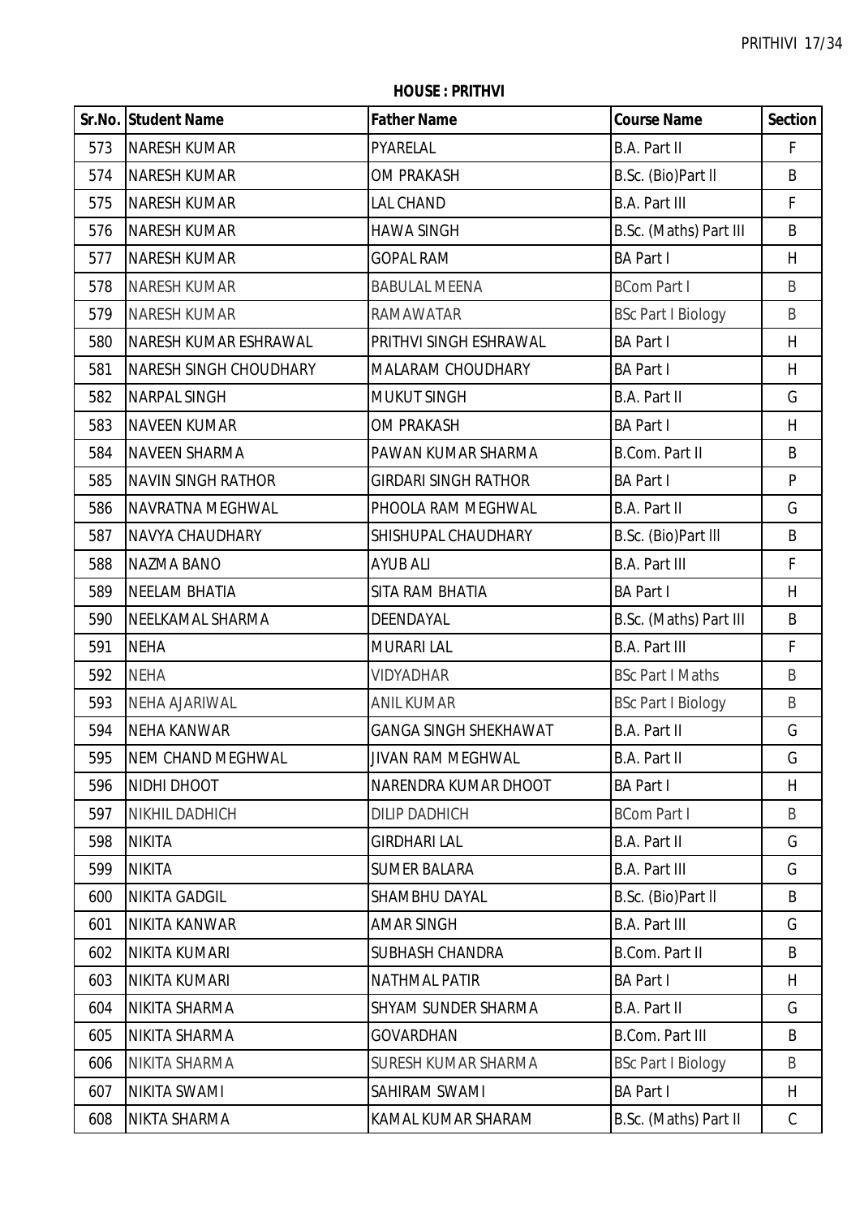**HOUSE : PRITHVI**

| Sr.No. | Student Name | Father Name | Course Name | Section |
|---|---|---|---|---|
| 573 | NARESH KUMAR | PYARELAL | B.A. Part II | F |
| 574 | NARESH KUMAR | OM PRAKASH | B.Sc. (Bio)Part ll | B |
| 575 | NARESH KUMAR | LAL CHAND | B.A. Part III | F |
| 576 | NARESH KUMAR | HAWA SINGH | B.Sc. (Maths) Part III | B |
| 577 | NARESH KUMAR | GOPAL RAM | BA Part I | H |
| 578 | NARESH KUMAR | BABULAL MEENA | BCom Part I | B |
| 579 | NARESH KUMAR | RAMAWATAR | BSc Part I Biology | B |
| 580 | NARESH KUMAR ESHRAWAL | PRITHVI SINGH ESHRAWAL | BA Part I | H |
| 581 | NARESH SINGH CHOUDHARY | MALARAM CHOUDHARY | BA Part I | H |
| 582 | NARPAL SINGH | MUKUT SINGH | B.A. Part II | G |
| 583 | NAVEEN KUMAR | OM PRAKASH | BA Part I | H |
| 584 | NAVEEN SHARMA | PAWAN KUMAR SHARMA | B.Com. Part II | B |
| 585 | NAVIN SINGH RATHOR | GIRDARI SINGH RATHOR | BA Part I | P |
| 586 | NAVRATNA MEGHWAL | PHOOLA RAM MEGHWAL | B.A. Part II | G |
| 587 | NAVYA CHAUDHARY | SHISHUPAL CHAUDHARY | B.Sc. (Bio)Part lll | B |
| 588 | NAZMA BANO | AYUB ALI | B.A. Part III | F |
| 589 | NEELAM BHATIA | SITA RAM BHATIA | BA Part I | H |
| 590 | NEELKAMAL SHARMA | DEENDAYAL | B.Sc. (Maths) Part III | B |
| 591 | NEHA | MURARI LAL | B.A. Part III | F |
| 592 | NEHA | VIDYADHAR | BSc Part I Maths | B |
| 593 | NEHA AJARIWAL | ANIL KUMAR | BSc Part I Biology | B |
| 594 | NEHA KANWAR | GANGA SINGH SHEKHAWAT | B.A. Part II | G |
| 595 | NEM CHAND MEGHWAL | JIVAN RAM MEGHWAL | B.A. Part II | G |
| 596 | NIDHI DHOOT | NARENDRA KUMAR DHOOT | BA Part I | H |
| 597 | NIKHIL DADHICH | DILIP DADHICH | BCom Part I | B |
| 598 | NIKITA | GIRDHARI LAL | B.A. Part II | G |
| 599 | NIKITA | SUMER BALARA | B.A. Part III | G |
| 600 | NIKITA GADGIL | SHAMBHU DAYAL | B.Sc. (Bio)Part ll | B |
| 601 | NIKITA KANWAR | AMAR SINGH | B.A. Part III | G |
| 602 | NIKITA KUMARI | SUBHASH CHANDRA | B.Com. Part II | B |
| 603 | NIKITA KUMARI | NATHMAL PATIR | BA Part I | H |
| 604 | NIKITA SHARMA | SHYAM SUNDER SHARMA | B.A. Part II | G |
| 605 | NIKITA SHARMA | GOVARDHAN | B.Com. Part III | B |
| 606 | NIKITA SHARMA | SURESH KUMAR SHARMA | BSc Part I Biology | B |
| 607 | NIKITA SWAMI | SAHIRAM SWAMI | BA Part I | H |
| 608 | NIKTA SHARMA | KAMAL KUMAR SHARAM | B.Sc. (Maths) Part II | C |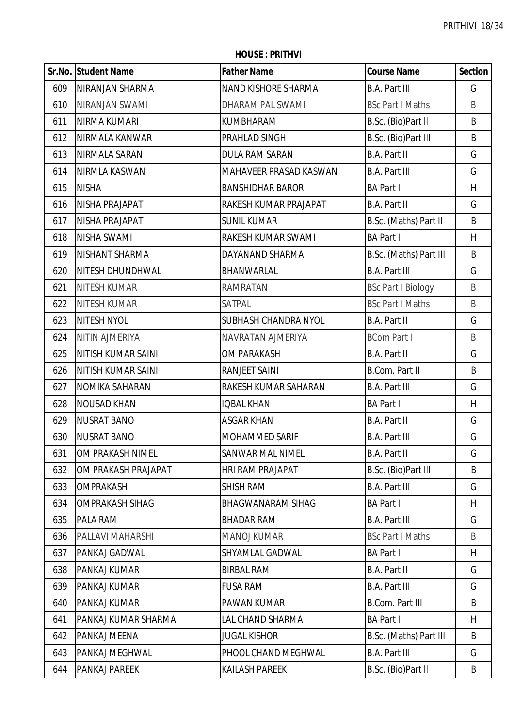**HOUSE : PRITHVI**

| Sr.No. | Student Name | Father Name | Course Name | Section |
|---|---|---|---|---|
| 609 | NIRANJAN SHARMA | NAND KISHORE SHARMA | B.A. Part III | G |
| 610 | NIRANJAN SWAMI | DHARAM PAL SWAMI | BSc Part I Maths | B |
| 611 | NIRMA KUMARI | KUMBHARAM | B.Sc. (Bio)Part ll | B |
| 612 | NIRMALA KANWAR | PRAHLAD SINGH | B.Sc. (Bio)Part lll | B |
| 613 | NIRMALA SARAN | DULA RAM SARAN | B.A. Part II | G |
| 614 | NIRMLA KASWAN | MAHAVEER PRASAD KASWAN | B.A. Part III | G |
| 615 | NISHA | BANSHIDHAR BAROR | BA Part I | H |
| 616 | NISHA PRAJAPAT | RAKESH KUMAR PRAJAPAT | B.A. Part II | G |
| 617 | NISHA PRAJAPAT | SUNIL KUMAR | B.Sc. (Maths) Part II | B |
| 618 | NISHA SWAMI | RAKESH KUMAR SWAMI | BA Part I | H |
| 619 | NISHANT SHARMA | DAYANAND SHARMA | B.Sc. (Maths) Part III | B |
| 620 | NITESH DHUNDHWAL | BHANWARLAL | B.A. Part III | G |
| 621 | NITESH KUMAR | RAMRATAN | BSc Part I Biology | B |
| 622 | NITESH KUMAR | SATPAL | BSc Part I Maths | B |
| 623 | NITESH NYOL | SUBHASH CHANDRA NYOL | B.A. Part II | G |
| 624 | NITIN AJMERIYA | NAVRATAN AJMERIYA | BCom Part I | B |
| 625 | NITISH KUMAR SAINI | OM PARAKASH | B.A. Part II | G |
| 626 | NITISH KUMAR SAINI | RANJEET SAINI | B.Com. Part II | B |
| 627 | NOMIKA SAHARAN | RAKESH KUMAR SAHARAN | B.A. Part III | G |
| 628 | NOUSAD KHAN | IQBAL KHAN | BA Part I | H |
| 629 | NUSRAT BANO | ASGAR KHAN | B.A. Part II | G |
| 630 | NUSRAT BANO | MOHAMMED SARIF | B.A. Part III | G |
| 631 | OM PRAKASH NIMEL | SANWAR MAL NIMEL | B.A. Part II | G |
| 632 | OM PRAKASH PRAJAPAT | HRI RAM PRAJAPAT | B.Sc. (Bio)Part lll | B |
| 633 | OMPRAKASH | SHISH RAM | B.A. Part III | G |
| 634 | OMPRAKASH SIHAG | BHAGWANARAM SIHAG | BA Part I | H |
| 635 | PALA RAM | BHADAR RAM | B.A. Part III | G |
| 636 | PALLAVI MAHARSHI | MANOJ KUMAR | BSc Part I Maths | B |
| 637 | PANKAJ GADWAL | SHYAMLAL GADWAL | BA Part I | H |
| 638 | PANKAJ KUMAR | BIRBAL RAM | B.A. Part II | G |
| 639 | PANKAJ KUMAR | FUSA RAM | B.A. Part III | G |
| 640 | PANKAJ KUMAR | PAWAN KUMAR | B.Com. Part III | B |
| 641 | PANKAJ KUMAR SHARMA | LAL CHAND SHARMA | BA Part I | H |
| 642 | PANKAJ MEENA | JUGAL KISHOR | B.Sc. (Maths) Part III | B |
| 643 | PANKAJ MEGHWAL | PHOOL CHAND MEGHWAL | B.A. Part III | G |
| 644 | PANKAJ PAREEK | KAILASH PAREEK | B.Sc. (Bio)Part ll | B |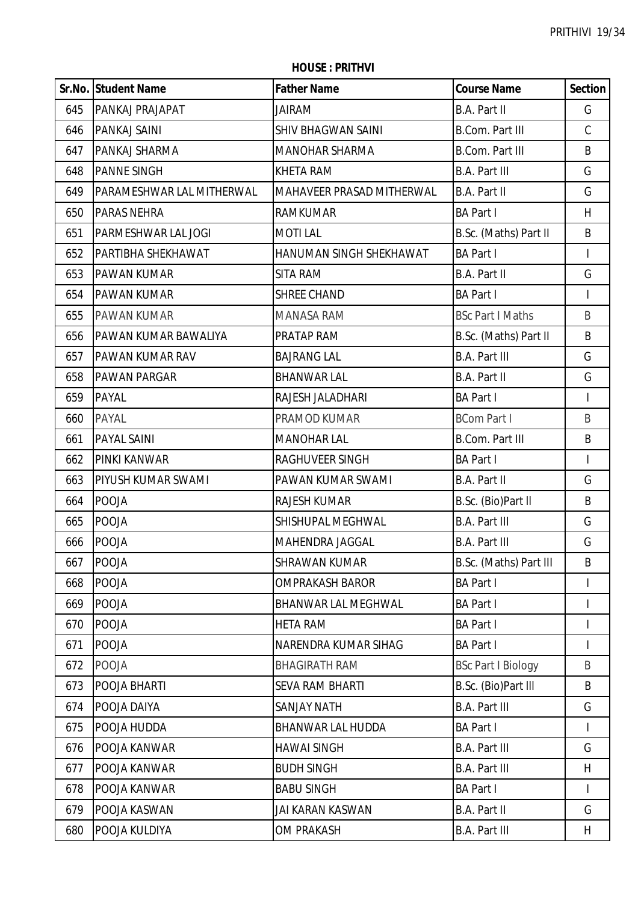**HOUSE : PRITHVI**

| Sr.No. | Student Name | Father Name | Course Name | Section |
|---|---|---|---|---|
| 645 | PANKAJ PRAJAPAT | JAIRAM | B.A. Part II | G |
| 646 | PANKAJ SAINI | SHIV BHAGWAN SAINI | B.Com. Part III | C |
| 647 | PANKAJ SHARMA | MANOHAR SHARMA | B.Com. Part III | B |
| 648 | PANNE SINGH | KHETA RAM | B.A. Part III | G |
| 649 | PARAMESHWAR LAL MITHERWAL | MAHAVEER PRASAD MITHERWAL | B.A. Part II | G |
| 650 | PARAS NEHRA | RAMKUMAR | BA Part I | H |
| 651 | PARMESHWAR LAL JOGI | MOTI LAL | B.Sc. (Maths) Part II | B |
| 652 | PARTIBHA SHEKHAWAT | HANUMAN SINGH SHEKHAWAT | BA Part I | I |
| 653 | PAWAN KUMAR | SITA RAM | B.A. Part II | G |
| 654 | PAWAN KUMAR | SHREE CHAND | BA Part I | I |
| 655 | PAWAN KUMAR | MANASA RAM | BSc Part I Maths | B |
| 656 | PAWAN KUMAR BAWALIYA | PRATAP RAM | B.Sc. (Maths) Part II | B |
| 657 | PAWAN KUMAR RAV | BAJRANG LAL | B.A. Part III | G |
| 658 | PAWAN PARGAR | BHANWAR LAL | B.A. Part II | G |
| 659 | PAYAL | RAJESH JALADHARI | BA Part I | I |
| 660 | PAYAL | PRAMOD KUMAR | BCom Part I | B |
| 661 | PAYAL SAINI | MANOHAR LAL | B.Com. Part III | B |
| 662 | PINKI KANWAR | RAGHUVEER SINGH | BA Part I | I |
| 663 | PIYUSH KUMAR SWAMI | PAWAN KUMAR SWAMI | B.A. Part II | G |
| 664 | POOJA | RAJESH KUMAR | B.Sc. (Bio)Part II | B |
| 665 | POOJA | SHISHUPAL MEGHWAL | B.A. Part III | G |
| 666 | POOJA | MAHENDRA JAGGAL | B.A. Part III | G |
| 667 | POOJA | SHRAWAN KUMAR | B.Sc. (Maths) Part III | B |
| 668 | POOJA | OMPRAKASH BAROR | BA Part I | I |
| 669 | POOJA | BHANWAR LAL MEGHWAL | BA Part I | I |
| 670 | POOJA | HETA RAM | BA Part I | I |
| 671 | POOJA | NARENDRA KUMAR SIHAG | BA Part I | I |
| 672 | POOJA | BHAGIRATH RAM | BSc Part I Biology | B |
| 673 | POOJA BHARTI | SEVA RAM BHARTI | B.Sc. (Bio)Part III | B |
| 674 | POOJA DAIYA | SANJAY NATH | B.A. Part III | G |
| 675 | POOJA HUDDA | BHANWAR LAL HUDDA | BA Part I | I |
| 676 | POOJA KANWAR | HAWAI SINGH | B.A. Part III | G |
| 677 | POOJA KANWAR | BUDH SINGH | B.A. Part III | H |
| 678 | POOJA KANWAR | BABU SINGH | BA Part I | I |
| 679 | POOJA KASWAN | JAI KARAN KASWAN | B.A. Part II | G |
| 680 | POOJA KULDIYA | OM PRAKASH | B.A. Part III | H |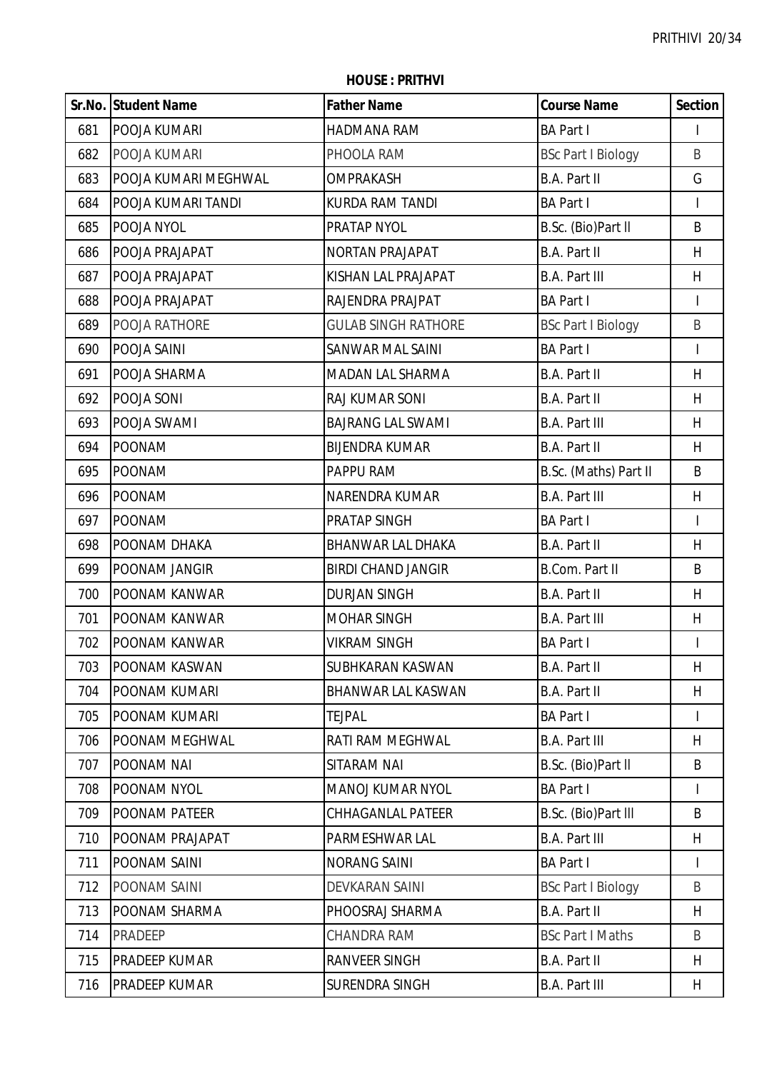**HOUSE : PRITHVI**

| Sr.No. | Student Name | Father Name | Course Name | Section |
|---|---|---|---|---|
| 681 | POOJA KUMARI | HADMANA RAM | BA Part I | I |
| 682 | POOJA KUMARI | PHOOLA RAM | BSc Part I Biology | B |
| 683 | POOJA KUMARI MEGHWAL | OMPRAKASH | B.A. Part II | G |
| 684 | POOJA KUMARI TANDI | KURDA RAM TANDI | BA Part I | I |
| 685 | POOJA NYOL | PRATAP NYOL | B.Sc. (Bio)Part ll | B |
| 686 | POOJA PRAJAPAT | NORTAN PRAJAPAT | B.A. Part II | H |
| 687 | POOJA PRAJAPAT | KISHAN LAL PRAJAPAT | B.A. Part III | H |
| 688 | POOJA PRAJAPAT | RAJENDRA PRAJPAT | BA Part I | I |
| 689 | POOJA RATHORE | GULAB SINGH RATHORE | BSc Part I Biology | B |
| 690 | POOJA SAINI | SANWAR MAL SAINI | BA Part I | I |
| 691 | POOJA SHARMA | MADAN LAL SHARMA | B.A. Part II | H |
| 692 | POOJA SONI | RAJ KUMAR SONI | B.A. Part II | H |
| 693 | POOJA SWAMI | BAJRANG LAL SWAMI | B.A. Part III | H |
| 694 | POONAM | BIJENDRA KUMAR | B.A. Part II | H |
| 695 | POONAM | PAPPU RAM | B.Sc. (Maths) Part II | B |
| 696 | POONAM | NARENDRA KUMAR | B.A. Part III | H |
| 697 | POONAM | PRATAP SINGH | BA Part I | I |
| 698 | POONAM DHAKA | BHANWAR LAL DHAKA | B.A. Part II | H |
| 699 | POONAM JANGIR | BIRDI CHAND JANGIR | B.Com. Part II | B |
| 700 | POONAM KANWAR | DURJAN SINGH | B.A. Part II | H |
| 701 | POONAM KANWAR | MOHAR SINGH | B.A. Part III | H |
| 702 | POONAM KANWAR | VIKRAM SINGH | BA Part I | I |
| 703 | POONAM KASWAN | SUBHKARAN KASWAN | B.A. Part II | H |
| 704 | POONAM KUMARI | BHANWAR LAL KASWAN | B.A. Part II | H |
| 705 | POONAM KUMARI | TEJPAL | BA Part I | I |
| 706 | POONAM MEGHWAL | RATI RAM MEGHWAL | B.A. Part III | H |
| 707 | POONAM NAI | SITARAM NAI | B.Sc. (Bio)Part ll | B |
| 708 | POONAM NYOL | MANOJ KUMAR NYOL | BA Part I | I |
| 709 | POONAM PATEER | CHHAGANLAL PATEER | B.Sc. (Bio)Part lll | B |
| 710 | POONAM PRAJAPAT | PARMESHWAR LAL | B.A. Part III | H |
| 711 | POONAM SAINI | NORANG SAINI | BA Part I | I |
| 712 | POONAM SAINI | DEVKARAN SAINI | BSc Part I Biology | B |
| 713 | POONAM SHARMA | PHOOSRAJ SHARMA | B.A. Part II | H |
| 714 | PRADEEP | CHANDRA RAM | BSc Part I Maths | B |
| 715 | PRADEEP KUMAR | RANVEER SINGH | B.A. Part II | H |
| 716 | PRADEEP KUMAR | SURENDRA SINGH | B.A. Part III | H |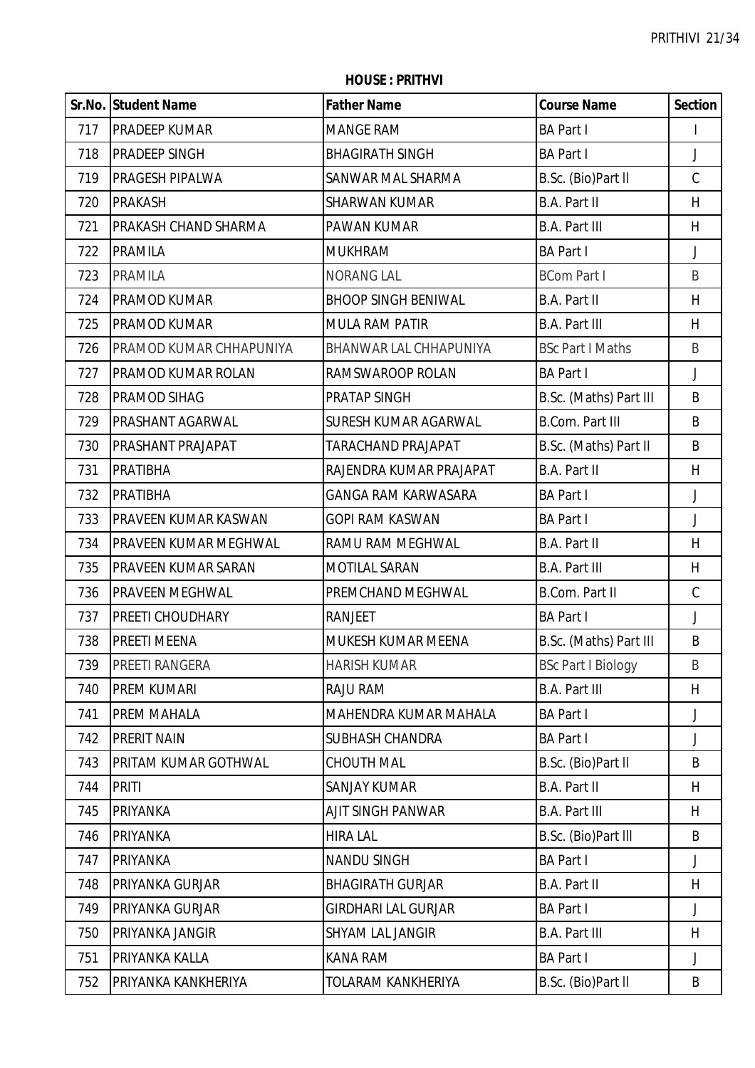**HOUSE : PRITHVI**

| Sr.No. | Student Name | Father Name | Course Name | Section |
|---|---|---|---|---|
| 717 | PRADEEP KUMAR | MANGE RAM | BA Part I | I |
| 718 | PRADEEP SINGH | BHAGIRATH SINGH | BA Part I | J |
| 719 | PRAGESH PIPALWA | SANWAR MAL SHARMA | B.Sc. (Bio)Part II | C |
| 720 | PRAKASH | SHARWAN KUMAR | B.A. Part II | H |
| 721 | PRAKASH CHAND SHARMA | PAWAN KUMAR | B.A. Part III | H |
| 722 | PRAMILA | MUKHRAM | BA Part I | J |
| 723 | PRAMILA | NORANG LAL | BCom Part I | B |
| 724 | PRAMOD KUMAR | BHOOP SINGH BENIWAL | B.A. Part II | H |
| 725 | PRAMOD KUMAR | MULA RAM PATIR | B.A. Part III | H |
| 726 | PRAMOD KUMAR CHHAPUNIYA | BHANWAR LAL CHHAPUNIYA | BSc Part I Maths | B |
| 727 | PRAMOD KUMAR ROLAN | RAMSWAROOP ROLAN | BA Part I | J |
| 728 | PRAMOD SIHAG | PRATAP SINGH | B.Sc. (Maths) Part III | B |
| 729 | PRASHANT AGARWAL | SURESH KUMAR AGARWAL | B.Com. Part III | B |
| 730 | PRASHANT PRAJAPAT | TARACHAND PRAJAPAT | B.Sc. (Maths) Part II | B |
| 731 | PRATIBHA | RAJENDRA KUMAR PRAJAPAT | B.A. Part II | H |
| 732 | PRATIBHA | GANGA RAM KARWASARA | BA Part I | J |
| 733 | PRAVEEN KUMAR KASWAN | GOPI RAM KASWAN | BA Part I | J |
| 734 | PRAVEEN KUMAR MEGHWAL | RAMU RAM MEGHWAL | B.A. Part II | H |
| 735 | PRAVEEN KUMAR SARAN | MOTILAL SARAN | B.A. Part III | H |
| 736 | PRAVEEN MEGHWAL | PREMCHAND MEGHWAL | B.Com. Part II | C |
| 737 | PREETI CHOUDHARY | RANJEET | BA Part I | J |
| 738 | PREETI MEENA | MUKESH KUMAR MEENA | B.Sc. (Maths) Part III | B |
| 739 | PREETI RANGERA | HARISH KUMAR | BSc Part I Biology | B |
| 740 | PREM KUMARI | RAJU RAM | B.A. Part III | H |
| 741 | PREM MAHALA | MAHENDRA KUMAR MAHALA | BA Part I | J |
| 742 | PRERIT NAIN | SUBHASH CHANDRA | BA Part I | J |
| 743 | PRITAM KUMAR GOTHWAL | CHOUTH MAL | B.Sc. (Bio)Part II | B |
| 744 | PRITI | SANJAY KUMAR | B.A. Part II | H |
| 745 | PRIYANKA | AJIT SINGH PANWAR | B.A. Part III | H |
| 746 | PRIYANKA | HIRA LAL | B.Sc. (Bio)Part III | B |
| 747 | PRIYANKA | NANDU SINGH | BA Part I | J |
| 748 | PRIYANKA GURJAR | BHAGIRATH GURJAR | B.A. Part II | H |
| 749 | PRIYANKA GURJAR | GIRDHARI LAL GURJAR | BA Part I | J |
| 750 | PRIYANKA JANGIR | SHYAM LAL JANGIR | B.A. Part III | H |
| 751 | PRIYANKA KALLA | KANA RAM | BA Part I | J |
| 752 | PRIYANKA KANKHERIYA | TOLARAM KANKHERIYA | B.Sc. (Bio)Part II | B |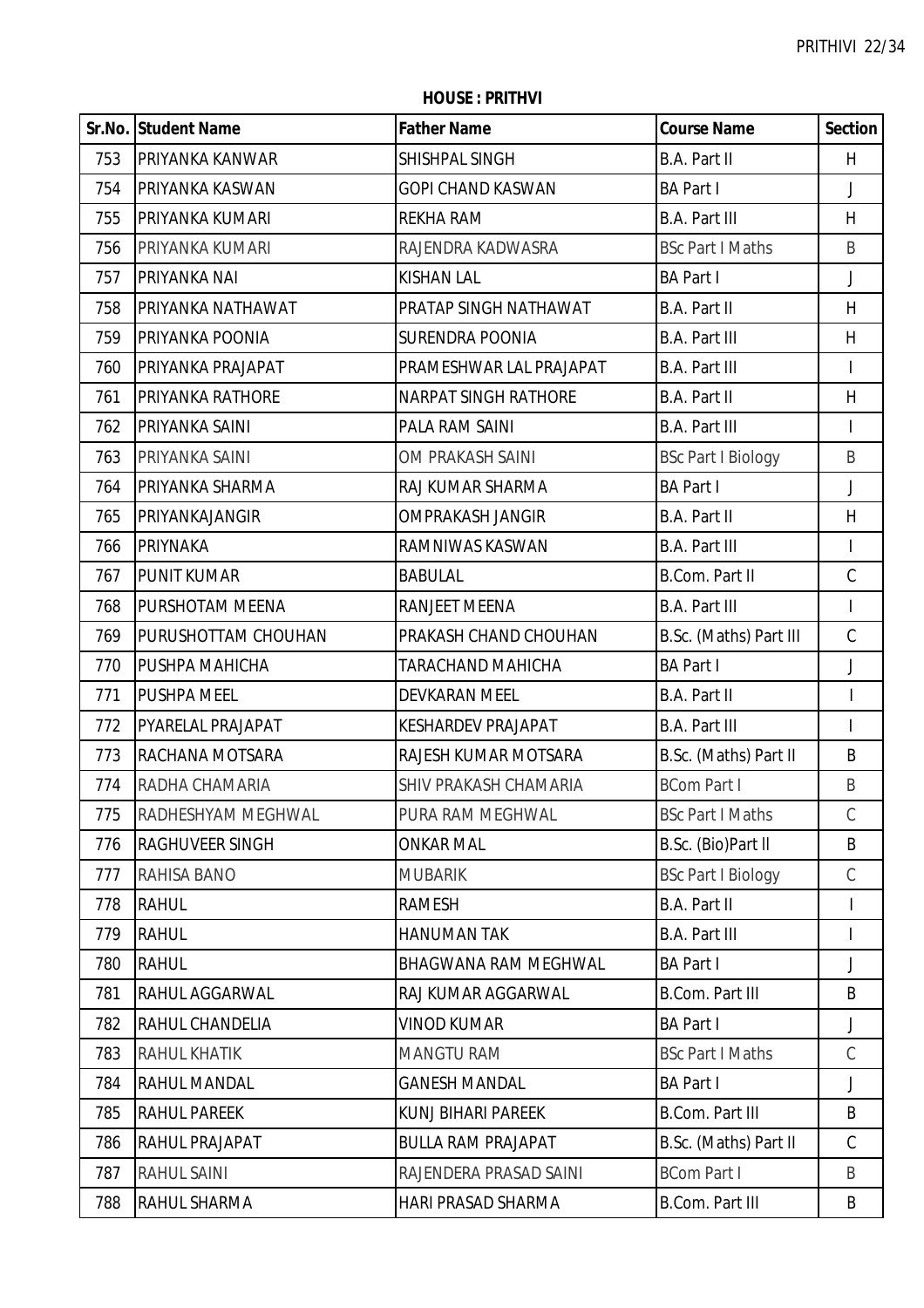**HOUSE : PRITHVI**

| Sr.No. | Student Name | Father Name | Course Name | Section |
|---|---|---|---|---|
| 753 | PRIYANKA KANWAR | SHISHPAL SINGH | B.A. Part II | H |
| 754 | PRIYANKA KASWAN | GOPI CHAND KASWAN | BA Part I | J |
| 755 | PRIYANKA KUMARI | REKHA RAM | B.A. Part III | H |
| 756 | PRIYANKA KUMARI | RAJENDRA KADWASRA | BSc Part I Maths | B |
| 757 | PRIYANKA NAI | KISHAN LAL | BA Part I | J |
| 758 | PRIYANKA NATHAWAT | PRATAP SINGH NATHAWAT | B.A. Part II | H |
| 759 | PRIYANKA POONIA | SURENDRA POONIA | B.A. Part III | H |
| 760 | PRIYANKA PRAJAPAT | PRAMESHWAR LAL PRAJAPAT | B.A. Part III | I |
| 761 | PRIYANKA RATHORE | NARPAT SINGH RATHORE | B.A. Part II | H |
| 762 | PRIYANKA SAINI | PALA RAM SAINI | B.A. Part III | I |
| 763 | PRIYANKA SAINI | OM PRAKASH SAINI | BSc Part I Biology | B |
| 764 | PRIYANKA SHARMA | RAJ KUMAR SHARMA | BA Part I | J |
| 765 | PRIYANKAJANGIR | OMPRAKASH JANGIR | B.A. Part II | H |
| 766 | PRIYNAKA | RAMNIWAS KASWAN | B.A. Part III | I |
| 767 | PUNIT KUMAR | BABULAL | B.Com. Part II | C |
| 768 | PURSHOTAM MEENA | RANJEET MEENA | B.A. Part III | I |
| 769 | PURUSHOTTAM CHOUHAN | PRAKASH CHAND CHOUHAN | B.Sc. (Maths) Part III | C |
| 770 | PUSHPA MAHICHA | TARACHAND MAHICHA | BA Part I | J |
| 771 | PUSHPA MEEL | DEVKARAN MEEL | B.A. Part II | I |
| 772 | PYARELAL PRAJAPAT | KESHARDEV PRAJAPAT | B.A. Part III | I |
| 773 | RACHANA MOTSARA | RAJESH KUMAR MOTSARA | B.Sc. (Maths) Part II | B |
| 774 | RADHA CHAMARIA | SHIV PRAKASH CHAMARIA | BCom Part I | B |
| 775 | RADHESHYAM MEGHWAL | PURA RAM MEGHWAL | BSc Part I Maths | C |
| 776 | RAGHUVEER SINGH | ONKAR MAL | B.Sc. (Bio)Part II | B |
| 777 | RAHISA BANO | MUBARIK | BSc Part I Biology | C |
| 778 | RAHUL | RAMESH | B.A. Part II | I |
| 779 | RAHUL | HANUMAN TAK | B.A. Part III | I |
| 780 | RAHUL | BHAGWANA RAM MEGHWAL | BA Part I | J |
| 781 | RAHUL AGGARWAL | RAJ KUMAR AGGARWAL | B.Com. Part III | B |
| 782 | RAHUL CHANDELIA | VINOD KUMAR | BA Part I | J |
| 783 | RAHUL KHATIK | MANGTU RAM | BSc Part I Maths | C |
| 784 | RAHUL MANDAL | GANESH MANDAL | BA Part I | J |
| 785 | RAHUL PAREEK | KUNJ BIHARI PAREEK | B.Com. Part III | B |
| 786 | RAHUL PRAJAPAT | BULLA RAM PRAJAPAT | B.Sc. (Maths) Part II | C |
| 787 | RAHUL SAINI | RAJENDERA PRASAD SAINI | BCom Part I | B |
| 788 | RAHUL SHARMA | HARI PRASAD SHARMA | B.Com. Part III | B |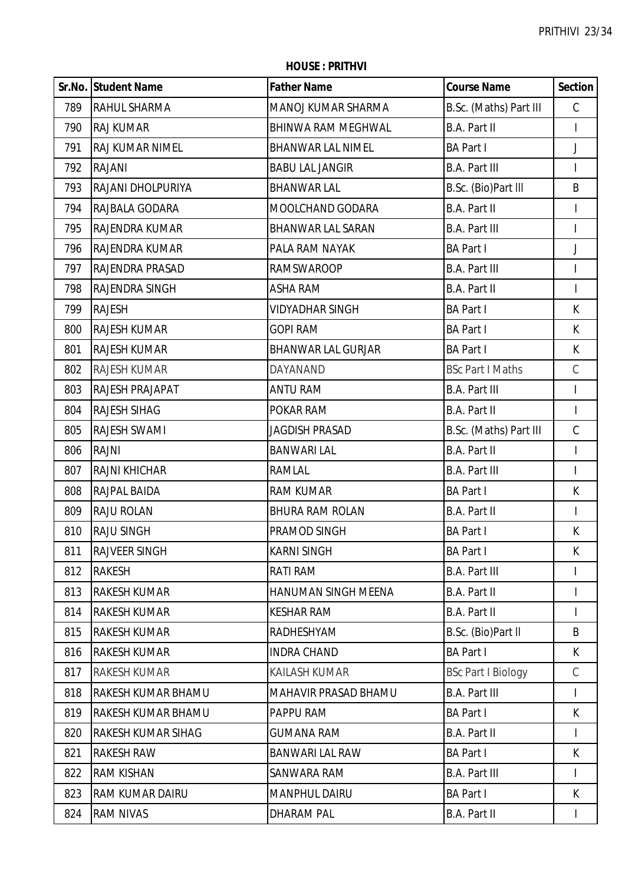**HOUSE : PRITHVI**

| Sr.No. | Student Name | Father Name | Course Name | Section |
|---|---|---|---|---|
| 789 | RAHUL SHARMA | MANOJ KUMAR SHARMA | B.Sc. (Maths) Part III | C |
| 790 | RAJ KUMAR | BHINWA RAM MEGHWAL | B.A. Part II | I |
| 791 | RAJ KUMAR NIMEL | BHANWAR LAL NIMEL | BA Part I | J |
| 792 | RAJANI | BABU LAL JANGIR | B.A. Part III | I |
| 793 | RAJANI DHOLPURIYA | BHANWAR LAL | B.Sc. (Bio)Part lll | B |
| 794 | RAJBALA GODARA | MOOLCHAND GODARA | B.A. Part II | I |
| 795 | RAJENDRA KUMAR | BHANWAR LAL SARAN | B.A. Part III | I |
| 796 | RAJENDRA KUMAR | PALA RAM NAYAK | BA Part I | J |
| 797 | RAJENDRA PRASAD | RAMSWAROOP | B.A. Part III | I |
| 798 | RAJENDRA SINGH | ASHA RAM | B.A. Part II | I |
| 799 | RAJESH | VIDYADHAR SINGH | BA Part I | K |
| 800 | RAJESH KUMAR | GOPI RAM | BA Part I | K |
| 801 | RAJESH KUMAR | BHANWAR LAL GURJAR | BA Part I | K |
| 802 | RAJESH KUMAR | DAYANAND | BSc Part I Maths | C |
| 803 | RAJESH PRAJAPAT | ANTU RAM | B.A. Part III | I |
| 804 | RAJESH SIHAG | POKAR RAM | B.A. Part II | I |
| 805 | RAJESH SWAMI | JAGDISH PRASAD | B.Sc. (Maths) Part III | C |
| 806 | RAJNI | BANWARI LAL | B.A. Part II | I |
| 807 | RAJNI KHICHAR | RAMLAL | B.A. Part III | I |
| 808 | RAJPAL BAIDA | RAM KUMAR | BA Part I | K |
| 809 | RAJU ROLAN | BHURA RAM ROLAN | B.A. Part II | I |
| 810 | RAJU SINGH | PRAMOD SINGH | BA Part I | K |
| 811 | RAJVEER SINGH | KARNI SINGH | BA Part I | K |
| 812 | RAKESH | RATI RAM | B.A. Part III | I |
| 813 | RAKESH KUMAR | HANUMAN SINGH MEENA | B.A. Part II | I |
| 814 | RAKESH KUMAR | KESHAR RAM | B.A. Part II | I |
| 815 | RAKESH KUMAR | RADHESHYAM | B.Sc. (Bio)Part ll | B |
| 816 | RAKESH KUMAR | INDRA CHAND | BA Part I | K |
| 817 | RAKESH KUMAR | KAILASH KUMAR | BSc Part I Biology | C |
| 818 | RAKESH KUMAR BHAMU | MAHAVIR PRASAD BHAMU | B.A. Part III | I |
| 819 | RAKESH KUMAR BHAMU | PAPPU RAM | BA Part I | K |
| 820 | RAKESH KUMAR SIHAG | GUMANA RAM | B.A. Part II | I |
| 821 | RAKESH RAW | BANWARI LAL RAW | BA Part I | K |
| 822 | RAM KISHAN | SANWARA RAM | B.A. Part III | I |
| 823 | RAM KUMAR DAIRU | MANPHUL DAIRU | BA Part I | K |
| 824 | RAM NIVAS | DHARAM PAL | B.A. Part II | I |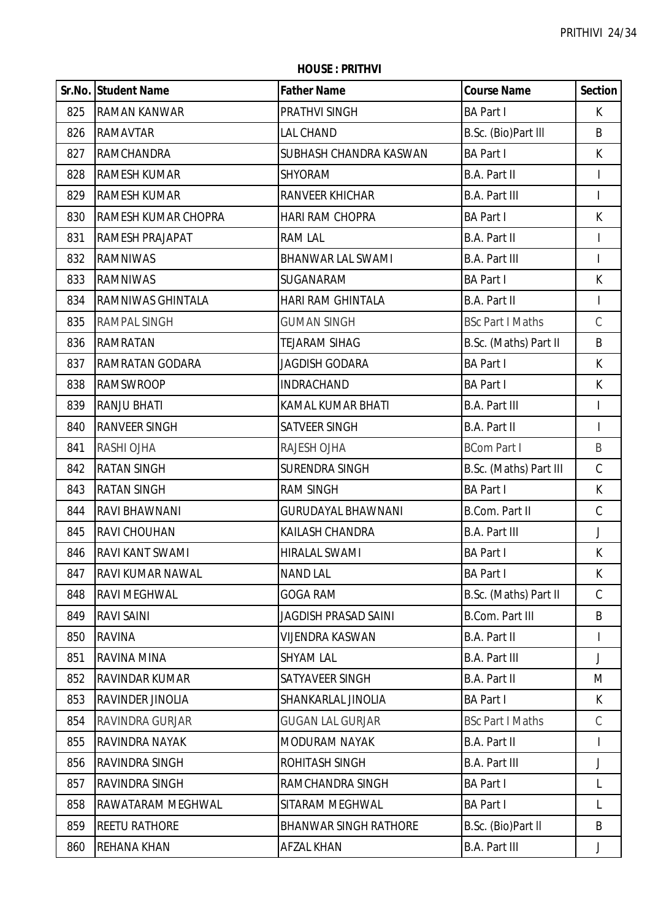**HOUSE : PRITHVI**

| Sr.No. | Student Name | Father Name | Course Name | Section |
|---|---|---|---|---|
| 825 | RAMAN KANWAR | PRATHVI SINGH | BA Part I | K |
| 826 | RAMAVTAR | LAL CHAND | B.Sc. (Bio)Part lll | B |
| 827 | RAMCHANDRA | SUBHASH CHANDRA KASWAN | BA Part I | K |
| 828 | RAMESH KUMAR | SHYORAM | B.A. Part II | I |
| 829 | RAMESH KUMAR | RANVEER KHICHAR | B.A. Part III | I |
| 830 | RAMESH KUMAR CHOPRA | HARI RAM CHOPRA | BA Part I | K |
| 831 | RAMESH PRAJAPAT | RAM LAL | B.A. Part II | I |
| 832 | RAMNIWAS | BHANWAR LAL SWAMI | B.A. Part III | I |
| 833 | RAMNIWAS | SUGANARAM | BA Part I | K |
| 834 | RAMNIWAS GHINTALA | HARI RAM GHINTALA | B.A. Part II | I |
| 835 | RAMPAL SINGH | GUMAN SINGH | BSc Part I Maths | C |
| 836 | RAMRATAN | TEJARAM SIHAG | B.Sc. (Maths) Part II | B |
| 837 | RAMRATAN GODARA | JAGDISH GODARA | BA Part I | K |
| 838 | RAMSWROOP | INDRACHAND | BA Part I | K |
| 839 | RANJU BHATI | KAMAL KUMAR BHATI | B.A. Part III | I |
| 840 | RANVEER SINGH | SATVEER SINGH | B.A. Part II | I |
| 841 | RASHI OJHA | RAJESH OJHA | BCom Part I | B |
| 842 | RATAN SINGH | SURENDRA SINGH | B.Sc. (Maths) Part III | C |
| 843 | RATAN SINGH | RAM SINGH | BA Part I | K |
| 844 | RAVI BHAWNANI | GURUDAYAL BHAWNANI | B.Com. Part II | C |
| 845 | RAVI CHOUHAN | KAILASH CHANDRA | B.A. Part III | J |
| 846 | RAVI KANT SWAMI | HIRALAL SWAMI | BA Part I | K |
| 847 | RAVI KUMAR NAWAL | NAND LAL | BA Part I | K |
| 848 | RAVI MEGHWAL | GOGA RAM | B.Sc. (Maths) Part II | C |
| 849 | RAVI SAINI | JAGDISH PRASAD SAINI | B.Com. Part III | B |
| 850 | RAVINA | VIJENDRA KASWAN | B.A. Part II | I |
| 851 | RAVINA MINA | SHYAM LAL | B.A. Part III | J |
| 852 | RAVINDAR KUMAR | SATYAVEER SINGH | B.A. Part II | M |
| 853 | RAVINDER JINOLIA | SHANKARLAL JINOLIA | BA Part I | K |
| 854 | RAVINDRA GURJAR | GUGAN LAL GURJAR | BSc Part I Maths | C |
| 855 | RAVINDRA NAYAK | MODURAM NAYAK | B.A. Part II | I |
| 856 | RAVINDRA SINGH | ROHITASH SINGH | B.A. Part III | J |
| 857 | RAVINDRA SINGH | RAMCHANDRA SINGH | BA Part I | L |
| 858 | RAWATARAM MEGHWAL | SITARAM MEGHWAL | BA Part I | L |
| 859 | REETU RATHORE | BHANWAR SINGH RATHORE | B.Sc. (Bio)Part ll | B |
| 860 | REHANA KHAN | AFZAL KHAN | B.A. Part III | J |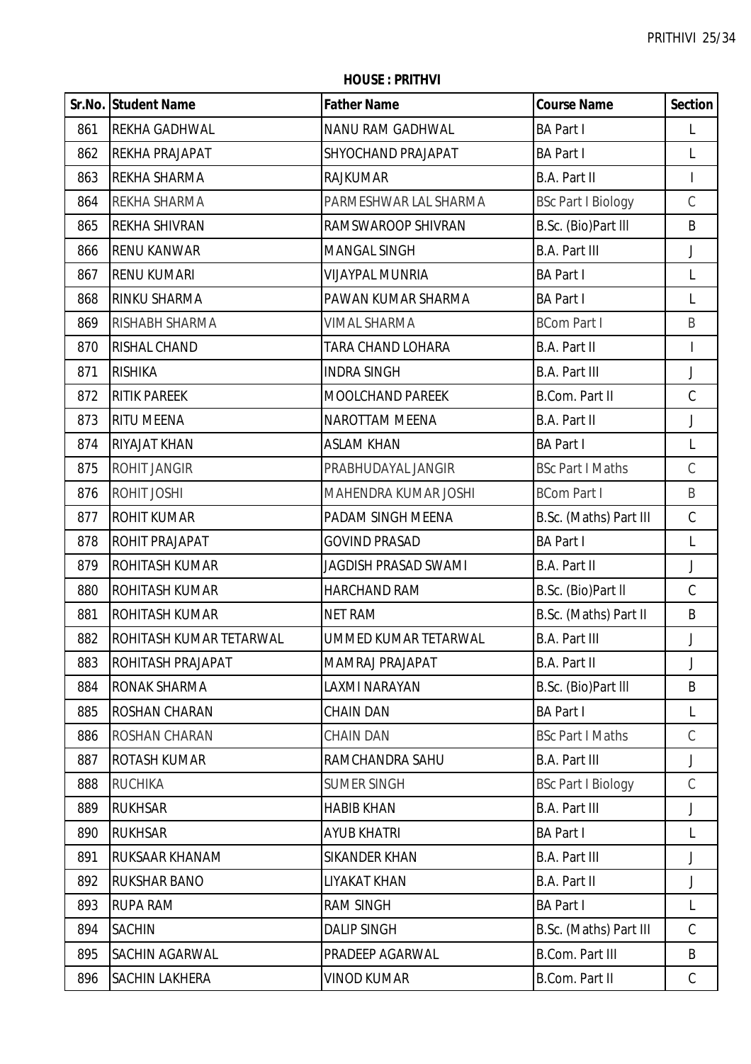**HOUSE : PRITHVI**

| Sr.No. | Student Name | Father Name | Course Name | Section |
|---|---|---|---|---|
| 861 | REKHA GADHWAL | NANU RAM GADHWAL | BA Part I | L |
| 862 | REKHA PRAJAPAT | SHYOCHAND PRAJAPAT | BA Part I | L |
| 863 | REKHA SHARMA | RAJKUMAR | B.A. Part II | I |
| 864 | REKHA SHARMA | PARMESHWAR LAL SHARMA | BSc Part I Biology | C |
| 865 | REKHA SHIVRAN | RAMSWAROOP SHIVRAN | B.Sc. (Bio)Part lll | B |
| 866 | RENU KANWAR | MANGAL SINGH | B.A. Part III | J |
| 867 | RENU KUMARI | VIJAYPAL MUNRIA | BA Part I | L |
| 868 | RINKU SHARMA | PAWAN KUMAR SHARMA | BA Part I | L |
| 869 | RISHABH SHARMA | VIMAL SHARMA | BCom Part I | B |
| 870 | RISHAL CHAND | TARA CHAND LOHARA | B.A. Part II | I |
| 871 | RISHIKA | INDRA SINGH | B.A. Part III | J |
| 872 | RITIK PAREEK | MOOLCHAND PAREEK | B.Com. Part II | C |
| 873 | RITU MEENA | NAROTTAM MEENA | B.A. Part II | J |
| 874 | RIYAJAT KHAN | ASLAM KHAN | BA Part I | L |
| 875 | ROHIT JANGIR | PRABHUDAYAL JANGIR | BSc Part I Maths | C |
| 876 | ROHIT JOSHI | MAHENDRA KUMAR JOSHI | BCom Part I | B |
| 877 | ROHIT KUMAR | PADAM SINGH MEENA | B.Sc. (Maths) Part III | C |
| 878 | ROHIT PRAJAPAT | GOVIND PRASAD | BA Part I | L |
| 879 | ROHITASH KUMAR | JAGDISH PRASAD SWAMI | B.A. Part II | J |
| 880 | ROHITASH KUMAR | HARCHAND RAM | B.Sc. (Bio)Part ll | C |
| 881 | ROHITASH KUMAR | NET RAM | B.Sc. (Maths) Part II | B |
| 882 | ROHITASH KUMAR TETARWAL | UMMED KUMAR TETARWAL | B.A. Part III | J |
| 883 | ROHITASH PRAJAPAT | MAMRAJ PRAJAPAT | B.A. Part II | J |
| 884 | RONAK SHARMA | LAXMI NARAYAN | B.Sc. (Bio)Part lll | B |
| 885 | ROSHAN CHARAN | CHAIN DAN | BA Part I | L |
| 886 | ROSHAN CHARAN | CHAIN DAN | BSc Part I Maths | C |
| 887 | ROTASH KUMAR | RAMCHANDRA SAHU | B.A. Part III | J |
| 888 | RUCHIKA | SUMER SINGH | BSc Part I Biology | C |
| 889 | RUKHSAR | HABIB KHAN | B.A. Part III | J |
| 890 | RUKHSAR | AYUB KHATRI | BA Part I | L |
| 891 | RUKSAAR KHANAM | SIKANDER KHAN | B.A. Part III | J |
| 892 | RUKSHAR BANO | LIYAKAT KHAN | B.A. Part II | J |
| 893 | RUPA RAM | RAM SINGH | BA Part I | L |
| 894 | SACHIN | DALIP SINGH | B.Sc. (Maths) Part III | C |
| 895 | SACHIN AGARWAL | PRADEEP AGARWAL | B.Com. Part III | B |
| 896 | SACHIN LAKHERA | VINOD KUMAR | B.Com. Part II | C |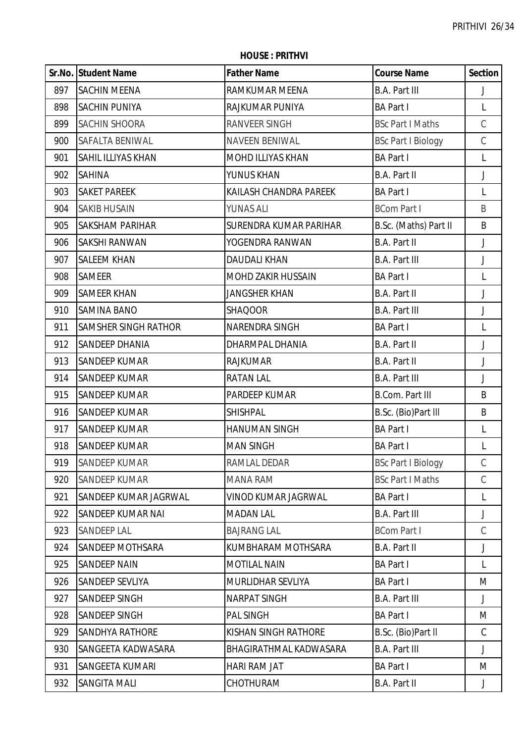**HOUSE : PRITHVI**

| Sr.No. | Student Name | Father Name | Course Name | Section |
|---|---|---|---|---|
| 897 | SACHIN MEENA | RAMKUMAR MEENA | B.A. Part III | J |
| 898 | SACHIN PUNIYA | RAJKUMAR PUNIYA | BA Part I | L |
| 899 | SACHIN SHOORA | RANVEER SINGH | BSc Part I Maths | C |
| 900 | SAFALTA BENIWAL | NAVEEN BENIWAL | BSc Part I Biology | C |
| 901 | SAHIL ILLIYAS KHAN | MOHD ILLIYAS KHAN | BA Part I | L |
| 902 | SAHINA | YUNUS KHAN | B.A. Part II | J |
| 903 | SAKET PAREEK | KAILASH CHANDRA PAREEK | BA Part I | L |
| 904 | SAKIB HUSAIN | YUNAS ALI | BCom Part I | B |
| 905 | SAKSHAM PARIHAR | SURENDRA KUMAR PARIHAR | B.Sc. (Maths) Part II | B |
| 906 | SAKSHI RANWAN | YOGENDRA RANWAN | B.A. Part II | J |
| 907 | SALEEM KHAN | DAUDALI KHAN | B.A. Part III | J |
| 908 | SAMEER | MOHD ZAKIR HUSSAIN | BA Part I | L |
| 909 | SAMEER KHAN | JANGSHER KHAN | B.A. Part II | J |
| 910 | SAMINA BANO | SHAQOOR | B.A. Part III | J |
| 911 | SAMSHER SINGH RATHOR | NARENDRA SINGH | BA Part I | L |
| 912 | SANDEEP DHANIA | DHARMPAL DHANIA | B.A. Part II | J |
| 913 | SANDEEP KUMAR | RAJKUMAR | B.A. Part II | J |
| 914 | SANDEEP KUMAR | RATAN LAL | B.A. Part III | J |
| 915 | SANDEEP KUMAR | PARDEEP KUMAR | B.Com. Part III | B |
| 916 | SANDEEP KUMAR | SHISHPAL | B.Sc. (Bio)Part lll | B |
| 917 | SANDEEP KUMAR | HANUMAN SINGH | BA Part I | L |
| 918 | SANDEEP KUMAR | MAN SINGH | BA Part I | L |
| 919 | SANDEEP KUMAR | RAMLAL DEDAR | BSc Part I Biology | C |
| 920 | SANDEEP KUMAR | MANA RAM | BSc Part I Maths | C |
| 921 | SANDEEP KUMAR JAGRWAL | VINOD KUMAR JAGRWAL | BA Part I | L |
| 922 | SANDEEP KUMAR NAI | MADAN LAL | B.A. Part III | J |
| 923 | SANDEEP LAL | BAJRANG LAL | BCom Part I | C |
| 924 | SANDEEP MOTHSARA | KUMBHARAM MOTHSARA | B.A. Part II | J |
| 925 | SANDEEP NAIN | MOTILAL NAIN | BA Part I | L |
| 926 | SANDEEP SEVLIYA | MURLIDHAR SEVLIYA | BA Part I | M |
| 927 | SANDEEP SINGH | NARPAT SINGH | B.A. Part III | J |
| 928 | SANDEEP SINGH | PAL SINGH | BA Part I | M |
| 929 | SANDHYA RATHORE | KISHAN SINGH RATHORE | B.Sc. (Bio)Part ll | C |
| 930 | SANGEETA KADWASARA | BHAGIRATHMAL KADWASARA | B.A. Part III | J |
| 931 | SANGEETA KUMARI | HARI RAM JAT | BA Part I | M |
| 932 | SANGITA MALI | CHOTHURAM | B.A. Part II | J |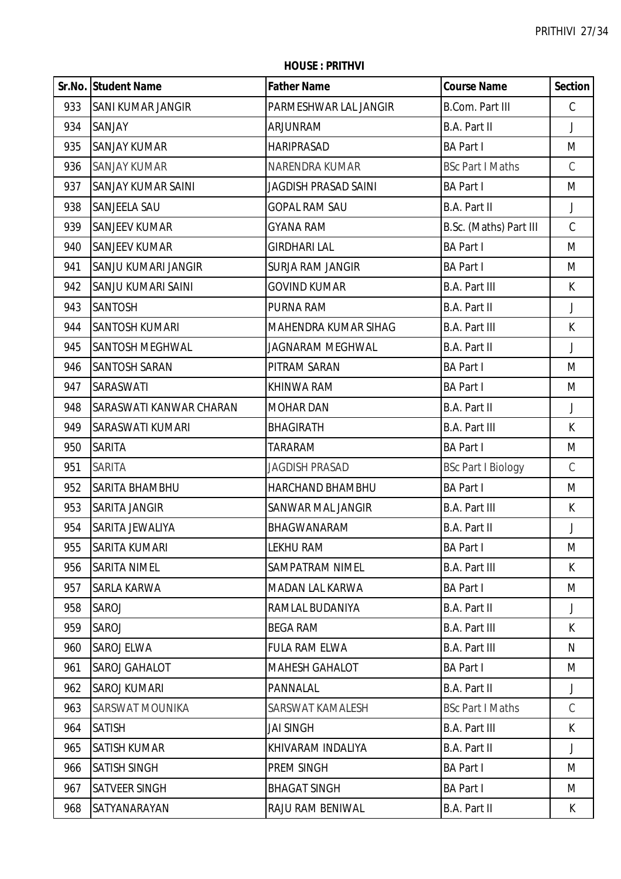**HOUSE : PRITHVI**

| Sr.No. | Student Name | Father Name | Course Name | Section |
|---|---|---|---|---|
| 933 | SANI KUMAR JANGIR | PARMESHWAR LAL JANGIR | B.Com. Part III | C |
| 934 | SANJAY | ARJUNRAM | B.A. Part II | J |
| 935 | SANJAY KUMAR | HARIPRASAD | BA Part I | M |
| 936 | SANJAY KUMAR | NARENDRA KUMAR | BSc Part I Maths | C |
| 937 | SANJAY KUMAR SAINI | JAGDISH PRASAD SAINI | BA Part I | M |
| 938 | SANJEELA SAU | GOPAL RAM SAU | B.A. Part II | J |
| 939 | SANJEEV KUMAR | GYANA RAM | B.Sc. (Maths) Part III | C |
| 940 | SANJEEV KUMAR | GIRDHARI LAL | BA Part I | M |
| 941 | SANJU KUMARI JANGIR | SURJA RAM JANGIR | BA Part I | M |
| 942 | SANJU KUMARI SAINI | GOVIND KUMAR | B.A. Part III | K |
| 943 | SANTOSH | PURNA RAM | B.A. Part II | J |
| 944 | SANTOSH KUMARI | MAHENDRA KUMAR SIHAG | B.A. Part III | K |
| 945 | SANTOSH MEGHWAL | JAGNARAM MEGHWAL | B.A. Part II | J |
| 946 | SANTOSH SARAN | PITRAM SARAN | BA Part I | M |
| 947 | SARASWATI | KHINWA RAM | BA Part I | M |
| 948 | SARASWATI KANWAR CHARAN | MOHAR DAN | B.A. Part II | J |
| 949 | SARASWATI KUMARI | BHAGIRATH | B.A. Part III | K |
| 950 | SARITA | TARARAM | BA Part I | M |
| 951 | SARITA | JAGDISH PRASAD | BSc Part I Biology | C |
| 952 | SARITA BHAMBHU | HARCHAND BHAMBHU | BA Part I | M |
| 953 | SARITA JANGIR | SANWAR MAL JANGIR | B.A. Part III | K |
| 954 | SARITA JEWALIYA | BHAGWANARAM | B.A. Part II | J |
| 955 | SARITA KUMARI | LEKHU RAM | BA Part I | M |
| 956 | SARITA NIMEL | SAMPATRAM NIMEL | B.A. Part III | K |
| 957 | SARLA KARWA | MADAN LAL KARWA | BA Part I | M |
| 958 | SAROJ | RAMLAL BUDANIYA | B.A. Part II | J |
| 959 | SAROJ | BEGA RAM | B.A. Part III | K |
| 960 | SAROJ ELWA | FULA RAM ELWA | B.A. Part III | N |
| 961 | SAROJ GAHALOT | MAHESH GAHALOT | BA Part I | M |
| 962 | SAROJ KUMARI | PANNALAL | B.A. Part II | J |
| 963 | SARSWAT MOUNIKA | SARSWAT KAMALESH | BSc Part I Maths | C |
| 964 | SATISH | JAI SINGH | B.A. Part III | K |
| 965 | SATISH KUMAR | KHIVARAM INDALIYA | B.A. Part II | J |
| 966 | SATISH SINGH | PREM SINGH | BA Part I | M |
| 967 | SATVEER SINGH | BHAGAT SINGH | BA Part I | M |
| 968 | SATYANARAYAN | RAJU RAM BENIWAL | B.A. Part II | K |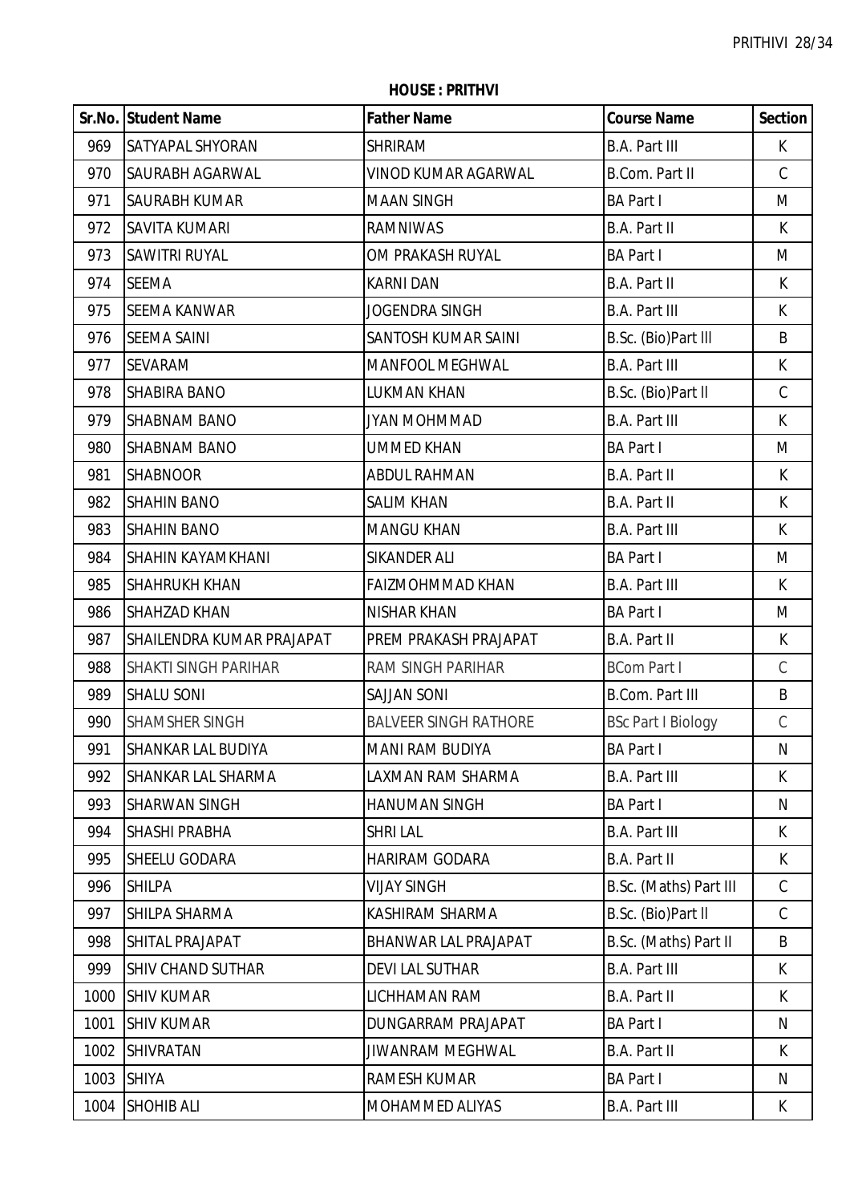**HOUSE : PRITHVI**

| Sr.No. | Student Name | Father Name | Course Name | Section |
|---|---|---|---|---|
| 969 | SATYAPAL SHYORAN | SHRIRAM | B.A. Part III | K |
| 970 | SAURABH AGARWAL | VINOD KUMAR AGARWAL | B.Com. Part II | C |
| 971 | SAURABH KUMAR | MAAN SINGH | BA Part I | M |
| 972 | SAVITA KUMARI | RAMNIWAS | B.A. Part II | K |
| 973 | SAWITRI RUYAL | OM PRAKASH RUYAL | BA Part I | M |
| 974 | SEEMA | KARNI DAN | B.A. Part II | K |
| 975 | SEEMA KANWAR | JOGENDRA SINGH | B.A. Part III | K |
| 976 | SEEMA SAINI | SANTOSH KUMAR SAINI | B.Sc. (Bio)Part lll | B |
| 977 | SEVARAM | MANFOOL MEGHWAL | B.A. Part III | K |
| 978 | SHABIRA BANO | LUKMAN KHAN | B.Sc. (Bio)Part ll | C |
| 979 | SHABNAM BANO | JYAN MOHMMAD | B.A. Part III | K |
| 980 | SHABNAM BANO | UMMED KHAN | BA Part I | M |
| 981 | SHABNOOR | ABDUL RAHMAN | B.A. Part II | K |
| 982 | SHAHIN BANO | SALIM KHAN | B.A. Part II | K |
| 983 | SHAHIN BANO | MANGU KHAN | B.A. Part III | K |
| 984 | SHAHIN KAYAMKHANI | SIKANDER ALI | BA Part I | M |
| 985 | SHAHRUKH KHAN | FAIZMOHMMAD KHAN | B.A. Part III | K |
| 986 | SHAHZAD KHAN | NISHAR KHAN | BA Part I | M |
| 987 | SHAILENDRA KUMAR PRAJAPAT | PREM PRAKASH PRAJAPAT | B.A. Part II | K |
| 988 | SHAKTI SINGH PARIHAR | RAM SINGH PARIHAR | BCom Part I | C |
| 989 | SHALU SONI | SAJJAN SONI | B.Com. Part III | B |
| 990 | SHAMSHER SINGH | BALVEER SINGH RATHORE | BSc Part I Biology | C |
| 991 | SHANKAR LAL BUDIYA | MANI RAM BUDIYA | BA Part I | N |
| 992 | SHANKAR LAL SHARMA | LAXMAN RAM SHARMA | B.A. Part III | K |
| 993 | SHARWAN SINGH | HANUMAN SINGH | BA Part I | N |
| 994 | SHASHI PRABHA | SHRI LAL | B.A. Part III | K |
| 995 | SHEELU GODARA | HARIRAM GODARA | B.A. Part II | K |
| 996 | SHILPA | VIJAY SINGH | B.Sc. (Maths) Part III | C |
| 997 | SHILPA SHARMA | KASHIRAM SHARMA | B.Sc. (Bio)Part ll | C |
| 998 | SHITAL PRAJAPAT | BHANWAR LAL PRAJAPAT | B.Sc. (Maths) Part II | B |
| 999 | SHIV CHAND SUTHAR | DEVI LAL SUTHAR | B.A. Part III | K |
| 1000 | SHIV KUMAR | LICHHAMAN RAM | B.A. Part II | K |
| 1001 | SHIV KUMAR | DUNGARRAM PRAJAPAT | BA Part I | N |
| 1002 | SHIVRATAN | JIWANRAM MEGHWAL | B.A. Part II | K |
| 1003 | SHIYA | RAMESH KUMAR | BA Part I | N |
| 1004 | SHOHIB ALI | MOHAMMED ALIYAS | B.A. Part III | K |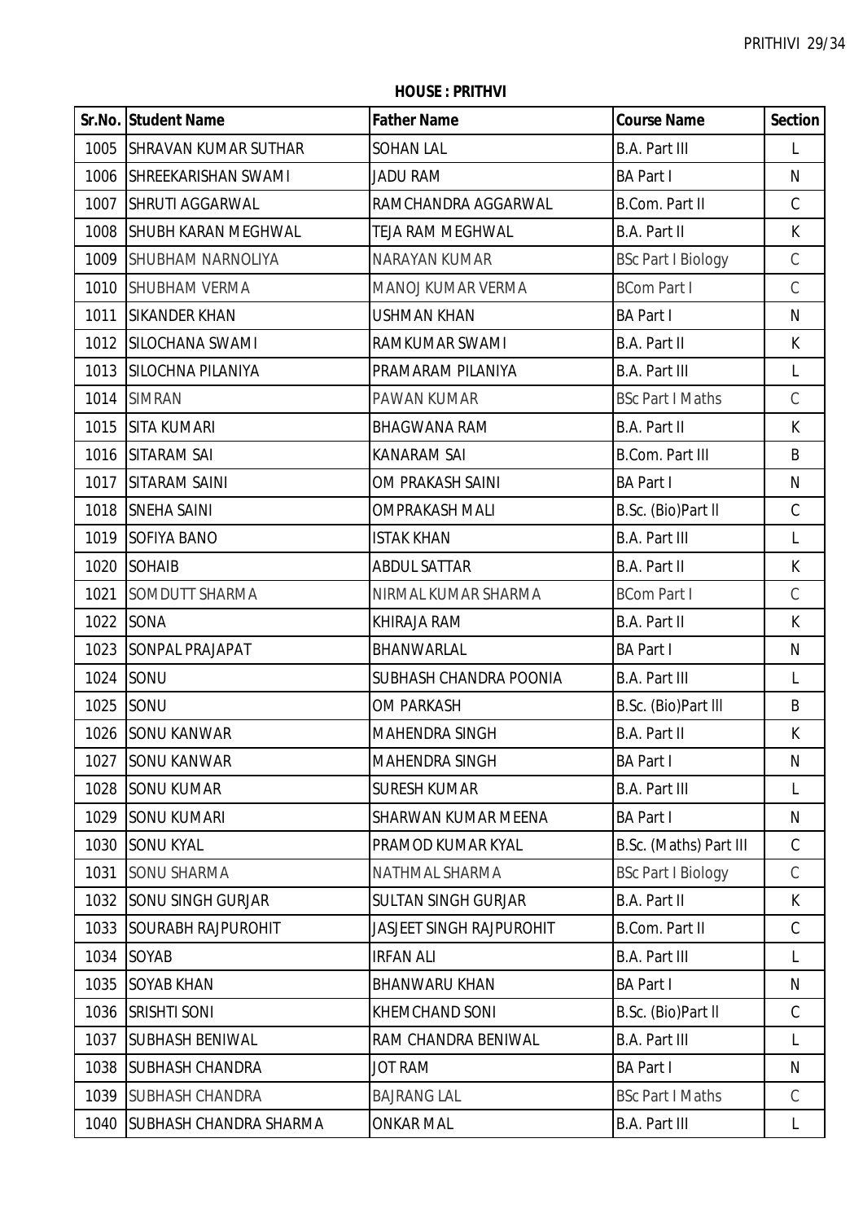**HOUSE : PRITHVI**

| Sr.No. | Student Name | Father Name | Course Name | Section |
|---|---|---|---|---|
| 1005 | SHRAVAN KUMAR SUTHAR | SOHAN LAL | B.A. Part III | L |
| 1006 | SHREEKARISHAN SWAMI | JADU RAM | BA Part I | N |
| 1007 | SHRUTI AGGARWAL | RAMCHANDRA AGGARWAL | B.Com. Part II | C |
| 1008 | SHUBH KARAN MEGHWAL | TEJA RAM MEGHWAL | B.A. Part II | K |
| 1009 | SHUBHAM NARNOLIYA | NARAYAN KUMAR | BSc Part I Biology | C |
| 1010 | SHUBHAM VERMA | MANOJ KUMAR VERMA | BCom Part I | C |
| 1011 | SIKANDER KHAN | USHMAN KHAN | BA Part I | N |
| 1012 | SILOCHANA SWAMI | RAMKUMAR SWAMI | B.A. Part II | K |
| 1013 | SILOCHNA PILANIYA | PRAMARAM PILANIYA | B.A. Part III | L |
| 1014 | SIMRAN | PAWAN KUMAR | BSc Part I Maths | C |
| 1015 | SITA KUMARI | BHAGWANA RAM | B.A. Part II | K |
| 1016 | SITARAM SAI | KANARAM SAI | B.Com. Part III | B |
| 1017 | SITARAM SAINI | OM PRAKASH SAINI | BA Part I | N |
| 1018 | SNEHA SAINI | OMPRAKASH MALI | B.Sc. (Bio)Part ll | C |
| 1019 | SOFIYA BANO | ISTAK KHAN | B.A. Part III | L |
| 1020 | SOHAIB | ABDUL SATTAR | B.A. Part II | K |
| 1021 | SOMDUTT SHARMA | NIRMAL KUMAR SHARMA | BCom Part I | C |
| 1022 | SONA | KHIRAJA RAM | B.A. Part II | K |
| 1023 | SONPAL PRAJAPAT | BHANWARLAL | BA Part I | N |
| 1024 | SONU | SUBHASH CHANDRA POONIA | B.A. Part III | L |
| 1025 | SONU | OM PARKASH | B.Sc. (Bio)Part lll | B |
| 1026 | SONU KANWAR | MAHENDRA SINGH | B.A. Part II | K |
| 1027 | SONU KANWAR | MAHENDRA SINGH | BA Part I | N |
| 1028 | SONU KUMAR | SURESH KUMAR | B.A. Part III | L |
| 1029 | SONU KUMARI | SHARWAN KUMAR MEENA | BA Part I | N |
| 1030 | SONU KYAL | PRAMOD KUMAR KYAL | B.Sc. (Maths) Part III | C |
| 1031 | SONU SHARMA | NATHMAL SHARMA | BSc Part I Biology | C |
| 1032 | SONU SINGH GURJAR | SULTAN SINGH GURJAR | B.A. Part II | K |
| 1033 | SOURABH RAJPUROHIT | JASJEET SINGH RAJPUROHIT | B.Com. Part II | C |
| 1034 | SOYAB | IRFAN ALI | B.A. Part III | L |
| 1035 | SOYAB KHAN | BHANWARU KHAN | BA Part I | N |
| 1036 | SRISHTI SONI | KHEMCHAND SONI | B.Sc. (Bio)Part ll | C |
| 1037 | SUBHASH BENIWAL | RAM CHANDRA BENIWAL | B.A. Part III | L |
| 1038 | SUBHASH CHANDRA | JOT RAM | BA Part I | N |
| 1039 | SUBHASH CHANDRA | BAJRANG LAL | BSc Part I Maths | C |
| 1040 | SUBHASH CHANDRA SHARMA | ONKAR MAL | B.A. Part III | L |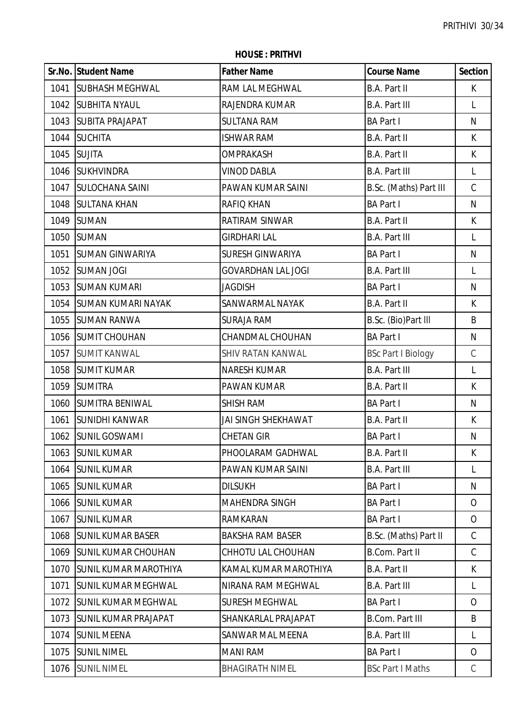**HOUSE : PRITHVI**

| Sr.No. | Student Name | Father Name | Course Name | Section |
|---|---|---|---|---|
| 1041 | SUBHASH MEGHWAL | RAM LAL MEGHWAL | B.A. Part II | K |
| 1042 | SUBHITA NYAUL | RAJENDRA KUMAR | B.A. Part III | L |
| 1043 | SUBITA PRAJAPAT | SULTANA RAM | BA Part I | N |
| 1044 | SUCHITA | ISHWAR RAM | B.A. Part II | K |
| 1045 | SUJITA | OMPRAKASH | B.A. Part II | K |
| 1046 | SUKHVINDRA | VINOD DABLA | B.A. Part III | L |
| 1047 | SULOCHANA SAINI | PAWAN KUMAR SAINI | B.Sc. (Maths) Part III | C |
| 1048 | SULTANA KHAN | RAFIQ KHAN | BA Part I | N |
| 1049 | SUMAN | RATIRAM SINWAR | B.A. Part II | K |
| 1050 | SUMAN | GIRDHARI LAL | B.A. Part III | L |
| 1051 | SUMAN GINWARIYA | SURESH GINWARIYA | BA Part I | N |
| 1052 | SUMAN JOGI | GOVARDHAN LAL JOGI | B.A. Part III | L |
| 1053 | SUMAN KUMARI | JAGDISH | BA Part I | N |
| 1054 | SUMAN KUMARI NAYAK | SANWARMAL NAYAK | B.A. Part II | K |
| 1055 | SUMAN RANWA | SURAJA RAM | B.Sc. (Bio)Part lll | B |
| 1056 | SUMIT CHOUHAN | CHANDMAL CHOUHAN | BA Part I | N |
| 1057 | SUMIT KANWAL | SHIV RATAN KANWAL | BSc Part I Biology | C |
| 1058 | SUMIT KUMAR | NARESH KUMAR | B.A. Part III | L |
| 1059 | SUMITRA | PAWAN KUMAR | B.A. Part II | K |
| 1060 | SUMITRA BENIWAL | SHISH RAM | BA Part I | N |
| 1061 | SUNIDHI KANWAR | JAI SINGH SHEKHAWAT | B.A. Part II | K |
| 1062 | SUNIL GOSWAMI | CHETAN GIR | BA Part I | N |
| 1063 | SUNIL KUMAR | PHOOLARAM GADHWAL | B.A. Part II | K |
| 1064 | SUNIL KUMAR | PAWAN KUMAR SAINI | B.A. Part III | L |
| 1065 | SUNIL KUMAR | DILSUKH | BA Part I | N |
| 1066 | SUNIL KUMAR | MAHENDRA SINGH | BA Part I | O |
| 1067 | SUNIL KUMAR | RAMKARAN | BA Part I | O |
| 1068 | SUNIL KUMAR BASER | BAKSHA RAM BASER | B.Sc. (Maths) Part II | C |
| 1069 | SUNIL KUMAR CHOUHAN | CHHOTU LAL CHOUHAN | B.Com. Part II | C |
| 1070 | SUNIL KUMAR MAROTHIYA | KAMAL KUMAR MAROTHIYA | B.A. Part II | K |
| 1071 | SUNIL KUMAR MEGHWAL | NIRANA RAM MEGHWAL | B.A. Part III | L |
| 1072 | SUNIL KUMAR MEGHWAL | SURESH MEGHWAL | BA Part I | O |
| 1073 | SUNIL KUMAR PRAJAPAT | SHANKARLAL PRAJAPAT | B.Com. Part III | B |
| 1074 | SUNIL MEENA | SANWAR MAL MEENA | B.A. Part III | L |
| 1075 | SUNIL NIMEL | MANI RAM | BA Part I | O |
| 1076 | SUNIL NIMEL | BHAGIRATH NIMEL | BSc Part I Maths | C |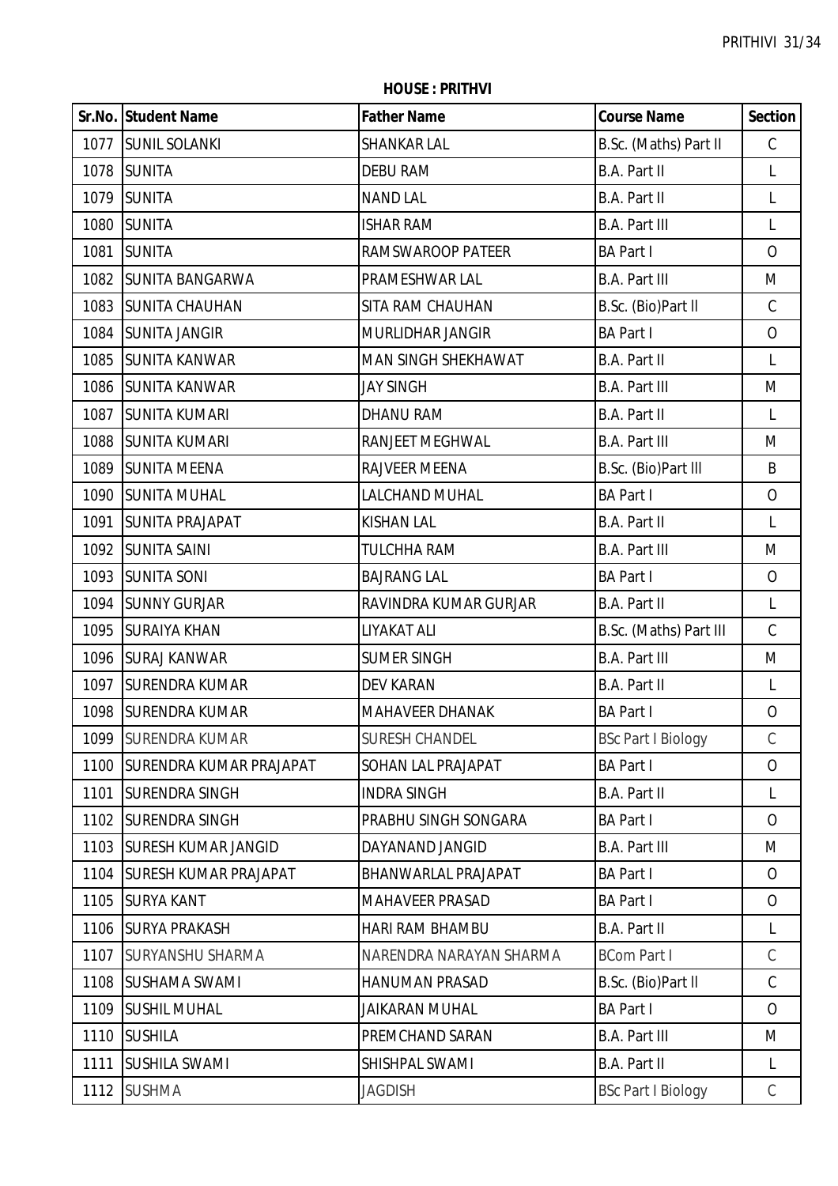**HOUSE : PRITHVI**

| Sr.No. | Student Name | Father Name | Course Name | Section |
|---|---|---|---|---|
| 1077 | SUNIL SOLANKI | SHANKAR LAL | B.Sc. (Maths) Part II | C |
| 1078 | SUNITA | DEBU RAM | B.A. Part II | L |
| 1079 | SUNITA | NAND LAL | B.A. Part II | L |
| 1080 | SUNITA | ISHAR RAM | B.A. Part III | L |
| 1081 | SUNITA | RAMSWAROOP PATEER | BA Part I | O |
| 1082 | SUNITA BANGARWA | PRAMESHWAR LAL | B.A. Part III | M |
| 1083 | SUNITA CHAUHAN | SITA RAM CHAUHAN | B.Sc. (Bio)Part ll | C |
| 1084 | SUNITA JANGIR | MURLIDHAR JANGIR | BA Part I | O |
| 1085 | SUNITA KANWAR | MAN SINGH SHEKHAWAT | B.A. Part II | L |
| 1086 | SUNITA KANWAR | JAY SINGH | B.A. Part III | M |
| 1087 | SUNITA KUMARI | DHANU RAM | B.A. Part II | L |
| 1088 | SUNITA KUMARI | RANJEET MEGHWAL | B.A. Part III | M |
| 1089 | SUNITA MEENA | RAJVEER MEENA | B.Sc. (Bio)Part lll | B |
| 1090 | SUNITA MUHAL | LALCHAND MUHAL | BA Part I | O |
| 1091 | SUNITA PRAJAPAT | KISHAN LAL | B.A. Part II | L |
| 1092 | SUNITA SAINI | TULCHHA RAM | B.A. Part III | M |
| 1093 | SUNITA SONI | BAJRANG LAL | BA Part I | O |
| 1094 | SUNNY GURJAR | RAVINDRA KUMAR GURJAR | B.A. Part II | L |
| 1095 | SURAIYA KHAN | LIYAKAT ALI | B.Sc. (Maths) Part III | C |
| 1096 | SURAJ KANWAR | SUMER SINGH | B.A. Part III | M |
| 1097 | SURENDRA KUMAR | DEV KARAN | B.A. Part II | L |
| 1098 | SURENDRA KUMAR | MAHAVEER DHANAK | BA Part I | O |
| 1099 | SURENDRA KUMAR | SURESH CHANDEL | BSc Part I Biology | C |
| 1100 | SURENDRA KUMAR PRAJAPAT | SOHAN LAL PRAJAPAT | BA Part I | O |
| 1101 | SURENDRA SINGH | INDRA SINGH | B.A. Part II | L |
| 1102 | SURENDRA SINGH | PRABHU SINGH SONGARA | BA Part I | O |
| 1103 | SURESH KUMAR JANGID | DAYANAND JANGID | B.A. Part III | M |
| 1104 | SURESH KUMAR PRAJAPAT | BHANWARLAL PRAJAPAT | BA Part I | O |
| 1105 | SURYA KANT | MAHAVEER PRASAD | BA Part I | O |
| 1106 | SURYA PRAKASH | HARI RAM BHAMBU | B.A. Part II | L |
| 1107 | SURYANSHU SHARMA | NARENDRA NARAYAN SHARMA | BCom Part I | C |
| 1108 | SUSHAMA SWAMI | HANUMAN PRASAD | B.Sc. (Bio)Part ll | C |
| 1109 | SUSHIL MUHAL | JAIKARAN MUHAL | BA Part I | O |
| 1110 | SUSHILA | PREMCHAND SARAN | B.A. Part III | M |
| 1111 | SUSHILA SWAMI | SHISHPAL SWAMI | B.A. Part II | L |
| 1112 | SUSHMA | JAGDISH | BSc Part I Biology | C |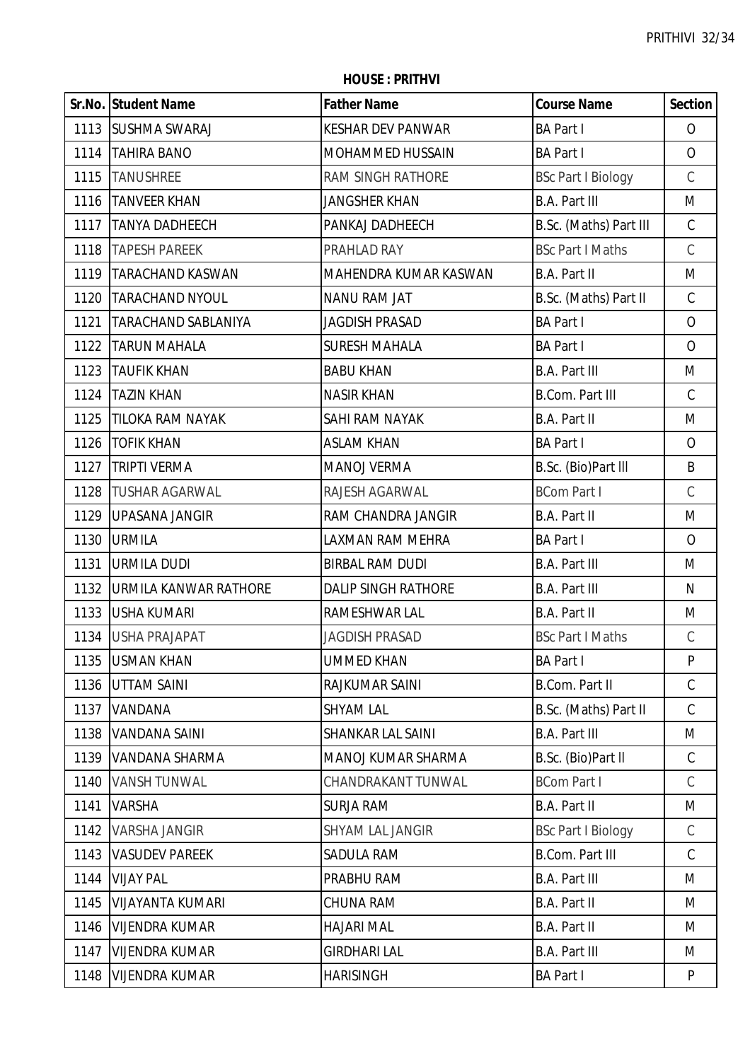**HOUSE : PRITHVI**

| Sr.No. | Student Name | Father Name | Course Name | Section |
|---|---|---|---|---|
| 1113 | SUSHMA SWARAJ | KESHAR DEV PANWAR | BA Part I | O |
| 1114 | TAHIRA BANO | MOHAMMED HUSSAIN | BA Part I | O |
| 1115 | TANUSHREE | RAM SINGH RATHORE | BSc Part I Biology | C |
| 1116 | TANVEER KHAN | JANGSHER KHAN | B.A. Part III | M |
| 1117 | TANYA DADHEECH | PANKAJ DADHEECH | B.Sc. (Maths) Part III | C |
| 1118 | TAPESH PAREEK | PRAHLAD RAY | BSc Part I Maths | C |
| 1119 | TARACHAND KASWAN | MAHENDRA KUMAR KASWAN | B.A. Part II | M |
| 1120 | TARACHAND NYOUL | NANU RAM JAT | B.Sc. (Maths) Part II | C |
| 1121 | TARACHAND SABLANIYA | JAGDISH PRASAD | BA Part I | O |
| 1122 | TARUN MAHALA | SURESH MAHALA | BA Part I | O |
| 1123 | TAUFIK KHAN | BABU KHAN | B.A. Part III | M |
| 1124 | TAZIN KHAN | NASIR KHAN | B.Com. Part III | C |
| 1125 | TILOKA RAM NAYAK | SAHI RAM NAYAK | B.A. Part II | M |
| 1126 | TOFIK KHAN | ASLAM KHAN | BA Part I | O |
| 1127 | TRIPTI VERMA | MANOJ VERMA | B.Sc. (Bio)Part lll | B |
| 1128 | TUSHAR AGARWAL | RAJESH AGARWAL | BCom Part I | C |
| 1129 | UPASANA JANGIR | RAM CHANDRA JANGIR | B.A. Part II | M |
| 1130 | URMILA | LAXMAN RAM MEHRA | BA Part I | O |
| 1131 | URMILA DUDI | BIRBAL RAM DUDI | B.A. Part III | M |
| 1132 | URMILA KANWAR RATHORE | DALIP SINGH RATHORE | B.A. Part III | N |
| 1133 | USHA KUMARI | RAMESHWAR LAL | B.A. Part II | M |
| 1134 | USHA PRAJAPAT | JAGDISH PRASAD | BSc Part I Maths | C |
| 1135 | USMAN KHAN | UMMED KHAN | BA Part I | P |
| 1136 | UTTAM SAINI | RAJKUMAR SAINI | B.Com. Part II | C |
| 1137 | VANDANA | SHYAM LAL | B.Sc. (Maths) Part II | C |
| 1138 | VANDANA SAINI | SHANKAR LAL SAINI | B.A. Part III | M |
| 1139 | VANDANA SHARMA | MANOJ KUMAR SHARMA | B.Sc. (Bio)Part ll | C |
| 1140 | VANSH TUNWAL | CHANDRAKANT TUNWAL | BCom Part I | C |
| 1141 | VARSHA | SURJA RAM | B.A. Part II | M |
| 1142 | VARSHA JANGIR | SHYAM LAL JANGIR | BSc Part I Biology | C |
| 1143 | VASUDEV PAREEK | SADULA RAM | B.Com. Part III | C |
| 1144 | VIJAY PAL | PRABHU RAM | B.A. Part III | M |
| 1145 | VIJAYANTA KUMARI | CHUNA RAM | B.A. Part II | M |
| 1146 | VIJENDRA KUMAR | HAJARI MAL | B.A. Part II | M |
| 1147 | VIJENDRA KUMAR | GIRDHARI LAL | B.A. Part III | M |
| 1148 | VIJENDRA KUMAR | HARISINGH | BA Part I | P |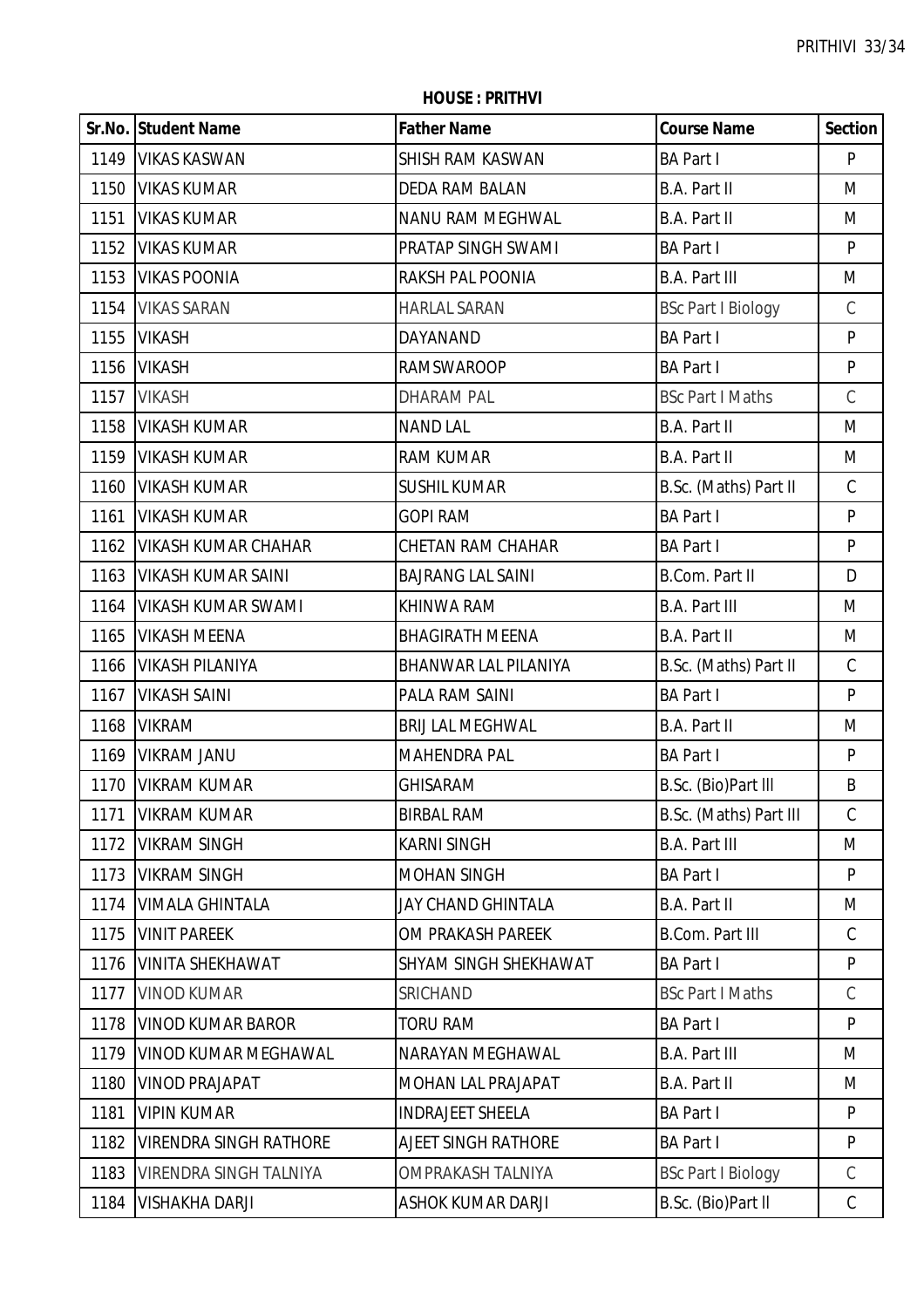**HOUSE : PRITHVI**

| Sr.No. | Student Name | Father Name | Course Name | Section |
|---|---|---|---|---|
| 1149 | VIKAS KASWAN | SHISH RAM KASWAN | BA Part I | P |
| 1150 | VIKAS KUMAR | DEDA RAM BALAN | B.A. Part II | M |
| 1151 | VIKAS KUMAR | NANU RAM MEGHWAL | B.A. Part II | M |
| 1152 | VIKAS KUMAR | PRATAP SINGH SWAMI | BA Part I | P |
| 1153 | VIKAS POONIA | RAKSH PAL POONIA | B.A. Part III | M |
| 1154 | VIKAS SARAN | HARLAL SARAN | BSc Part I Biology | C |
| 1155 | VIKASH | DAYANAND | BA Part I | P |
| 1156 | VIKASH | RAMSWAROOP | BA Part I | P |
| 1157 | VIKASH | DHARAM PAL | BSc Part I Maths | C |
| 1158 | VIKASH KUMAR | NAND LAL | B.A. Part II | M |
| 1159 | VIKASH KUMAR | RAM KUMAR | B.A. Part II | M |
| 1160 | VIKASH KUMAR | SUSHIL KUMAR | B.Sc. (Maths) Part II | C |
| 1161 | VIKASH KUMAR | GOPI RAM | BA Part I | P |
| 1162 | VIKASH KUMAR CHAHAR | CHETAN RAM CHAHAR | BA Part I | P |
| 1163 | VIKASH KUMAR SAINI | BAJRANG LAL SAINI | B.Com. Part II | D |
| 1164 | VIKASH KUMAR SWAMI | KHINWA RAM | B.A. Part III | M |
| 1165 | VIKASH MEENA | BHAGIRATH MEENA | B.A. Part II | M |
| 1166 | VIKASH PILANIYA | BHANWAR LAL PILANIYA | B.Sc. (Maths) Part II | C |
| 1167 | VIKASH SAINI | PALA RAM SAINI | BA Part I | P |
| 1168 | VIKRAM | BRIJ LAL MEGHWAL | B.A. Part II | M |
| 1169 | VIKRAM JANU | MAHENDRA PAL | BA Part I | P |
| 1170 | VIKRAM KUMAR | GHISARAM | B.Sc. (Bio)Part lll | B |
| 1171 | VIKRAM KUMAR | BIRBAL RAM | B.Sc. (Maths) Part III | C |
| 1172 | VIKRAM SINGH | KARNI SINGH | B.A. Part III | M |
| 1173 | VIKRAM SINGH | MOHAN SINGH | BA Part I | P |
| 1174 | VIMALA GHINTALA | JAY CHAND GHINTALA | B.A. Part II | M |
| 1175 | VINIT PAREEK | OM PRAKASH PAREEK | B.Com. Part III | C |
| 1176 | VINITA SHEKHAWAT | SHYAM SINGH SHEKHAWAT | BA Part I | P |
| 1177 | VINOD KUMAR | SRICHAND | BSc Part I Maths | C |
| 1178 | VINOD KUMAR BAROR | TORU RAM | BA Part I | P |
| 1179 | VINOD KUMAR MEGHAWAL | NARAYAN MEGHAWAL | B.A. Part III | M |
| 1180 | VINOD PRAJAPAT | MOHAN LAL PRAJAPAT | B.A. Part II | M |
| 1181 | VIPIN KUMAR | INDRAJEET SHEELA | BA Part I | P |
| 1182 | VIRENDRA SINGH RATHORE | AJEET SINGH RATHORE | BA Part I | P |
| 1183 | VIRENDRA SINGH TALNIYA | OMPRAKASH TALNIYA | BSc Part I Biology | C |
| 1184 | VISHAKHA DARJI | ASHOK KUMAR DARJI | B.Sc. (Bio)Part ll | C |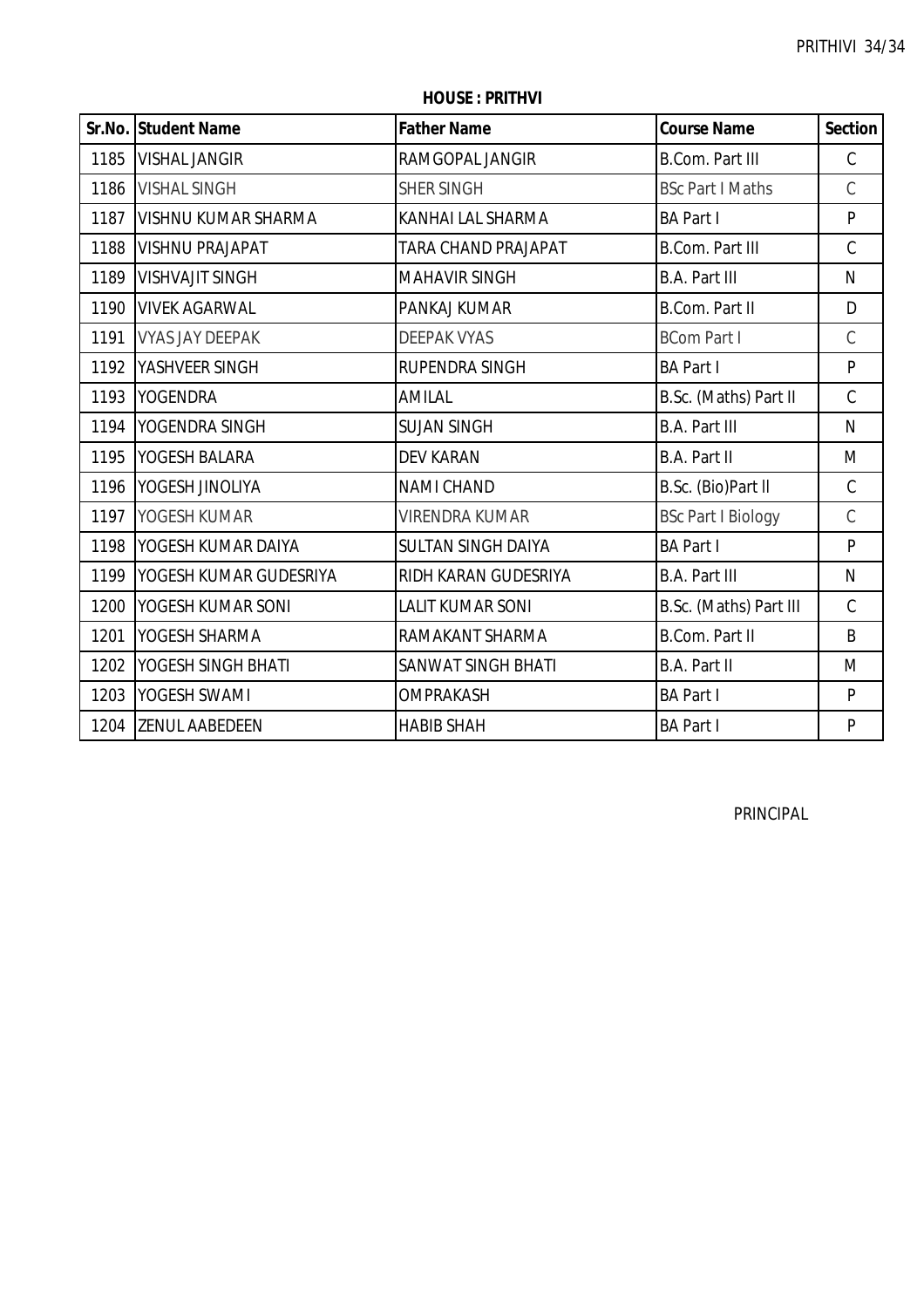**HOUSE : PRITHVI**

| Sr.No. | Student Name | Father Name | Course Name | Section |
|---|---|---|---|---|
| 1185 | VISHAL JANGIR | RAMGOPAL JANGIR | B.Com. Part III | C |
| 1186 | VISHAL SINGH | SHER SINGH | BSc Part I Maths | C |
| 1187 | VISHNU KUMAR SHARMA | KANHAI LAL SHARMA | BA Part I | P |
| 1188 | VISHNU PRAJAPAT | TARA CHAND PRAJAPAT | B.Com. Part III | C |
| 1189 | VISHVAJIT SINGH | MAHAVIR SINGH | B.A. Part III | N |
| 1190 | VIVEK AGARWAL | PANKAJ KUMAR | B.Com. Part II | D |
| 1191 | VYAS JAY DEEPAK | DEEPAK VYAS | BCom Part I | C |
| 1192 | YASHVEER SINGH | RUPENDRA SINGH | BA Part I | P |
| 1193 | YOGENDRA | AMILAL | B.Sc. (Maths) Part II | C |
| 1194 | YOGENDRA SINGH | SUJAN SINGH | B.A. Part III | N |
| 1195 | YOGESH BALARA | DEV KARAN | B.A. Part II | M |
| 1196 | YOGESH JINOLIYA | NAMI CHAND | B.Sc. (Bio)Part II | C |
| 1197 | YOGESH KUMAR | VIRENDRA KUMAR | BSc Part I Biology | C |
| 1198 | YOGESH KUMAR DAIYA | SULTAN SINGH DAIYA | BA Part I | P |
| 1199 | YOGESH KUMAR GUDESRIYA | RIDH KARAN GUDESRIYA | B.A. Part III | N |
| 1200 | YOGESH KUMAR SONI | LALIT KUMAR SONI | B.Sc. (Maths) Part III | C |
| 1201 | YOGESH SHARMA | RAMAKANT SHARMA | B.Com. Part II | B |
| 1202 | YOGESH SINGH BHATI | SANWAT SINGH BHATI | B.A. Part II | M |
| 1203 | YOGESH SWAMI | OMPRAKASH | BA Part I | P |
| 1204 | ZENUL AABEDEEN | HABIB SHAH | BA Part I | P |

PRINCIPAL